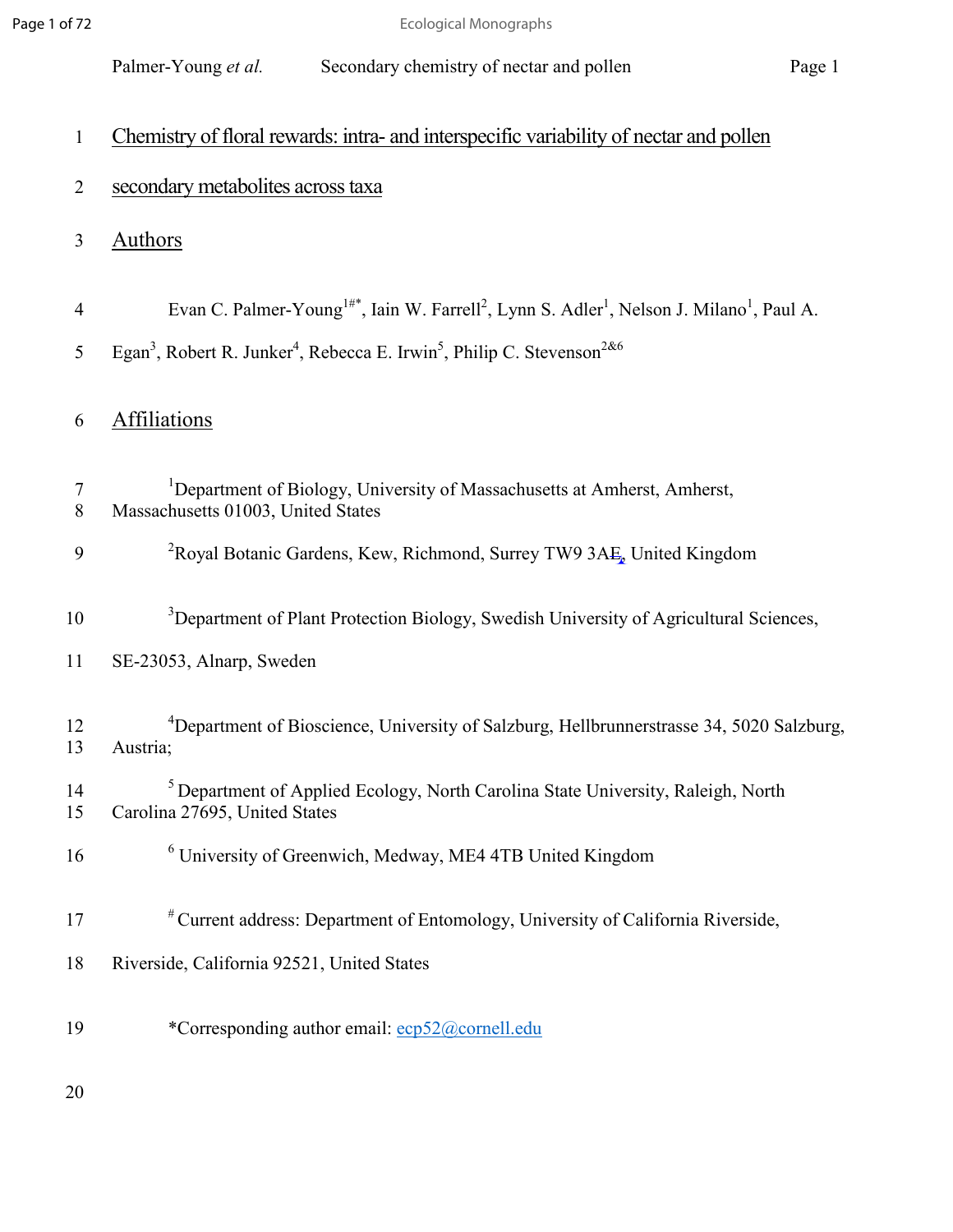# Chemistry of floral rewards: intra- and interspecific variability of nectar and pollen secondary metabolites across taxa

## Authors

Evan C. Palmer-Young[1#*], Iain W. Farrell[2], Lynn S. Adler[1], Nelson J. Milano[1], Paul A. Egan[3], Robert R. Junker[4], Rebecca E. Irwin[5], Philip C. Stevenson[2&6]

## Affiliations

[1]Department of Biology, University of Massachusetts at Amherst, Amherst, Massachusetts 01003, United States

[2]Royal Botanic Gardens, Kew, Richmond, Surrey TW9 3AE, United Kingdom

[3]Department of Plant Protection Biology, Swedish University of Agricultural Sciences, SE-23053, Alnarp, Sweden

[4]Department of Bioscience, University of Salzburg, Hellbrunnerstrasse 34, 5020 Salzburg, Austria;

[5] Department of Applied Ecology, North Carolina State University, Raleigh, North Carolina 27695, United States

[6] University of Greenwich, Medway, ME4 4TB United Kingdom

[#] Current address: Department of Entomology, University of California Riverside, Riverside, California 92521, United States

*Corresponding author email: ecp52@cornell.edu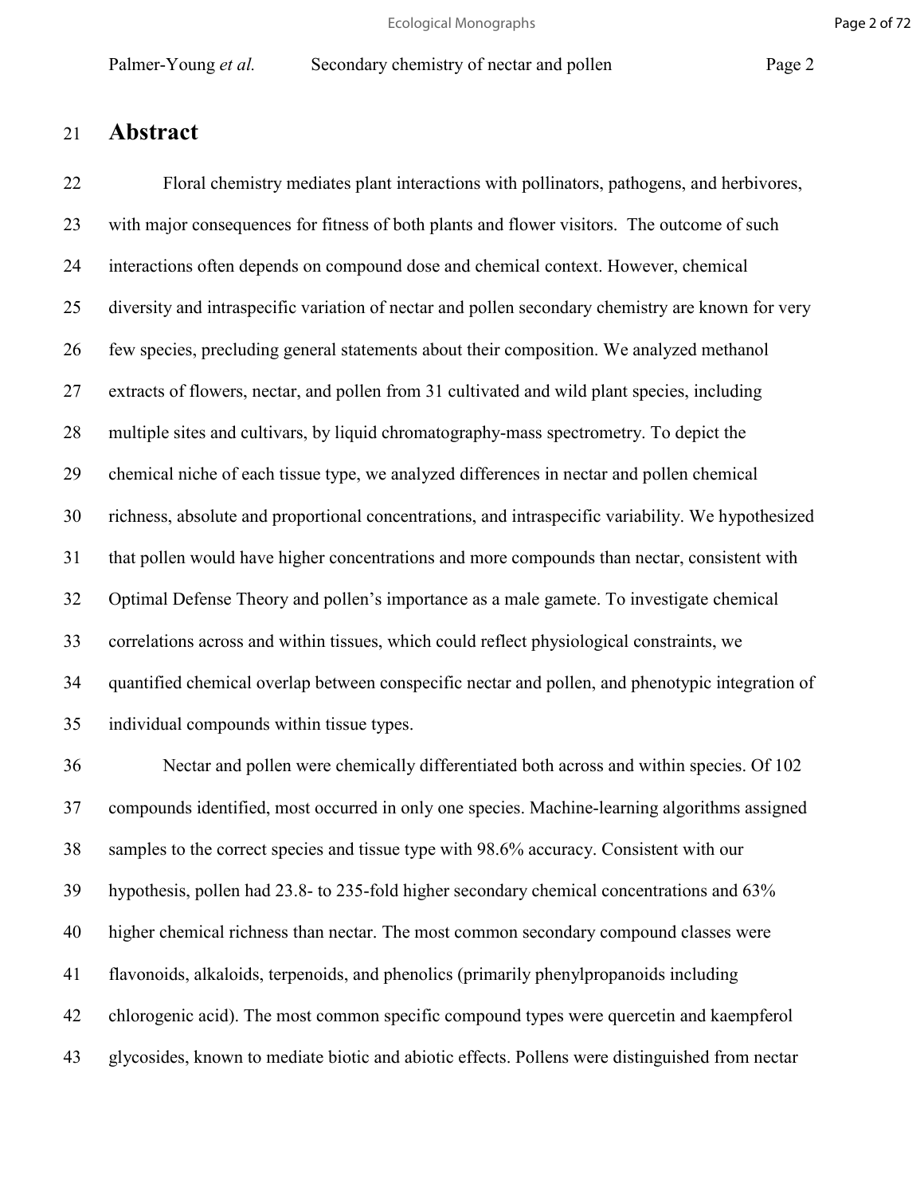# Abstract

Floral chemistry mediates plant interactions with pollinators, pathogens, and herbivores, with major consequences for fitness of both plants and flower visitors. The outcome of such interactions often depends on compound dose and chemical context. However, chemical diversity and intraspecific variation of nectar and pollen secondary chemistry are known for very few species, precluding general statements about their composition. We analyzed methanol extracts of flowers, nectar, and pollen from 31 cultivated and wild plant species, including multiple sites and cultivars, by liquid chromatography-mass spectrometry. To depict the chemical niche of each tissue type, we analyzed differences in nectar and pollen chemical richness, absolute and proportional concentrations, and intraspecific variability. We hypothesized that pollen would have higher concentrations and more compounds than nectar, consistent with Optimal Defense Theory and pollen's importance as a male gamete. To investigate chemical correlations across and within tissues, which could reflect physiological constraints, we quantified chemical overlap between conspecific nectar and pollen, and phenotypic integration of individual compounds within tissue types.

Nectar and pollen were chemically differentiated both across and within species. Of 102 compounds identified, most occurred in only one species. Machine-learning algorithms assigned samples to the correct species and tissue type with 98.6% accuracy. Consistent with our hypothesis, pollen had 23.8- to 235-fold higher secondary chemical concentrations and 63% higher chemical richness than nectar. The most common secondary compound classes were flavonoids, alkaloids, terpenoids, and phenolics (primarily phenylpropanoids including chlorogenic acid). The most common specific compound types were quercetin and kaempferol glycosides, known to mediate biotic and abiotic effects. Pollens were distinguished from nectar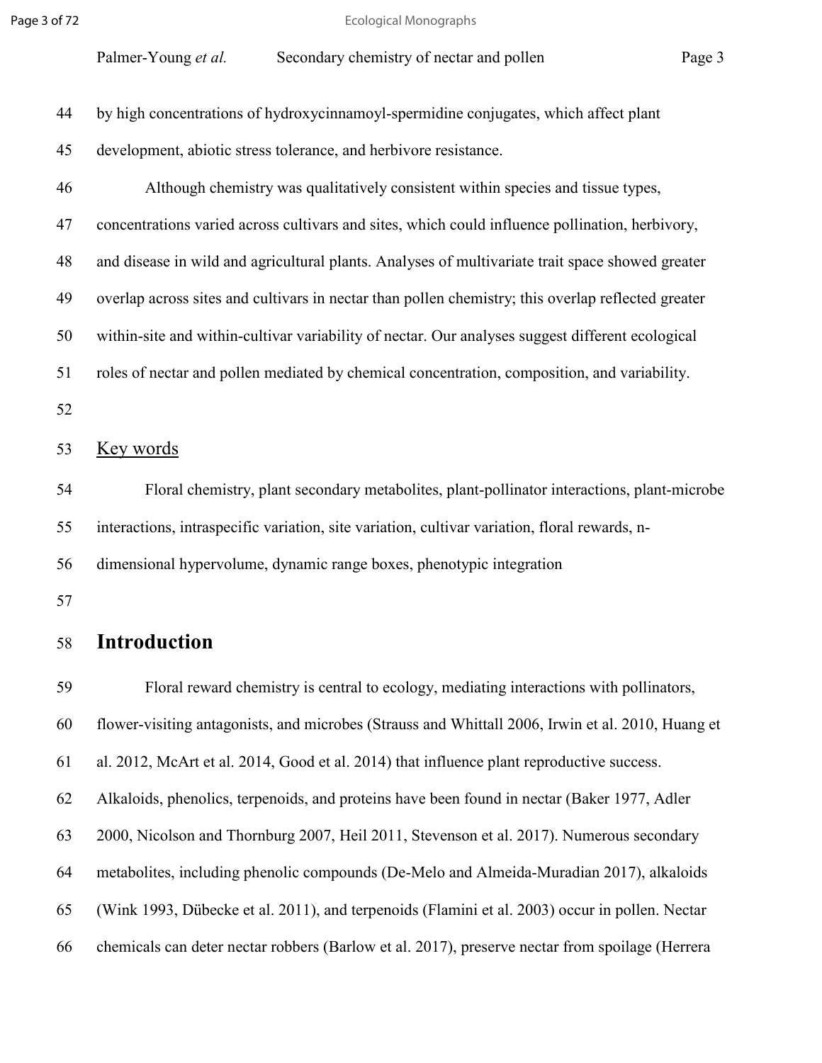by high concentrations of hydroxycinnamoyl-spermidine conjugates, which affect plant development, abiotic stress tolerance, and herbivore resistance.

Although chemistry was qualitatively consistent within species and tissue types, concentrations varied across cultivars and sites, which could influence pollination, herbivory, and disease in wild and agricultural plants. Analyses of multivariate trait space showed greater overlap across sites and cultivars in nectar than pollen chemistry; this overlap reflected greater within-site and within-cultivar variability of nectar. Our analyses suggest different ecological roles of nectar and pollen mediated by chemical concentration, composition, and variability.

## Key words

Floral chemistry, plant secondary metabolites, plant-pollinator interactions, plant-microbe interactions, intraspecific variation, site variation, cultivar variation, floral rewards, n-dimensional hypervolume, dynamic range boxes, phenotypic integration

# Introduction

Floral reward chemistry is central to ecology, mediating interactions with pollinators, flower-visiting antagonists, and microbes (Strauss and Whittall 2006, Irwin et al. 2010, Huang et al. 2012, McArt et al. 2014, Good et al. 2014) that influence plant reproductive success. Alkaloids, phenolics, terpenoids, and proteins have been found in nectar (Baker 1977, Adler 2000, Nicolson and Thornburg 2007, Heil 2011, Stevenson et al. 2017). Numerous secondary metabolites, including phenolic compounds (De-Melo and Almeida-Muradian 2017), alkaloids (Wink 1993, Dübecke et al. 2011), and terpenoids (Flamini et al. 2003) occur in pollen. Nectar chemicals can deter nectar robbers (Barlow et al. 2017), preserve nectar from spoilage (Herrera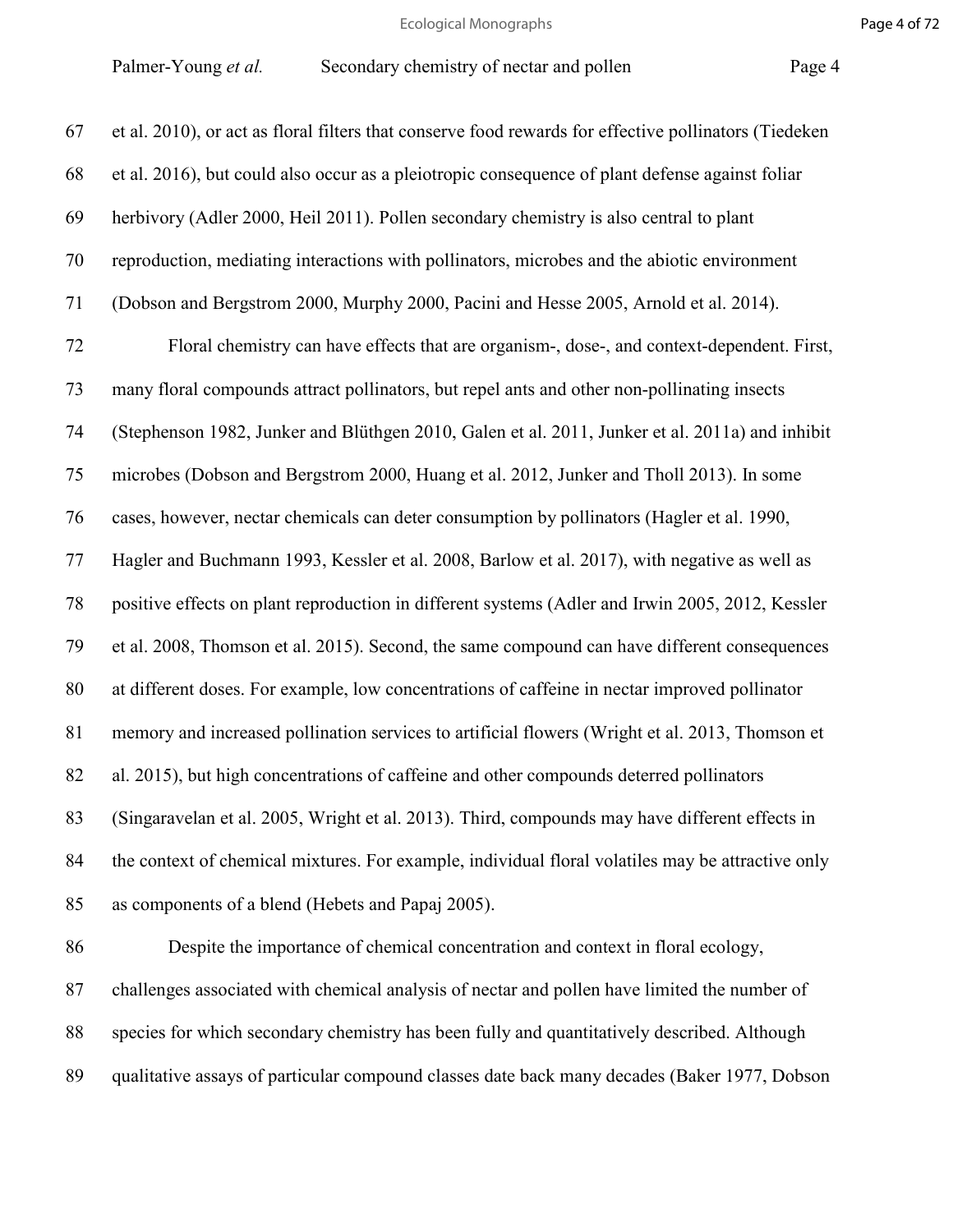et al. 2010), or act as floral filters that conserve food rewards for effective pollinators (Tiedeken et al. 2016), but could also occur as a pleiotropic consequence of plant defense against foliar herbivory (Adler 2000, Heil 2011). Pollen secondary chemistry is also central to plant reproduction, mediating interactions with pollinators, microbes and the abiotic environment (Dobson and Bergstrom 2000, Murphy 2000, Pacini and Hesse 2005, Arnold et al. 2014).

Floral chemistry can have effects that are organism-, dose-, and context-dependent. First, many floral compounds attract pollinators, but repel ants and other non-pollinating insects (Stephenson 1982, Junker and Blüthgen 2010, Galen et al. 2011, Junker et al. 2011a) and inhibit microbes (Dobson and Bergstrom 2000, Huang et al. 2012, Junker and Tholl 2013). In some cases, however, nectar chemicals can deter consumption by pollinators (Hagler et al. 1990, Hagler and Buchmann 1993, Kessler et al. 2008, Barlow et al. 2017), with negative as well as positive effects on plant reproduction in different systems (Adler and Irwin 2005, 2012, Kessler et al. 2008, Thomson et al. 2015). Second, the same compound can have different consequences at different doses. For example, low concentrations of caffeine in nectar improved pollinator memory and increased pollination services to artificial flowers (Wright et al. 2013, Thomson et al. 2015), but high concentrations of caffeine and other compounds deterred pollinators (Singaravelan et al. 2005, Wright et al. 2013). Third, compounds may have different effects in the context of chemical mixtures. For example, individual floral volatiles may be attractive only as components of a blend (Hebets and Papaj 2005).

Despite the importance of chemical concentration and context in floral ecology, challenges associated with chemical analysis of nectar and pollen have limited the number of species for which secondary chemistry has been fully and quantitatively described. Although qualitative assays of particular compound classes date back many decades (Baker 1977, Dobson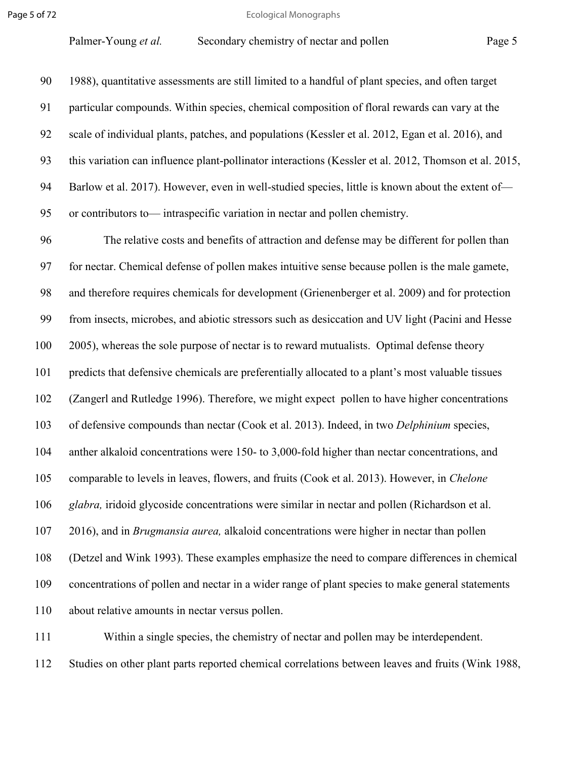1988), quantitative assessments are still limited to a handful of plant species, and often target particular compounds. Within species, chemical composition of floral rewards can vary at the scale of individual plants, patches, and populations (Kessler et al. 2012, Egan et al. 2016), and this variation can influence plant-pollinator interactions (Kessler et al. 2012, Thomson et al. 2015, Barlow et al. 2017). However, even in well-studied species, little is known about the extent of— or contributors to— intraspecific variation in nectar and pollen chemistry.

The relative costs and benefits of attraction and defense may be different for pollen than for nectar. Chemical defense of pollen makes intuitive sense because pollen is the male gamete, and therefore requires chemicals for development (Grienenberger et al. 2009) and for protection from insects, microbes, and abiotic stressors such as desiccation and UV light (Pacini and Hesse 2005), whereas the sole purpose of nectar is to reward mutualists. Optimal defense theory predicts that defensive chemicals are preferentially allocated to a plant's most valuable tissues (Zangerl and Rutledge 1996). Therefore, we might expect pollen to have higher concentrations of defensive compounds than nectar (Cook et al. 2013). Indeed, in two *Delphinium* species, anther alkaloid concentrations were 150- to 3,000-fold higher than nectar concentrations, and comparable to levels in leaves, flowers, and fruits (Cook et al. 2013). However, in *Chelone glabra,* iridoid glycoside concentrations were similar in nectar and pollen (Richardson et al. 2016), and in *Brugmansia aurea,* alkaloid concentrations were higher in nectar than pollen (Detzel and Wink 1993). These examples emphasize the need to compare differences in chemical concentrations of pollen and nectar in a wider range of plant species to make general statements about relative amounts in nectar versus pollen.

Within a single species, the chemistry of nectar and pollen may be interdependent. Studies on other plant parts reported chemical correlations between leaves and fruits (Wink 1988,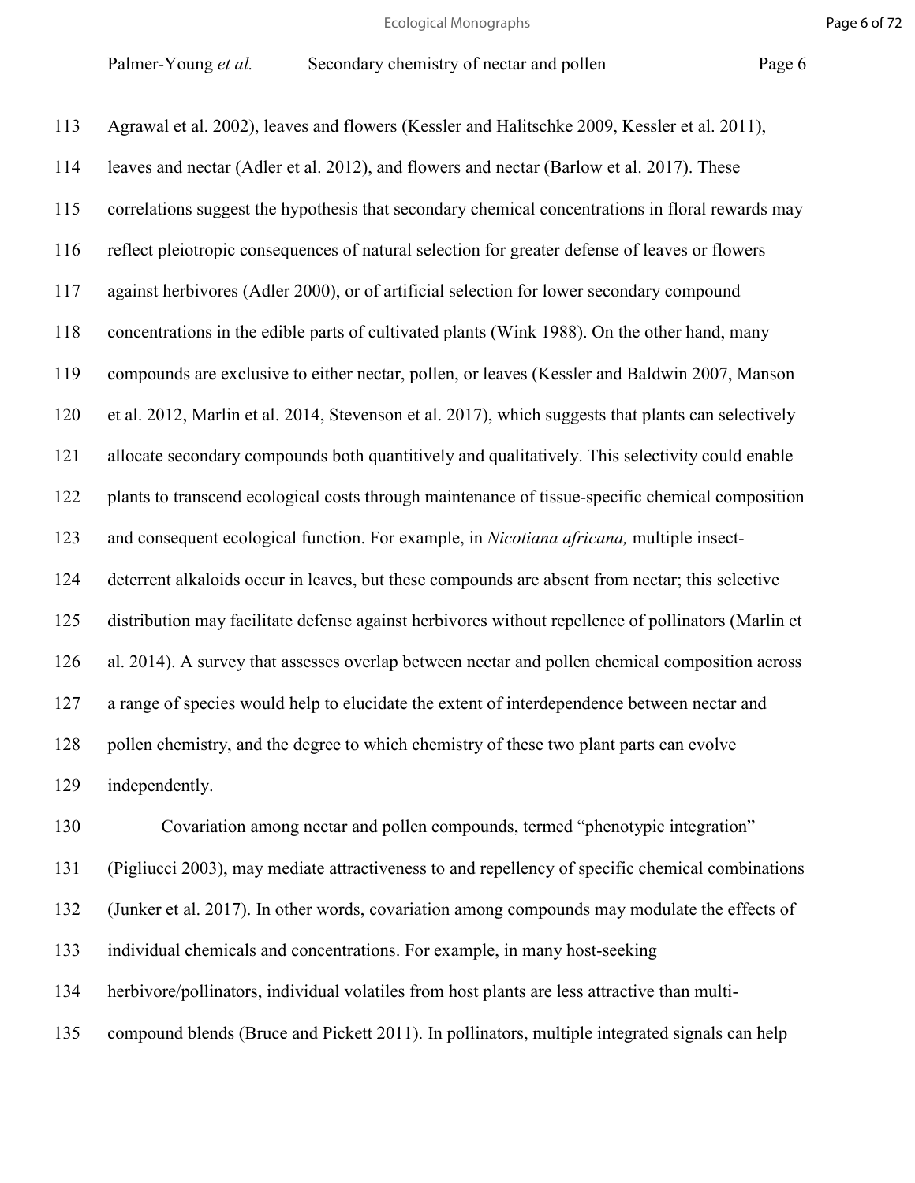Agrawal et al. 2002), leaves and flowers (Kessler and Halitschke 2009, Kessler et al. 2011), leaves and nectar (Adler et al. 2012), and flowers and nectar (Barlow et al. 2017). These correlations suggest the hypothesis that secondary chemical concentrations in floral rewards may reflect pleiotropic consequences of natural selection for greater defense of leaves or flowers against herbivores (Adler 2000), or of artificial selection for lower secondary compound concentrations in the edible parts of cultivated plants (Wink 1988). On the other hand, many compounds are exclusive to either nectar, pollen, or leaves (Kessler and Baldwin 2007, Manson et al. 2012, Marlin et al. 2014, Stevenson et al. 2017), which suggests that plants can selectively allocate secondary compounds both quantitatively and qualitatively. This selectivity could enable plants to transcend ecological costs through maintenance of tissue-specific chemical composition and consequent ecological function. For example, in *Nicotiana africana,* multiple insect-deterrent alkaloids occur in leaves, but these compounds are absent from nectar; this selective distribution may facilitate defense against herbivores without repellence of pollinators (Marlin et al. 2014). A survey that assesses overlap between nectar and pollen chemical composition across a range of species would help to elucidate the extent of interdependence between nectar and pollen chemistry, and the degree to which chemistry of these two plant parts can evolve independently.

Covariation among nectar and pollen compounds, termed "phenotypic integration" (Pigliucci 2003), may mediate attractiveness to and repellency of specific chemical combinations (Junker et al. 2017). In other words, covariation among compounds may modulate the effects of individual chemicals and concentrations. For example, in many host-seeking herbivore/pollinators, individual volatiles from host plants are less attractive than multi-compound blends (Bruce and Pickett 2011). In pollinators, multiple integrated signals can help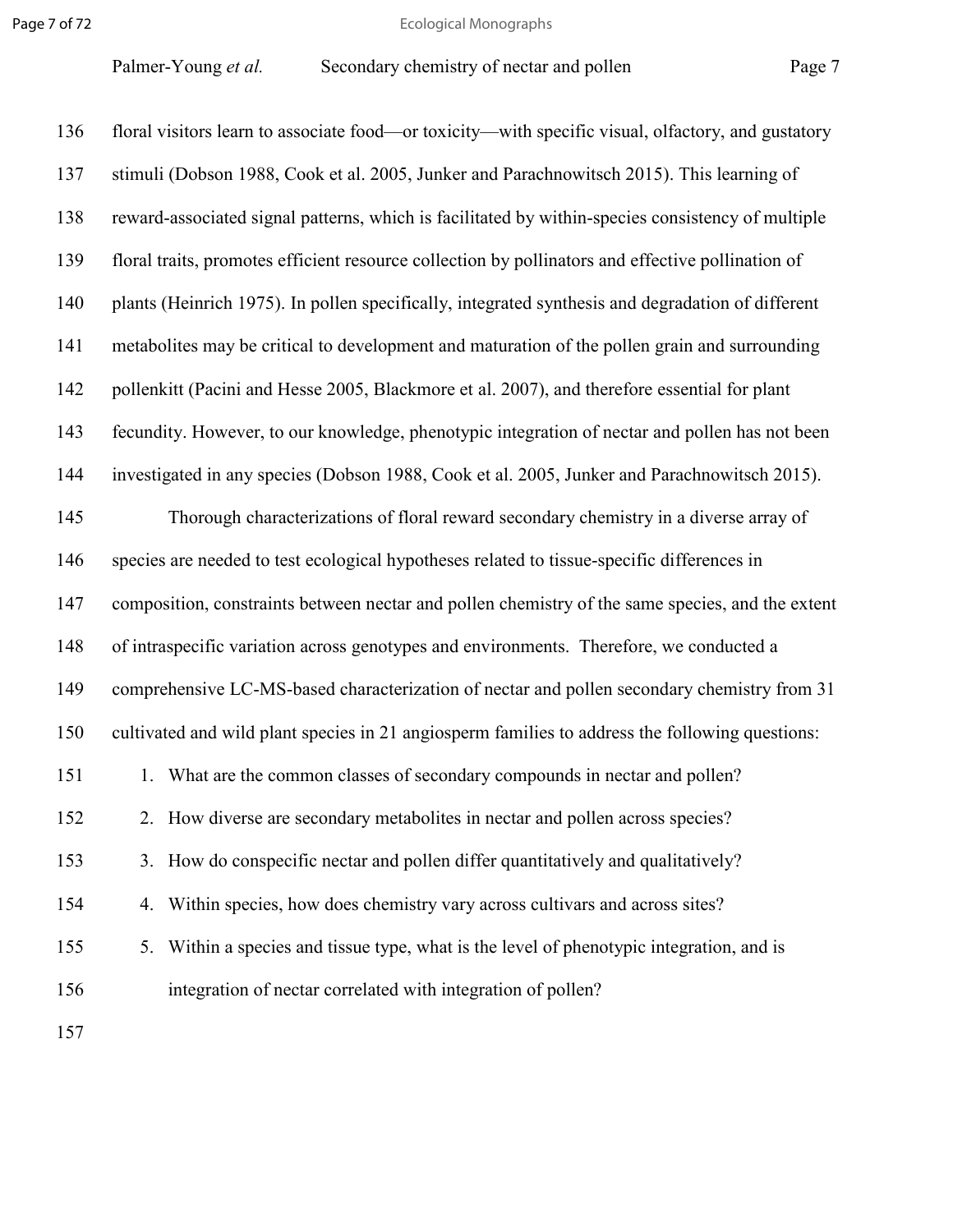floral visitors learn to associate food—or toxicity—with specific visual, olfactory, and gustatory stimuli (Dobson 1988, Cook et al. 2005, Junker and Parachnowitsch 2015). This learning of reward-associated signal patterns, which is facilitated by within-species consistency of multiple floral traits, promotes efficient resource collection by pollinators and effective pollination of plants (Heinrich 1975). In pollen specifically, integrated synthesis and degradation of different metabolites may be critical to development and maturation of the pollen grain and surrounding pollenkitt (Pacini and Hesse 2005, Blackmore et al. 2007), and therefore essential for plant fecundity. However, to our knowledge, phenotypic integration of nectar and pollen has not been investigated in any species (Dobson 1988, Cook et al. 2005, Junker and Parachnowitsch 2015).

Thorough characterizations of floral reward secondary chemistry in a diverse array of species are needed to test ecological hypotheses related to tissue-specific differences in composition, constraints between nectar and pollen chemistry of the same species, and the extent of intraspecific variation across genotypes and environments. Therefore, we conducted a comprehensive LC-MS-based characterization of nectar and pollen secondary chemistry from 31 cultivated and wild plant species in 21 angiosperm families to address the following questions:

1. What are the common classes of secondary compounds in nectar and pollen?
2. How diverse are secondary metabolites in nectar and pollen across species?
3. How do conspecific nectar and pollen differ quantitatively and qualitatively?
4. Within species, how does chemistry vary across cultivars and across sites?
5. Within a species and tissue type, what is the level of phenotypic integration, and is integration of nectar correlated with integration of pollen?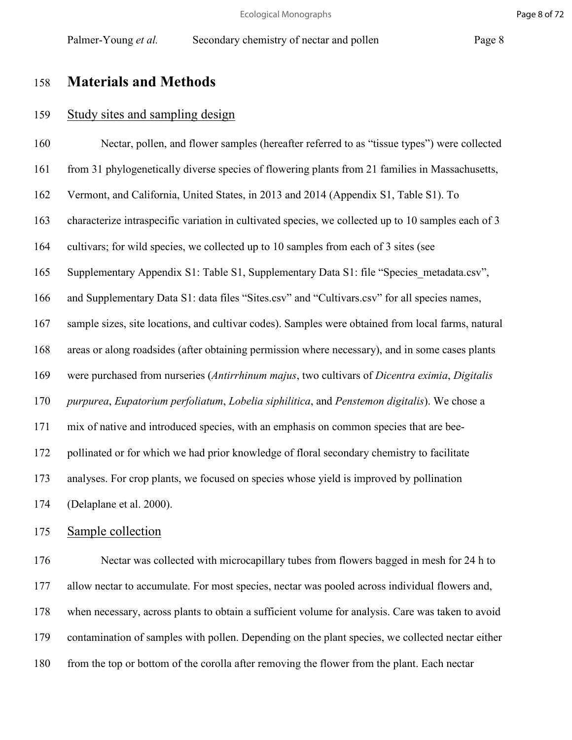# Materials and Methods

## Study sites and sampling design

Nectar, pollen, and flower samples (hereafter referred to as "tissue types") were collected from 31 phylogenetically diverse species of flowering plants from 21 families in Massachusetts, Vermont, and California, United States, in 2013 and 2014 (Appendix S1, Table S1). To characterize intraspecific variation in cultivated species, we collected up to 10 samples each of 3 cultivars; for wild species, we collected up to 10 samples from each of 3 sites (see Supplementary Appendix S1: Table S1, Supplementary Data S1: file "Species_metadata.csv", and Supplementary Data S1: data files "Sites.csv" and "Cultivars.csv" for all species names, sample sizes, site locations, and cultivar codes). Samples were obtained from local farms, natural areas or along roadsides (after obtaining permission where necessary), and in some cases plants were purchased from nurseries (*Antirrhinum majus*, two cultivars of *Dicentra eximia*, *Digitalis purpurea*, *Eupatorium perfoliatum*, *Lobelia siphilitica*, and *Penstemon digitalis*). We chose a mix of native and introduced species, with an emphasis on common species that are bee-pollinated or for which we had prior knowledge of floral secondary chemistry to facilitate analyses. For crop plants, we focused on species whose yield is improved by pollination (Delaplane et al. 2000).

## Sample collection

Nectar was collected with microcapillary tubes from flowers bagged in mesh for 24 h to allow nectar to accumulate. For most species, nectar was pooled across individual flowers and, when necessary, across plants to obtain a sufficient volume for analysis. Care was taken to avoid contamination of samples with pollen. Depending on the plant species, we collected nectar either from the top or bottom of the corolla after removing the flower from the plant. Each nectar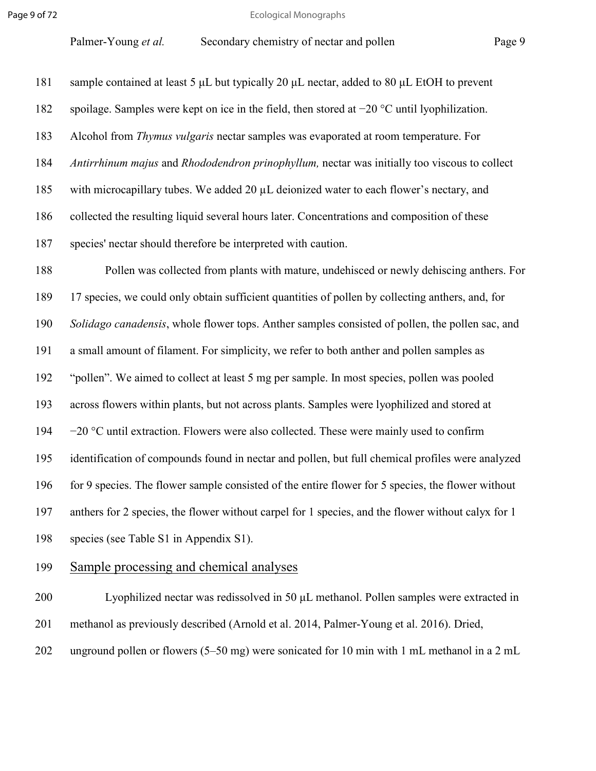sample contained at least 5 μL but typically 20 μL nectar, added to 80 μL EtOH to prevent spoilage. Samples were kept on ice in the field, then stored at −20 °C until lyophilization. Alcohol from *Thymus vulgaris* nectar samples was evaporated at room temperature. For *Antirrhinum majus* and *Rhododendron prinophyllum,* nectar was initially too viscous to collect with microcapillary tubes. We added 20 μL deionized water to each flower's nectary, and collected the resulting liquid several hours later. Concentrations and composition of these species' nectar should therefore be interpreted with caution.

Pollen was collected from plants with mature, undehisced or newly dehiscing anthers. For 17 species, we could only obtain sufficient quantities of pollen by collecting anthers, and, for *Solidago canadensis*, whole flower tops. Anther samples consisted of pollen, the pollen sac, and a small amount of filament. For simplicity, we refer to both anther and pollen samples as "pollen". We aimed to collect at least 5 mg per sample. In most species, pollen was pooled across flowers within plants, but not across plants. Samples were lyophilized and stored at −20 °C until extraction. Flowers were also collected. These were mainly used to confirm identification of compounds found in nectar and pollen, but full chemical profiles were analyzed for 9 species. The flower sample consisted of the entire flower for 5 species, the flower without anthers for 2 species, the flower without carpel for 1 species, and the flower without calyx for 1 species (see Table S1 in Appendix S1).

## Sample processing and chemical analyses

Lyophilized nectar was redissolved in 50 μL methanol. Pollen samples were extracted in methanol as previously described (Arnold et al. 2014, Palmer-Young et al. 2016). Dried, unground pollen or flowers (5–50 mg) were sonicated for 10 min with 1 mL methanol in a 2 mL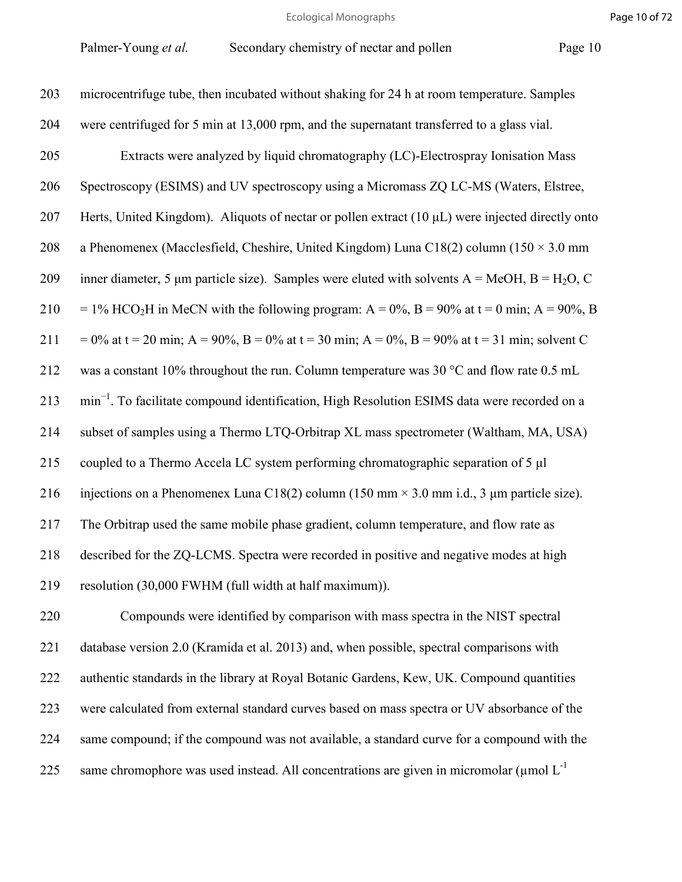microcentrifuge tube, then incubated without shaking for 24 h at room temperature. Samples were centrifuged for 5 min at 13,000 rpm, and the supernatant transferred to a glass vial.

Extracts were analyzed by liquid chromatography (LC)-Electrospray Ionisation Mass Spectroscopy (ESIMS) and UV spectroscopy using a Micromass ZQ LC-MS (Waters, Elstree, Herts, United Kingdom). Aliquots of nectar or pollen extract (10 μL) were injected directly onto a Phenomenex (Macclesfield, Cheshire, United Kingdom) Luna C18(2) column (150 × 3.0 mm inner diameter, 5 μm particle size). Samples were eluted with solvents A = MeOH, B = $H_2O$, C = 1% $HCO_2H$ in MeCN with the following program: A = 0%, B = 90% at t = 0 min; A = 90%, B = 0% at t = 20 min; A = 90%, B = 0% at t = 30 min; A = 0%, B = 90% at t = 31 min; solvent C was a constant 10% throughout the run. Column temperature was 30 °C and flow rate 0.5 mL $min^{-1}$. To facilitate compound identification, High Resolution ESIMS data were recorded on a subset of samples using a Thermo LTQ-Orbitrap XL mass spectrometer (Waltham, MA, USA) coupled to a Thermo Accela LC system performing chromatographic separation of 5 μl injections on a Phenomenex Luna C18(2) column (150 mm × 3.0 mm i.d., 3 μm particle size). The Orbitrap used the same mobile phase gradient, column temperature, and flow rate as described for the ZQ-LCMS. Spectra were recorded in positive and negative modes at high resolution (30,000 FWHM (full width at half maximum)).

Compounds were identified by comparison with mass spectra in the NIST spectral database version 2.0 (Kramida et al. 2013) and, when possible, spectral comparisons with authentic standards in the library at Royal Botanic Gardens, Kew, UK. Compound quantities were calculated from external standard curves based on mass spectra or UV absorbance of the same compound; if the compound was not available, a standard curve for a compound with the same chromophore was used instead. All concentrations are given in micromolar (μmol $L^{-1}$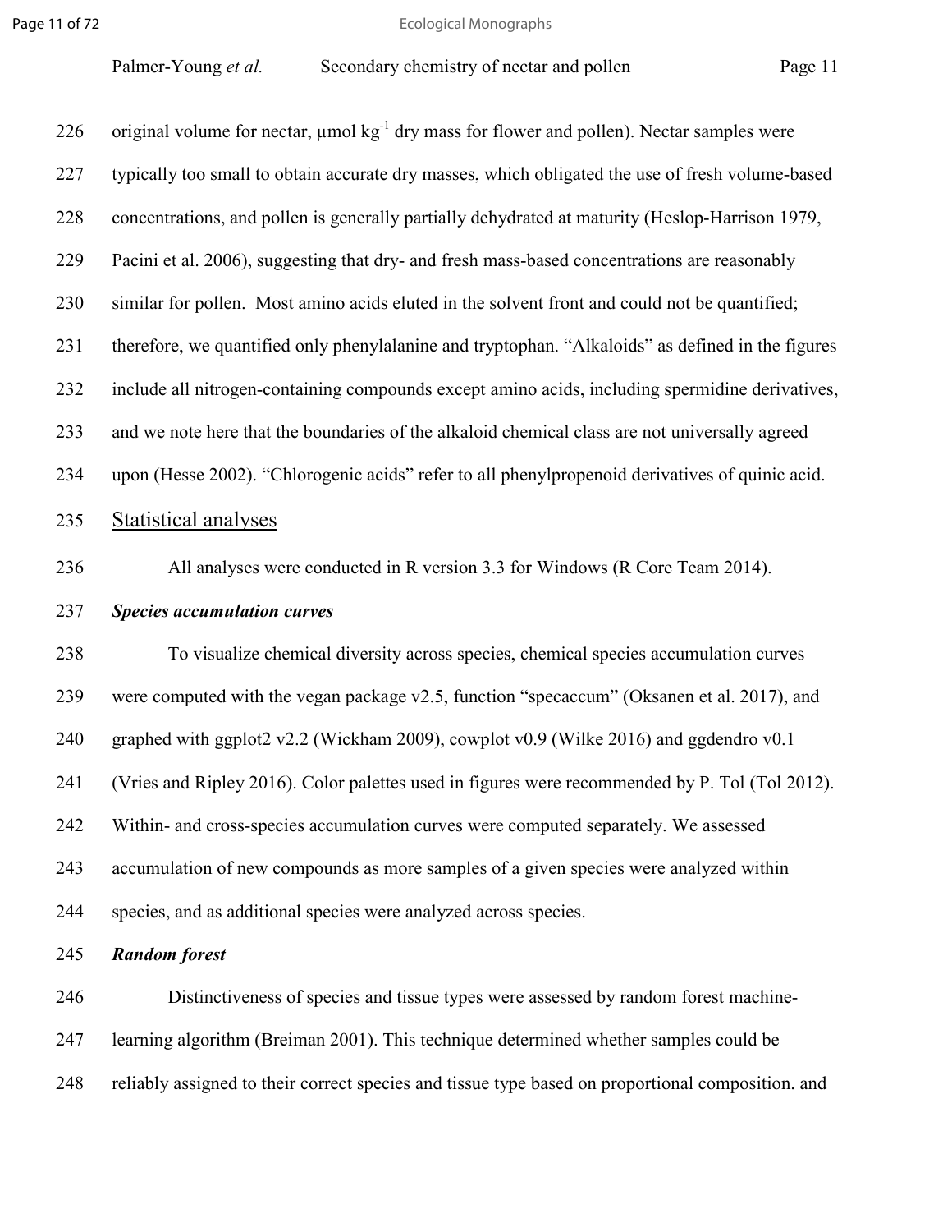original volume for nectar, μmol $kg^{-1}$ dry mass for flower and pollen). Nectar samples were typically too small to obtain accurate dry masses, which obligated the use of fresh volume-based concentrations, and pollen is generally partially dehydrated at maturity (Heslop-Harrison 1979, Pacini et al. 2006), suggesting that dry- and fresh mass-based concentrations are reasonably similar for pollen. Most amino acids eluted in the solvent front and could not be quantified; therefore, we quantified only phenylalanine and tryptophan. "Alkaloids" as defined in the figures include all nitrogen-containing compounds except amino acids, including spermidine derivatives, and we note here that the boundaries of the alkaloid chemical class are not universally agreed upon (Hesse 2002). "Chlorogenic acids" refer to all phenylpropenoid derivatives of quinic acid.

## Statistical analyses

All analyses were conducted in R version 3.3 for Windows (R Core Team 2014).

### ***Species accumulation curves***

To visualize chemical diversity across species, chemical species accumulation curves were computed with the vegan package v2.5, function "specaccum" (Oksanen et al. 2017), and graphed with ggplot2 v2.2 (Wickham 2009), cowplot v0.9 (Wilke 2016) and ggdendro v0.1 (Vries and Ripley 2016). Color palettes used in figures were recommended by P. Tol (Tol 2012). Within- and cross-species accumulation curves were computed separately. We assessed accumulation of new compounds as more samples of a given species were analyzed within species, and as additional species were analyzed across species.

### ***Random forest***

Distinctiveness of species and tissue types were assessed by random forest machine-learning algorithm (Breiman 2001). This technique determined whether samples could be reliably assigned to their correct species and tissue type based on proportional composition. and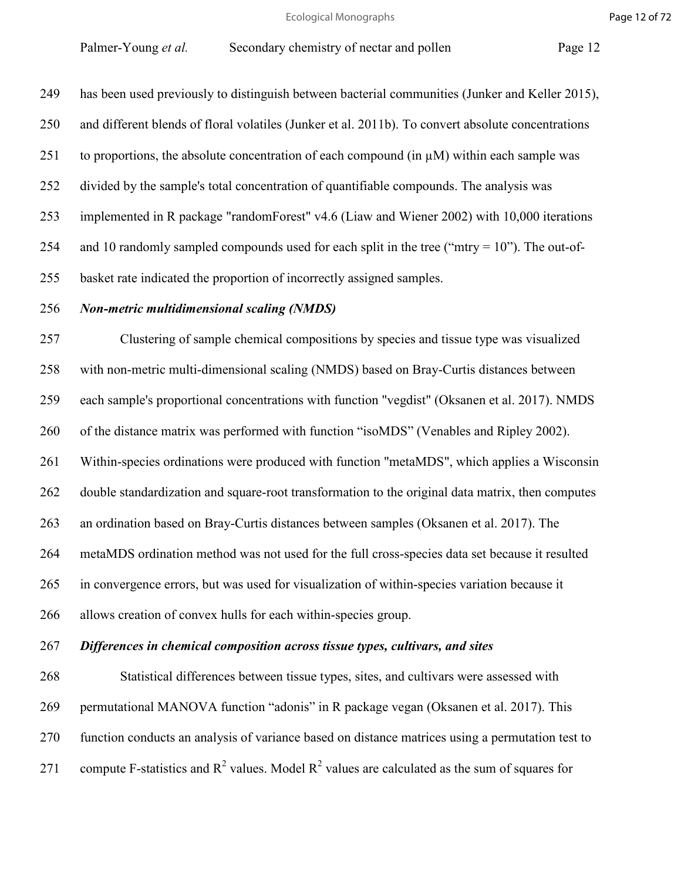has been used previously to distinguish between bacterial communities (Junker and Keller 2015), and different blends of floral volatiles (Junker et al. 2011b). To convert absolute concentrations to proportions, the absolute concentration of each compound (in μM) within each sample was divided by the sample's total concentration of quantifiable compounds. The analysis was implemented in R package "randomForest" v4.6 (Liaw and Wiener 2002) with 10,000 iterations and 10 randomly sampled compounds used for each split in the tree ("mtry = 10"). The out-of-basket rate indicated the proportion of incorrectly assigned samples.

***Non-metric multidimensional scaling (NMDS)***

Clustering of sample chemical compositions by species and tissue type was visualized with non-metric multi-dimensional scaling (NMDS) based on Bray-Curtis distances between each sample's proportional concentrations with function "vegdist" (Oksanen et al. 2017). NMDS of the distance matrix was performed with function "isoMDS" (Venables and Ripley 2002). Within-species ordinations were produced with function "metaMDS", which applies a Wisconsin double standardization and square-root transformation to the original data matrix, then computes an ordination based on Bray-Curtis distances between samples (Oksanen et al. 2017). The metaMDS ordination method was not used for the full cross-species data set because it resulted in convergence errors, but was used for visualization of within-species variation because it allows creation of convex hulls for each within-species group.

***Differences in chemical composition across tissue types, cultivars, and sites***

Statistical differences between tissue types, sites, and cultivars were assessed with permutational MANOVA function "adonis" in R package vegan (Oksanen et al. 2017). This function conducts an analysis of variance based on distance matrices using a permutation test to compute F-statistics and $R^2$ values. Model $R^2$ values are calculated as the sum of squares for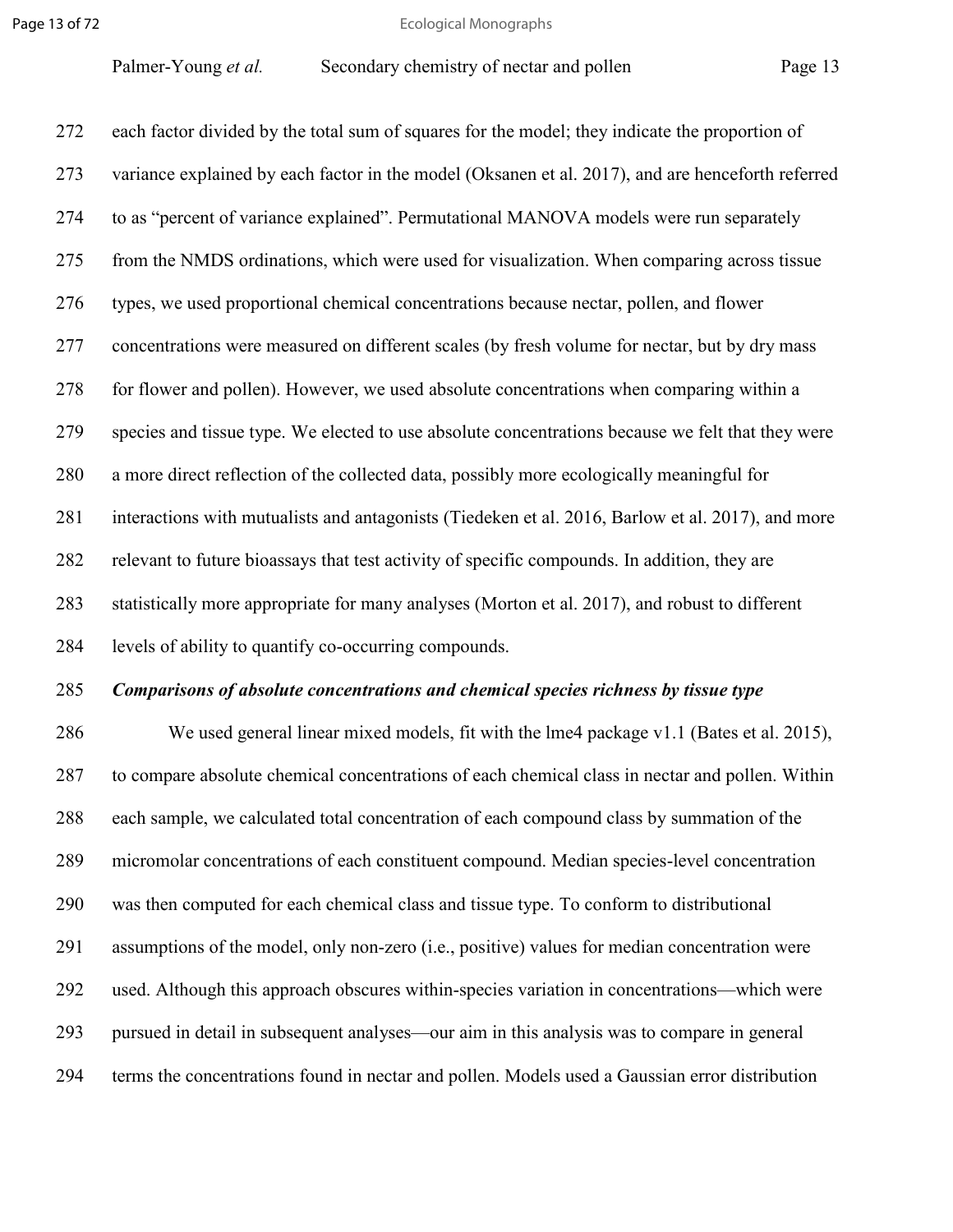each factor divided by the total sum of squares for the model; they indicate the proportion of variance explained by each factor in the model (Oksanen et al. 2017), and are henceforth referred to as "percent of variance explained". Permutational MANOVA models were run separately from the NMDS ordinations, which were used for visualization. When comparing across tissue types, we used proportional chemical concentrations because nectar, pollen, and flower concentrations were measured on different scales (by fresh volume for nectar, but by dry mass for flower and pollen). However, we used absolute concentrations when comparing within a species and tissue type. We elected to use absolute concentrations because we felt that they were a more direct reflection of the collected data, possibly more ecologically meaningful for interactions with mutualists and antagonists (Tiedeken et al. 2016, Barlow et al. 2017), and more relevant to future bioassays that test activity of specific compounds. In addition, they are statistically more appropriate for many analyses (Morton et al. 2017), and robust to different levels of ability to quantify co-occurring compounds.

***Comparisons of absolute concentrations and chemical species richness by tissue type***

We used general linear mixed models, fit with the lme4 package v1.1 (Bates et al. 2015), to compare absolute chemical concentrations of each chemical class in nectar and pollen. Within each sample, we calculated total concentration of each compound class by summation of the micromolar concentrations of each constituent compound. Median species-level concentration was then computed for each chemical class and tissue type. To conform to distributional assumptions of the model, only non-zero (i.e., positive) values for median concentration were used. Although this approach obscures within-species variation in concentrations—which were pursued in detail in subsequent analyses—our aim in this analysis was to compare in general terms the concentrations found in nectar and pollen. Models used a Gaussian error distribution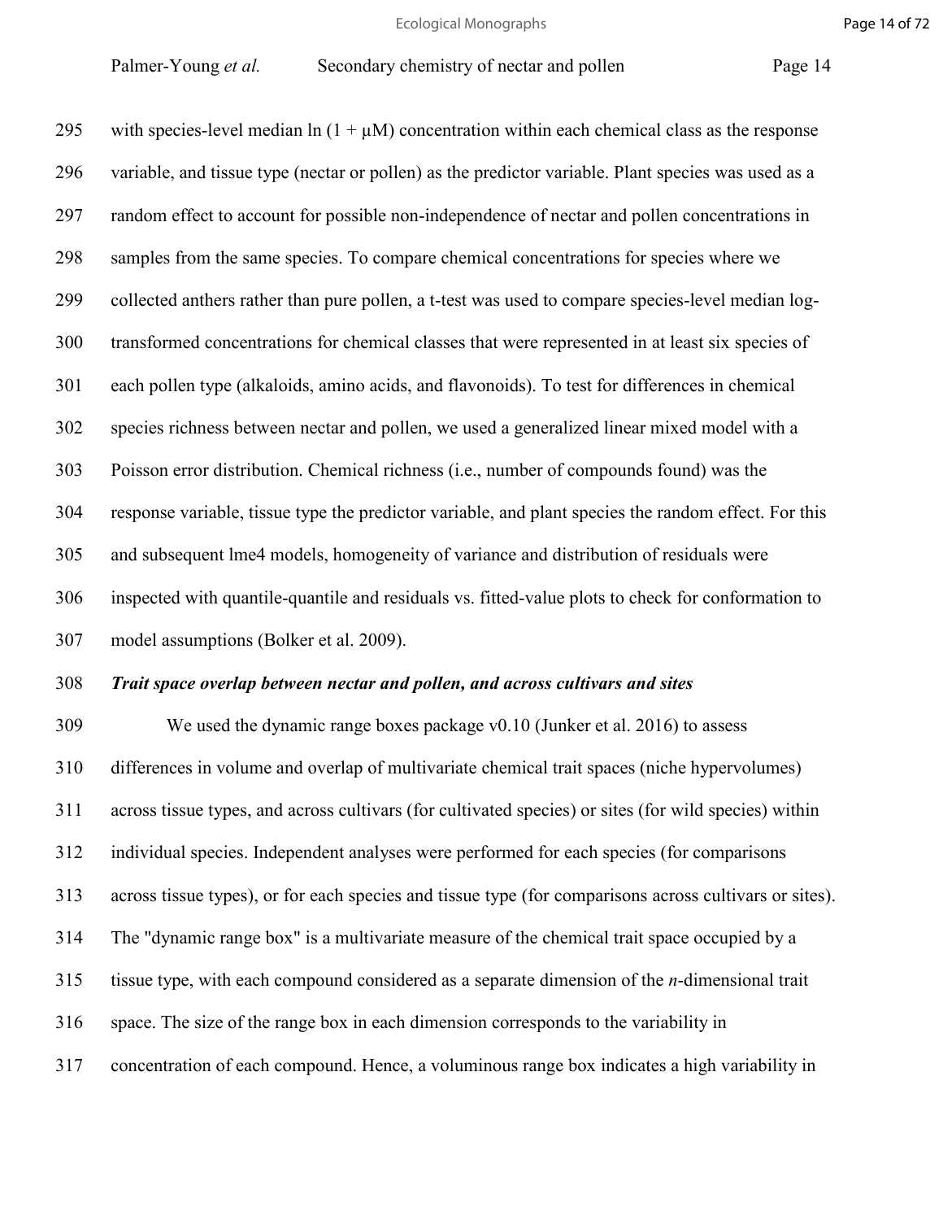with species-level median ln (1 + μM) concentration within each chemical class as the response variable, and tissue type (nectar or pollen) as the predictor variable. Plant species was used as a random effect to account for possible non-independence of nectar and pollen concentrations in samples from the same species. To compare chemical concentrations for species where we collected anthers rather than pure pollen, a t-test was used to compare species-level median log-transformed concentrations for chemical classes that were represented in at least six species of each pollen type (alkaloids, amino acids, and flavonoids). To test for differences in chemical species richness between nectar and pollen, we used a generalized linear mixed model with a Poisson error distribution. Chemical richness (i.e., number of compounds found) was the response variable, tissue type the predictor variable, and plant species the random effect. For this and subsequent lme4 models, homogeneity of variance and distribution of residuals were inspected with quantile-quantile and residuals vs. fitted-value plots to check for conformation to model assumptions (Bolker et al. 2009).

***Trait space overlap between nectar and pollen, and across cultivars and sites***

We used the dynamic range boxes package v0.10 (Junker et al. 2016) to assess differences in volume and overlap of multivariate chemical trait spaces (niche hypervolumes) across tissue types, and across cultivars (for cultivated species) or sites (for wild species) within individual species. Independent analyses were performed for each species (for comparisons across tissue types), or for each species and tissue type (for comparisons across cultivars or sites). The "dynamic range box" is a multivariate measure of the chemical trait space occupied by a tissue type, with each compound considered as a separate dimension of the $n$-dimensional trait space. The size of the range box in each dimension corresponds to the variability in concentration of each compound. Hence, a voluminous range box indicates a high variability in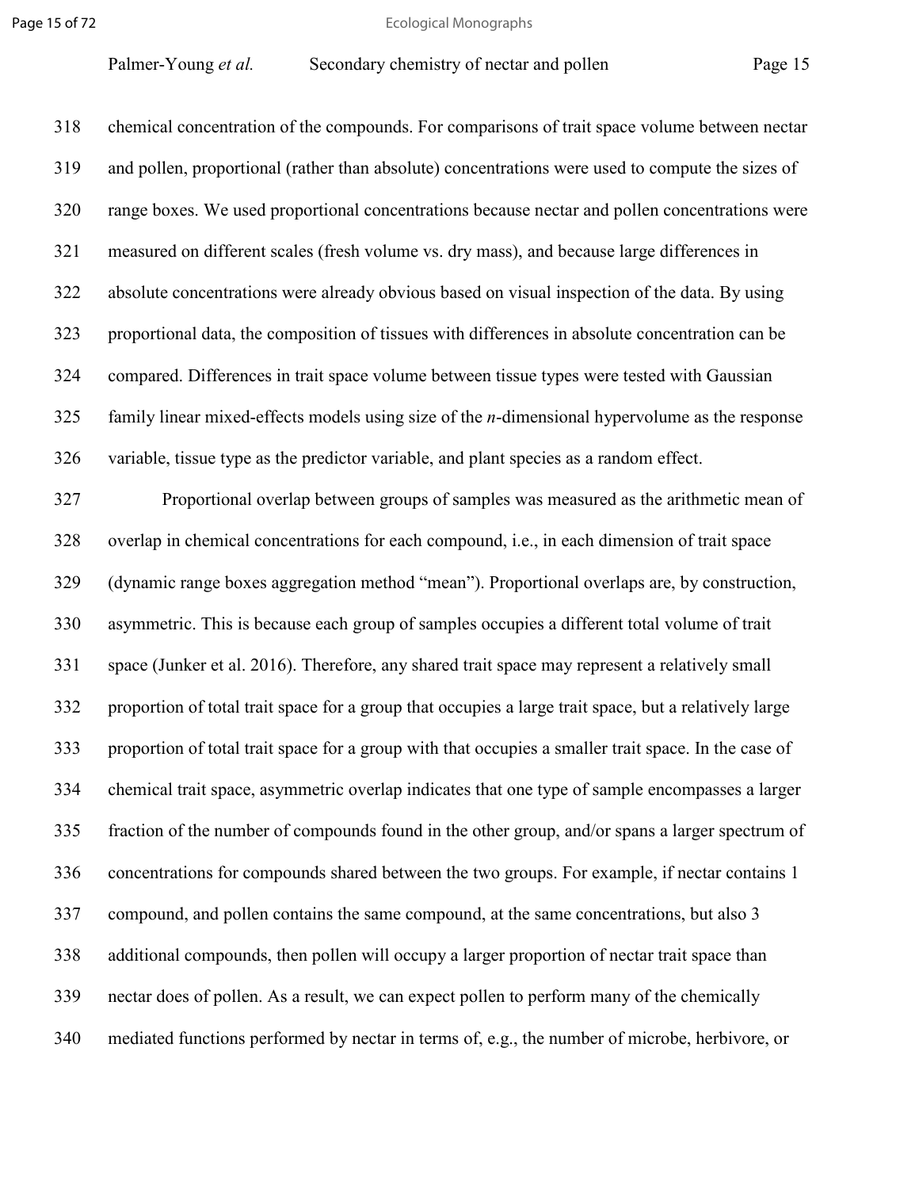chemical concentration of the compounds. For comparisons of trait space volume between nectar and pollen, proportional (rather than absolute) concentrations were used to compute the sizes of range boxes. We used proportional concentrations because nectar and pollen concentrations were measured on different scales (fresh volume vs. dry mass), and because large differences in absolute concentrations were already obvious based on visual inspection of the data. By using proportional data, the composition of tissues with differences in absolute concentration can be compared. Differences in trait space volume between tissue types were tested with Gaussian family linear mixed-effects models using size of the *n*-dimensional hypervolume as the response variable, tissue type as the predictor variable, and plant species as a random effect.

Proportional overlap between groups of samples was measured as the arithmetic mean of overlap in chemical concentrations for each compound, i.e., in each dimension of trait space (dynamic range boxes aggregation method "mean"). Proportional overlaps are, by construction, asymmetric. This is because each group of samples occupies a different total volume of trait space (Junker et al. 2016). Therefore, any shared trait space may represent a relatively small proportion of total trait space for a group that occupies a large trait space, but a relatively large proportion of total trait space for a group with that occupies a smaller trait space. In the case of chemical trait space, asymmetric overlap indicates that one type of sample encompasses a larger fraction of the number of compounds found in the other group, and/or spans a larger spectrum of concentrations for compounds shared between the two groups. For example, if nectar contains 1 compound, and pollen contains the same compound, at the same concentrations, but also 3 additional compounds, then pollen will occupy a larger proportion of nectar trait space than nectar does of pollen. As a result, we can expect pollen to perform many of the chemically mediated functions performed by nectar in terms of, e.g., the number of microbe, herbivore, or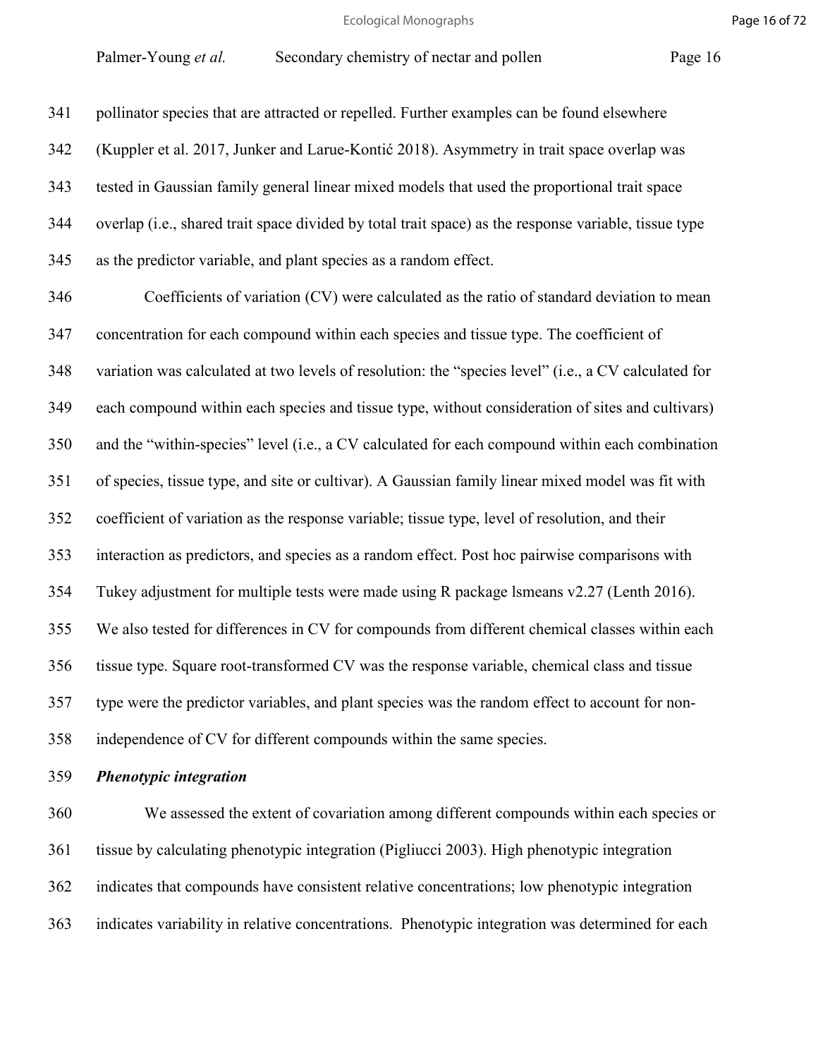pollinator species that are attracted or repelled. Further examples can be found elsewhere (Kuppler et al. 2017, Junker and Larue-Kontić 2018). Asymmetry in trait space overlap was tested in Gaussian family general linear mixed models that used the proportional trait space overlap (i.e., shared trait space divided by total trait space) as the response variable, tissue type as the predictor variable, and plant species as a random effect.

Coefficients of variation (CV) were calculated as the ratio of standard deviation to mean concentration for each compound within each species and tissue type. The coefficient of variation was calculated at two levels of resolution: the "species level" (i.e., a CV calculated for each compound within each species and tissue type, without consideration of sites and cultivars) and the "within-species" level (i.e., a CV calculated for each compound within each combination of species, tissue type, and site or cultivar). A Gaussian family linear mixed model was fit with coefficient of variation as the response variable; tissue type, level of resolution, and their interaction as predictors, and species as a random effect. Post hoc pairwise comparisons with Tukey adjustment for multiple tests were made using R package lsmeans v2.27 (Lenth 2016). We also tested for differences in CV for compounds from different chemical classes within each tissue type. Square root-transformed CV was the response variable, chemical class and tissue type were the predictor variables, and plant species was the random effect to account for non-independence of CV for different compounds within the same species.

***Phenotypic integration***

We assessed the extent of covariation among different compounds within each species or tissue by calculating phenotypic integration (Pigliucci 2003). High phenotypic integration indicates that compounds have consistent relative concentrations; low phenotypic integration indicates variability in relative concentrations. Phenotypic integration was determined for each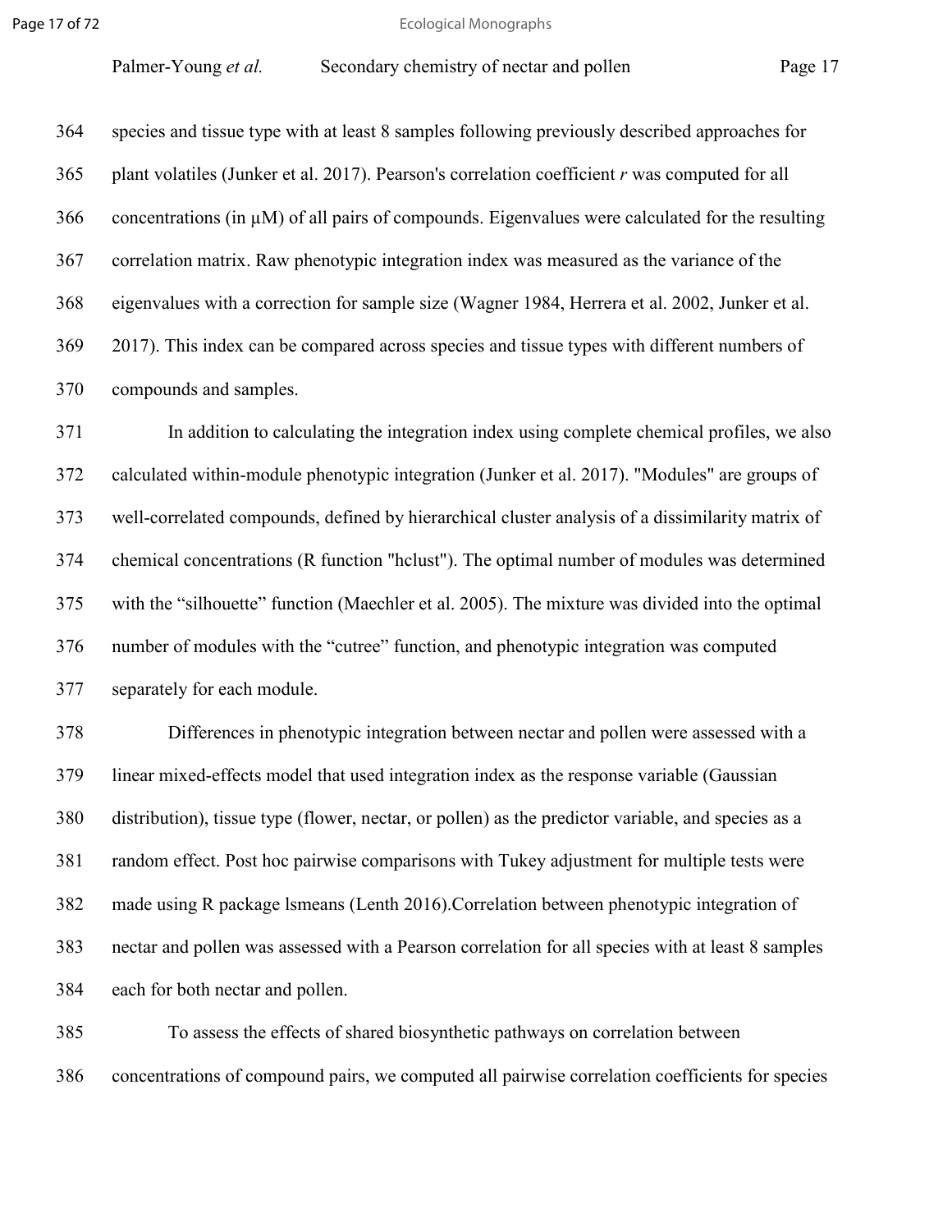species and tissue type with at least 8 samples following previously described approaches for plant volatiles (Junker et al. 2017). Pearson's correlation coefficient *r* was computed for all concentrations (in μM) of all pairs of compounds. Eigenvalues were calculated for the resulting correlation matrix. Raw phenotypic integration index was measured as the variance of the eigenvalues with a correction for sample size (Wagner 1984, Herrera et al. 2002, Junker et al. 2017). This index can be compared across species and tissue types with different numbers of compounds and samples.

In addition to calculating the integration index using complete chemical profiles, we also calculated within-module phenotypic integration (Junker et al. 2017). "Modules" are groups of well-correlated compounds, defined by hierarchical cluster analysis of a dissimilarity matrix of chemical concentrations (R function "hclust"). The optimal number of modules was determined with the "silhouette" function (Maechler et al. 2005). The mixture was divided into the optimal number of modules with the "cutree" function, and phenotypic integration was computed separately for each module.

Differences in phenotypic integration between nectar and pollen were assessed with a linear mixed-effects model that used integration index as the response variable (Gaussian distribution), tissue type (flower, nectar, or pollen) as the predictor variable, and species as a random effect. Post hoc pairwise comparisons with Tukey adjustment for multiple tests were made using R package lsmeans (Lenth 2016).Correlation between phenotypic integration of nectar and pollen was assessed with a Pearson correlation for all species with at least 8 samples each for both nectar and pollen.

To assess the effects of shared biosynthetic pathways on correlation between concentrations of compound pairs, we computed all pairwise correlation coefficients for species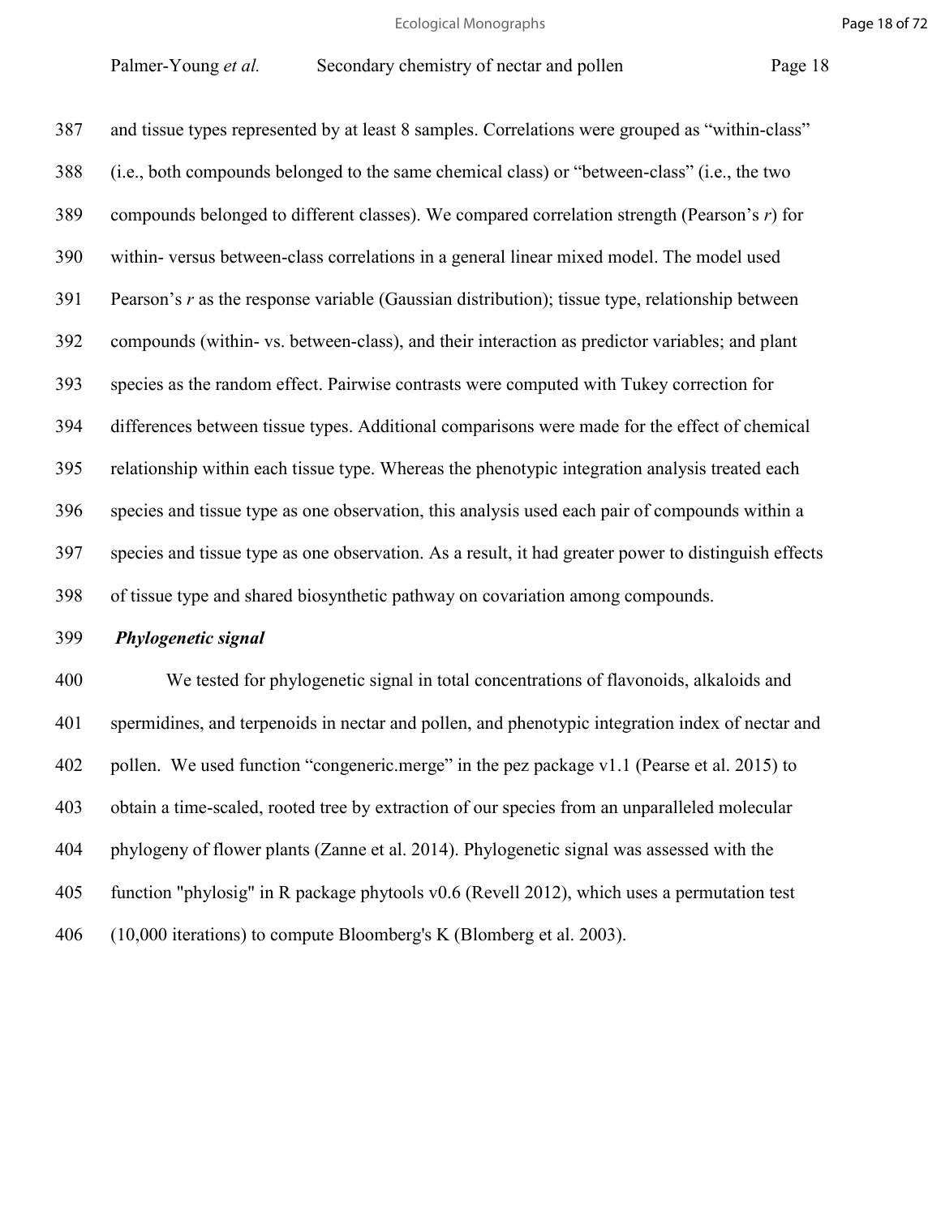and tissue types represented by at least 8 samples. Correlations were grouped as "within-class" (i.e., both compounds belonged to the same chemical class) or "between-class" (i.e., the two compounds belonged to different classes). We compared correlation strength (Pearson's $r$) for within- versus between-class correlations in a general linear mixed model. The model used Pearson's $r$ as the response variable (Gaussian distribution); tissue type, relationship between compounds (within- vs. between-class), and their interaction as predictor variables; and plant species as the random effect. Pairwise contrasts were computed with Tukey correction for differences between tissue types. Additional comparisons were made for the effect of chemical relationship within each tissue type. Whereas the phenotypic integration analysis treated each species and tissue type as one observation, this analysis used each pair of compounds within a species and tissue type as one observation. As a result, it had greater power to distinguish effects of tissue type and shared biosynthetic pathway on covariation among compounds.

### *Phylogenetic signal*

We tested for phylogenetic signal in total concentrations of flavonoids, alkaloids and spermidines, and terpenoids in nectar and pollen, and phenotypic integration index of nectar and pollen. We used function "congeneric.merge" in the pez package v1.1 (Pearse et al. 2015) to obtain a time-scaled, rooted tree by extraction of our species from an unparalleled molecular phylogeny of flower plants (Zanne et al. 2014). Phylogenetic signal was assessed with the function "phylosig" in R package phytools v0.6 (Revell 2012), which uses a permutation test (10,000 iterations) to compute Bloomberg's K (Blomberg et al. 2003).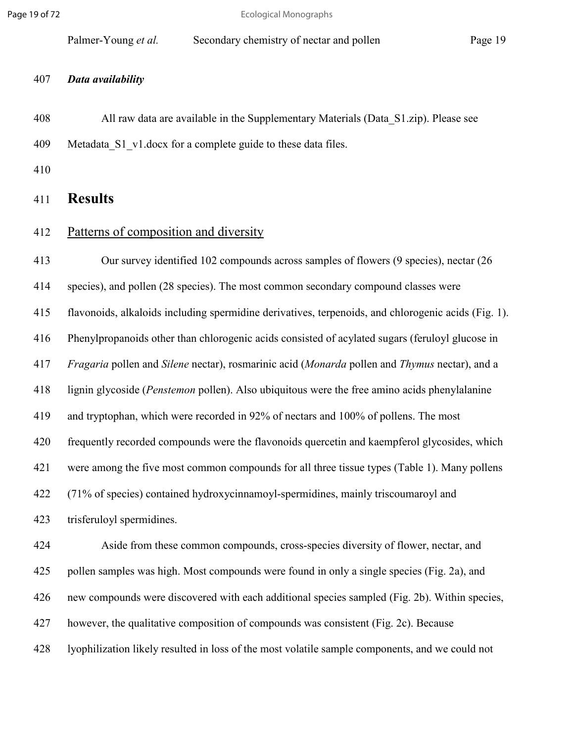### *Data availability*

All raw data are available in the Supplementary Materials (Data_S1.zip). Please see Metadata_S1_v1.docx for a complete guide to these data files.

# Results

## Patterns of composition and diversity

Our survey identified 102 compounds across samples of flowers (9 species), nectar (26 species), and pollen (28 species). The most common secondary compound classes were flavonoids, alkaloids including spermidine derivatives, terpenoids, and chlorogenic acids (Fig. 1). Phenylpropanoids other than chlorogenic acids consisted of acylated sugars (feruloyl glucose in *Fragaria* pollen and *Silene* nectar), rosmarinic acid (*Monarda* pollen and *Thymus* nectar), and a lignin glycoside (*Penstemon* pollen). Also ubiquitous were the free amino acids phenylalanine and tryptophan, which were recorded in 92% of nectars and 100% of pollens. The most frequently recorded compounds were the flavonoids quercetin and kaempferol glycosides, which were among the five most common compounds for all three tissue types (Table 1). Many pollens (71% of species) contained hydroxycinnamoyl-spermidines, mainly triscoumaroyl and trisferuloyl spermidines.

Aside from these common compounds, cross-species diversity of flower, nectar, and pollen samples was high. Most compounds were found in only a single species (Fig. 2a), and new compounds were discovered with each additional species sampled (Fig. 2b). Within species, however, the qualitative composition of compounds was consistent (Fig. 2c). Because lyophilization likely resulted in loss of the most volatile sample components, and we could not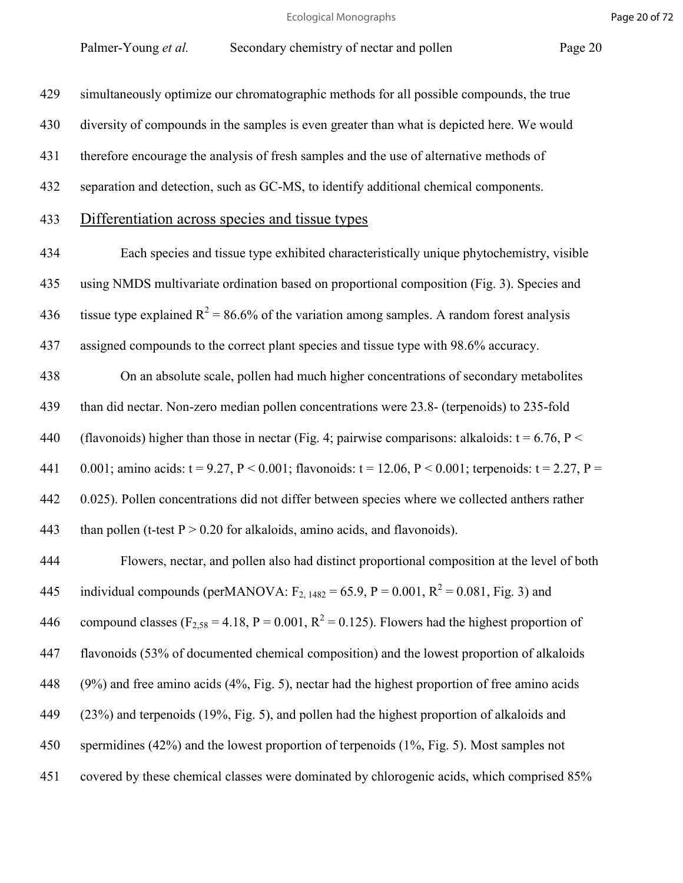simultaneously optimize our chromatographic methods for all possible compounds, the true diversity of compounds in the samples is even greater than what is depicted here. We would therefore encourage the analysis of fresh samples and the use of alternative methods of separation and detection, such as GC-MS, to identify additional chemical components.

## Differentiation across species and tissue types

Each species and tissue type exhibited characteristically unique phytochemistry, visible using NMDS multivariate ordination based on proportional composition (Fig. 3). Species and tissue type explained $R^2 = 86.6\%$ of the variation among samples. A random forest analysis assigned compounds to the correct plant species and tissue type with 98.6% accuracy.

On an absolute scale, pollen had much higher concentrations of secondary metabolites than did nectar. Non-zero median pollen concentrations were 23.8- (terpenoids) to 235-fold (flavonoids) higher than those in nectar (Fig. 4; pairwise comparisons: alkaloids: $t = 6.76$, $P < 0.001$; amino acids: $t = 9.27$, $P < 0.001$; flavonoids: $t = 12.06$, $P < 0.001$; terpenoids: $t = 2.27$, $P = 0.025$). Pollen concentrations did not differ between species where we collected anthers rather than pollen (t-test $P > 0.20$ for alkaloids, amino acids, and flavonoids).

Flowers, nectar, and pollen also had distinct proportional composition at the level of both individual compounds (perMANOVA: $F_{2, 1482} = 65.9$, $P = 0.001$, $R^2 = 0.081$, Fig. 3) and compound classes ($F_{2,58} = 4.18$, $P = 0.001$, $R^2 = 0.125$). Flowers had the highest proportion of flavonoids (53% of documented chemical composition) and the lowest proportion of alkaloids (9%) and free amino acids (4%, Fig. 5), nectar had the highest proportion of free amino acids (23%) and terpenoids (19%, Fig. 5), and pollen had the highest proportion of alkaloids and spermidines (42%) and the lowest proportion of terpenoids (1%, Fig. 5). Most samples not covered by these chemical classes were dominated by chlorogenic acids, which comprised 85%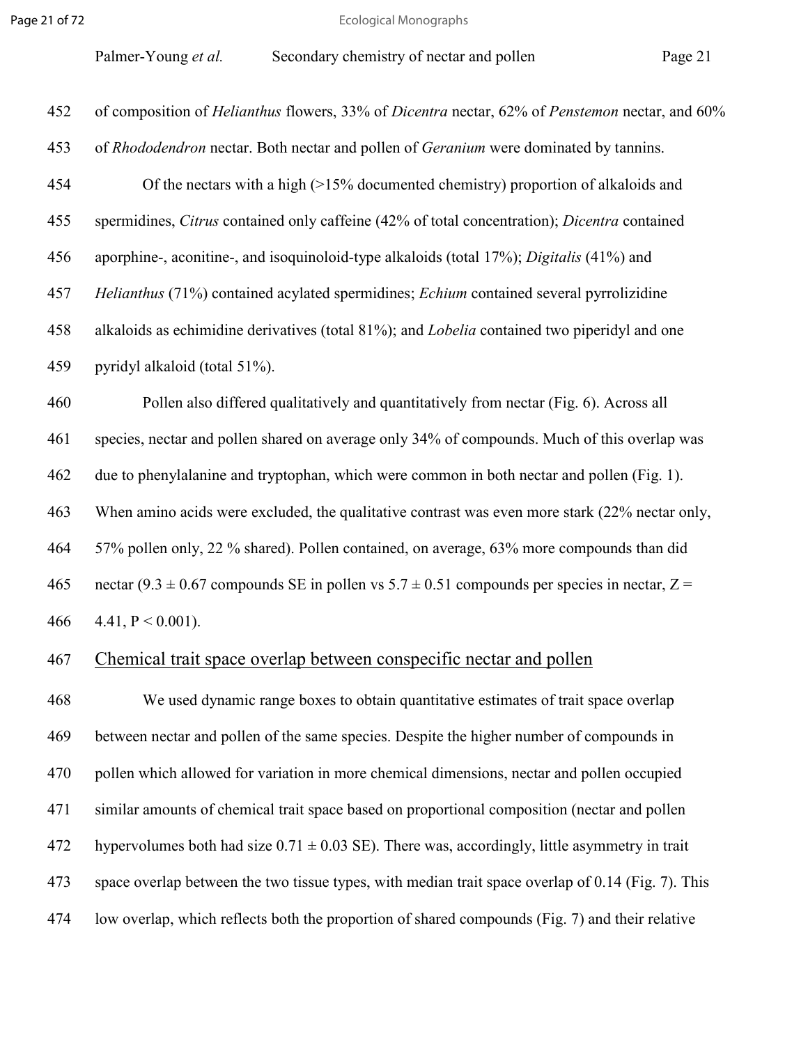of composition of *Helianthus* flowers, 33% of *Dicentra* nectar, 62% of *Penstemon* nectar, and 60% of *Rhododendron* nectar. Both nectar and pollen of *Geranium* were dominated by tannins.

Of the nectars with a high (>15% documented chemistry) proportion of alkaloids and spermidines, *Citrus* contained only caffeine (42% of total concentration); *Dicentra* contained aporphine-, aconitine-, and isoquinoloid-type alkaloids (total 17%); *Digitalis* (41%) and *Helianthus* (71%) contained acylated spermidines; *Echium* contained several pyrrolizidine alkaloids as echimidine derivatives (total 81%); and *Lobelia* contained two piperidyl and one pyridyl alkaloid (total 51%).

Pollen also differed qualitatively and quantitatively from nectar (Fig. 6). Across all species, nectar and pollen shared on average only 34% of compounds. Much of this overlap was due to phenylalanine and tryptophan, which were common in both nectar and pollen (Fig. 1). When amino acids were excluded, the qualitative contrast was even more stark (22% nectar only, 57% pollen only, 22 % shared). Pollen contained, on average, 63% more compounds than did nectar ($9.3 \pm 0.67$ compounds SE in pollen vs $5.7 \pm 0.51$ compounds per species in nectar, $Z = 4.41$, $P < 0.001$).

## Chemical trait space overlap between conspecific nectar and pollen

We used dynamic range boxes to obtain quantitative estimates of trait space overlap between nectar and pollen of the same species. Despite the higher number of compounds in pollen which allowed for variation in more chemical dimensions, nectar and pollen occupied similar amounts of chemical trait space based on proportional composition (nectar and pollen hypervolumes both had size $0.71 \pm 0.03$ SE). There was, accordingly, little asymmetry in trait space overlap between the two tissue types, with median trait space overlap of 0.14 (Fig. 7). This low overlap, which reflects both the proportion of shared compounds (Fig. 7) and their relative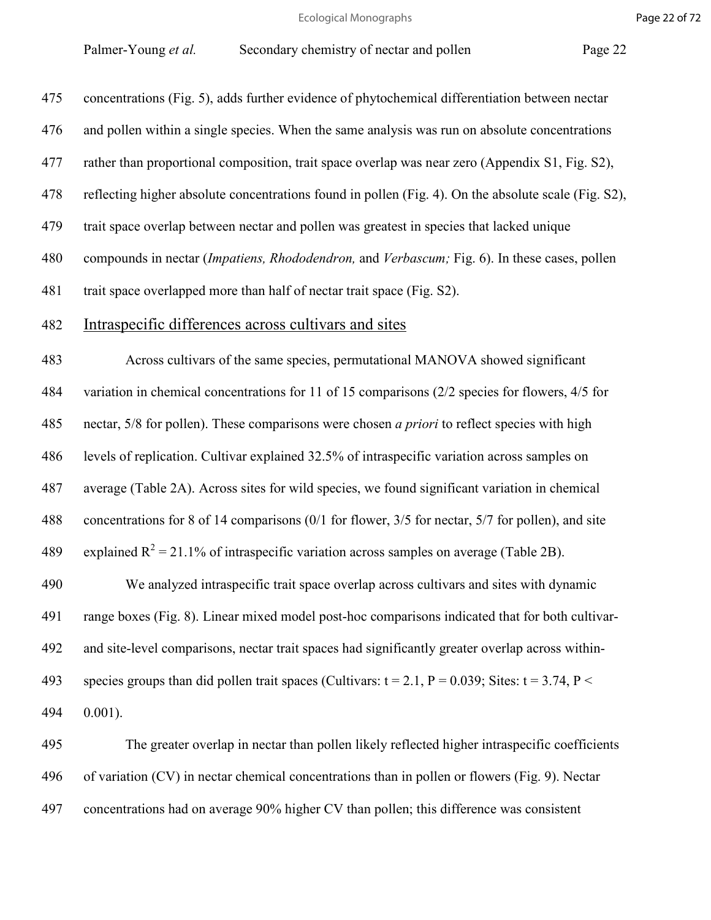concentrations (Fig. 5), adds further evidence of phytochemical differentiation between nectar and pollen within a single species. When the same analysis was run on absolute concentrations rather than proportional composition, trait space overlap was near zero (Appendix S1, Fig. S2), reflecting higher absolute concentrations found in pollen (Fig. 4). On the absolute scale (Fig. S2), trait space overlap between nectar and pollen was greatest in species that lacked unique compounds in nectar (*Impatiens, Rhododendron,* and *Verbascum;* Fig. 6). In these cases, pollen trait space overlapped more than half of nectar trait space (Fig. S2).

## Intraspecific differences across cultivars and sites

Across cultivars of the same species, permutational MANOVA showed significant variation in chemical concentrations for 11 of 15 comparisons (2/2 species for flowers, 4/5 for nectar, 5/8 for pollen). These comparisons were chosen *a priori* to reflect species with high levels of replication. Cultivar explained 32.5% of intraspecific variation across samples on average (Table 2A). Across sites for wild species, we found significant variation in chemical concentrations for 8 of 14 comparisons (0/1 for flower, 3/5 for nectar, 5/7 for pollen), and site explained $R^2 = 21.1\%$ of intraspecific variation across samples on average (Table 2B).

We analyzed intraspecific trait space overlap across cultivars and sites with dynamic range boxes (Fig. 8). Linear mixed model post-hoc comparisons indicated that for both cultivar- and site-level comparisons, nectar trait spaces had significantly greater overlap across within-species groups than did pollen trait spaces (Cultivars: $t = 2.1$, $P = 0.039$; Sites: $t = 3.74$, $P < 0.001$).

The greater overlap in nectar than pollen likely reflected higher intraspecific coefficients of variation (CV) in nectar chemical concentrations than in pollen or flowers (Fig. 9). Nectar concentrations had on average 90% higher CV than pollen; this difference was consistent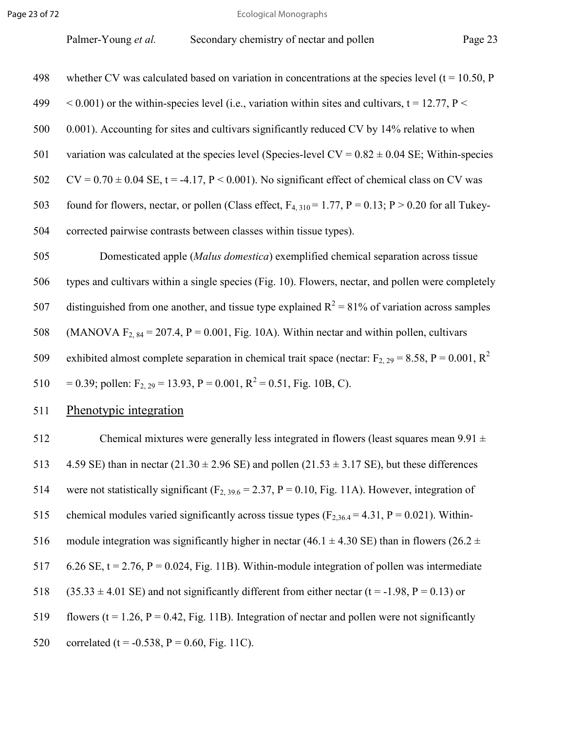whether CV was calculated based on variation in concentrations at the species level ($t = 10.50$, $P < 0.001$) or the within-species level (i.e., variation within sites and cultivars, $t = 12.77$, $P < 0.001$). Accounting for sites and cultivars significantly reduced CV by 14% relative to when variation was calculated at the species level (Species-level CV = $0.82 \pm 0.04$ SE; Within-species CV = $0.70 \pm 0.04$ SE, $t = -4.17$, $P < 0.001$). No significant effect of chemical class on CV was found for flowers, nectar, or pollen (Class effect, $F_{4, 310} = 1.77$, $P = 0.13$; $P > 0.20$ for all Tukey-corrected pairwise contrasts between classes within tissue types).

Domesticated apple (*Malus domestica*) exemplified chemical separation across tissue types and cultivars within a single species (Fig. 10). Flowers, nectar, and pollen were completely distinguished from one another, and tissue type explained $R^2 = 81\%$ of variation across samples (MANOVA $F_{2, 84} = 207.4$, $P = 0.001$, Fig. 10A). Within nectar and within pollen, cultivars exhibited almost complete separation in chemical trait space (nectar: $F_{2, 29} = 8.58$, $P = 0.001$, $R^2 = 0.39$; pollen: $F_{2, 29} = 13.93$, $P = 0.001$, $R^2 = 0.51$, Fig. 10B, C).

## Phenotypic integration

Chemical mixtures were generally less integrated in flowers (least squares mean $9.91 \pm 4.59$ SE) than in nectar ($21.30 \pm 2.96$ SE) and pollen ($21.53 \pm 3.17$ SE), but these differences were not statistically significant ($F_{2, 39.6} = 2.37$, $P = 0.10$, Fig. 11A). However, integration of chemical modules varied significantly across tissue types ($F_{2,36.4} = 4.31$, $P = 0.021$). Within-module integration was significantly higher in nectar ($46.1 \pm 4.30$ SE) than in flowers ($26.2 \pm 6.26$ SE, $t = 2.76$, $P = 0.024$, Fig. 11B). Within-module integration of pollen was intermediate ($35.33 \pm 4.01$ SE) and not significantly different from either nectar ($t = -1.98$, $P = 0.13$) or flowers ($t = 1.26$, $P = 0.42$, Fig. 11B). Integration of nectar and pollen were not significantly correlated ($t = -0.538$, $P = 0.60$, Fig. 11C).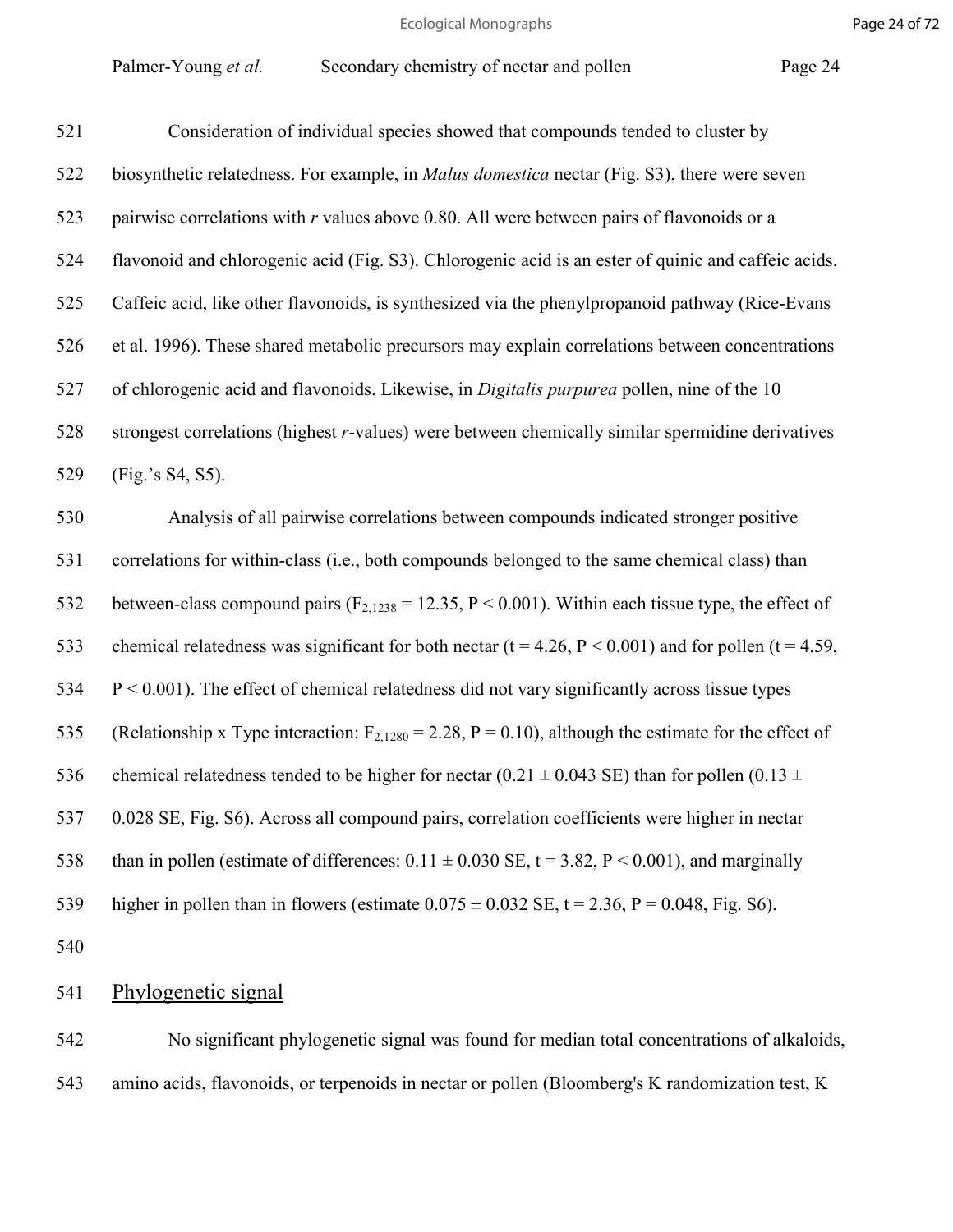Consideration of individual species showed that compounds tended to cluster by biosynthetic relatedness. For example, in *Malus domestica* nectar (Fig. S3), there were seven pairwise correlations with *r* values above 0.80. All were between pairs of flavonoids or a flavonoid and chlorogenic acid (Fig. S3). Chlorogenic acid is an ester of quinic and caffeic acids. Caffeic acid, like other flavonoids, is synthesized via the phenylpropanoid pathway (Rice-Evans et al. 1996). These shared metabolic precursors may explain correlations between concentrations of chlorogenic acid and flavonoids. Likewise, in *Digitalis purpurea* pollen, nine of the 10 strongest correlations (highest *r*-values) were between chemically similar spermidine derivatives (Fig.'s S4, S5).

Analysis of all pairwise correlations between compounds indicated stronger positive correlations for within-class (i.e., both compounds belonged to the same chemical class) than between-class compound pairs ($F_{2,1238} = 12.35$, $P < 0.001$). Within each tissue type, the effect of chemical relatedness was significant for both nectar ($t = 4.26$, $P < 0.001$) and for pollen ($t = 4.59$, $P < 0.001$). The effect of chemical relatedness did not vary significantly across tissue types (Relationship x Type interaction: $F_{2,1280} = 2.28$, $P = 0.10$), although the estimate for the effect of chemical relatedness tended to be higher for nectar ($0.21 \pm 0.043$ SE) than for pollen ($0.13 \pm 0.028$ SE, Fig. S6). Across all compound pairs, correlation coefficients were higher in nectar than in pollen (estimate of differences: $0.11 \pm 0.030$ SE, $t = 3.82$, $P < 0.001$), and marginally higher in pollen than in flowers (estimate $0.075 \pm 0.032$ SE, $t = 2.36$, $P = 0.048$, Fig. S6).

## Phylogenetic signal

No significant phylogenetic signal was found for median total concentrations of alkaloids, amino acids, flavonoids, or terpenoids in nectar or pollen (Bloomberg's K randomization test, K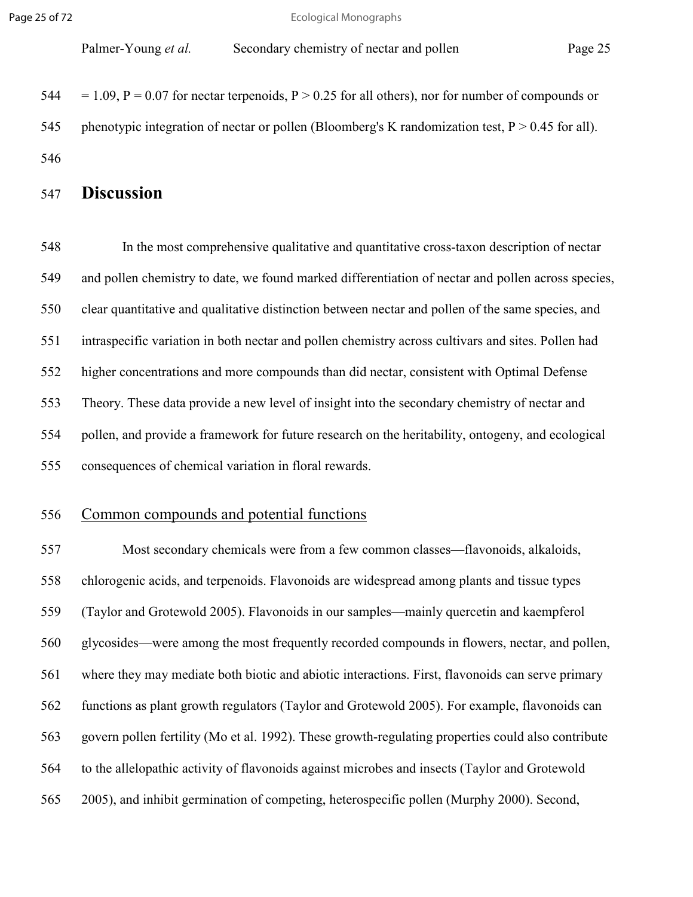= 1.09, $P = 0.07$ for nectar terpenoids, $P > 0.25$ for all others), nor for number of compounds or phenotypic integration of nectar or pollen (Bloomberg's K randomization test, $P > 0.45$ for all).

# Discussion

In the most comprehensive qualitative and quantitative cross-taxon description of nectar and pollen chemistry to date, we found marked differentiation of nectar and pollen across species, clear quantitative and qualitative distinction between nectar and pollen of the same species, and intraspecific variation in both nectar and pollen chemistry across cultivars and sites. Pollen had higher concentrations and more compounds than did nectar, consistent with Optimal Defense Theory. These data provide a new level of insight into the secondary chemistry of nectar and pollen, and provide a framework for future research on the heritability, ontogeny, and ecological consequences of chemical variation in floral rewards.

## Common compounds and potential functions

Most secondary chemicals were from a few common classes—flavonoids, alkaloids, chlorogenic acids, and terpenoids. Flavonoids are widespread among plants and tissue types (Taylor and Grotewold 2005). Flavonoids in our samples—mainly quercetin and kaempferol glycosides—were among the most frequently recorded compounds in flowers, nectar, and pollen, where they may mediate both biotic and abiotic interactions. First, flavonoids can serve primary functions as plant growth regulators (Taylor and Grotewold 2005). For example, flavonoids can govern pollen fertility (Mo et al. 1992). These growth-regulating properties could also contribute to the allelopathic activity of flavonoids against microbes and insects (Taylor and Grotewold 2005), and inhibit germination of competing, heterospecific pollen (Murphy 2000). Second,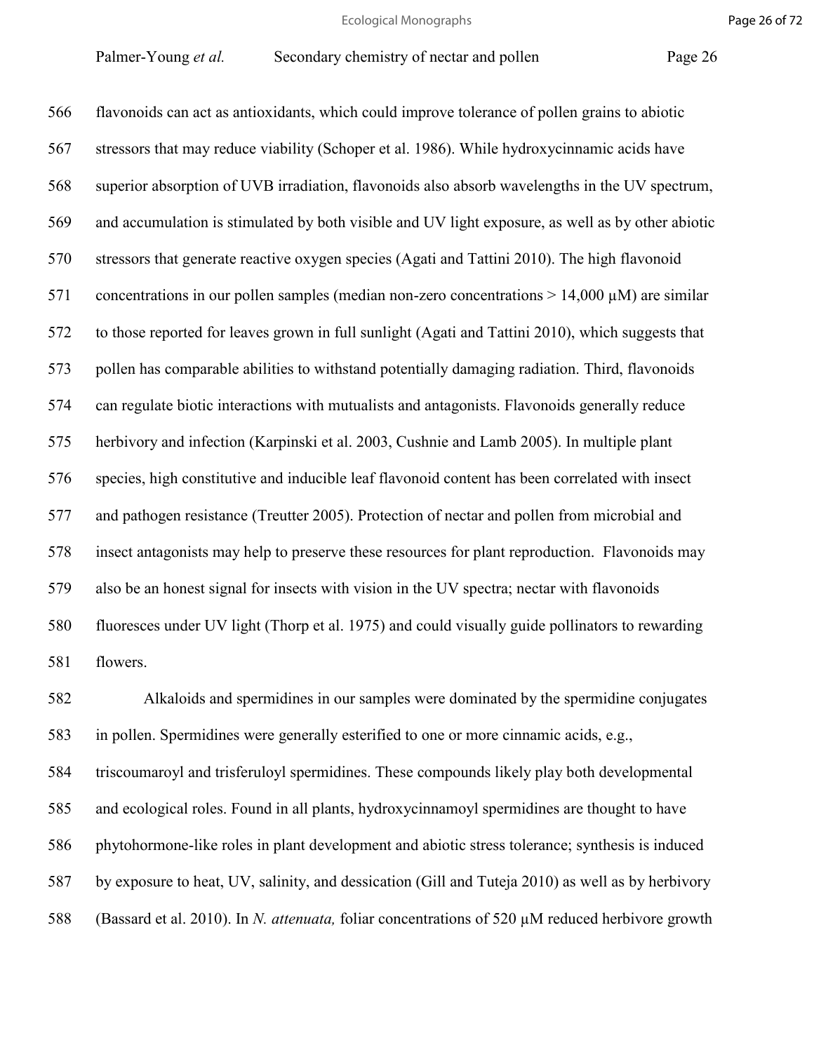flavonoids can act as antioxidants, which could improve tolerance of pollen grains to abiotic stressors that may reduce viability (Schoper et al. 1986). While hydroxycinnamic acids have superior absorption of UVB irradiation, flavonoids also absorb wavelengths in the UV spectrum, and accumulation is stimulated by both visible and UV light exposure, as well as by other abiotic stressors that generate reactive oxygen species (Agati and Tattini 2010). The high flavonoid concentrations in our pollen samples (median non-zero concentrations > 14,000 μM) are similar to those reported for leaves grown in full sunlight (Agati and Tattini 2010), which suggests that pollen has comparable abilities to withstand potentially damaging radiation. Third, flavonoids can regulate biotic interactions with mutualists and antagonists. Flavonoids generally reduce herbivory and infection (Karpinski et al. 2003, Cushnie and Lamb 2005). In multiple plant species, high constitutive and inducible leaf flavonoid content has been correlated with insect and pathogen resistance (Treutter 2005). Protection of nectar and pollen from microbial and insect antagonists may help to preserve these resources for plant reproduction. Flavonoids may also be an honest signal for insects with vision in the UV spectra; nectar with flavonoids fluoresces under UV light (Thorp et al. 1975) and could visually guide pollinators to rewarding flowers.

Alkaloids and spermidines in our samples were dominated by the spermidine conjugates in pollen. Spermidines were generally esterified to one or more cinnamic acids, e.g., triscoumaroyl and trisferuloyl spermidines. These compounds likely play both developmental and ecological roles. Found in all plants, hydroxycinnamoyl spermidines are thought to have phytohormone-like roles in plant development and abiotic stress tolerance; synthesis is induced by exposure to heat, UV, salinity, and dessication (Gill and Tuteja 2010) as well as by herbivory (Bassard et al. 2010). In *N. attenuata,* foliar concentrations of 520 μM reduced herbivore growth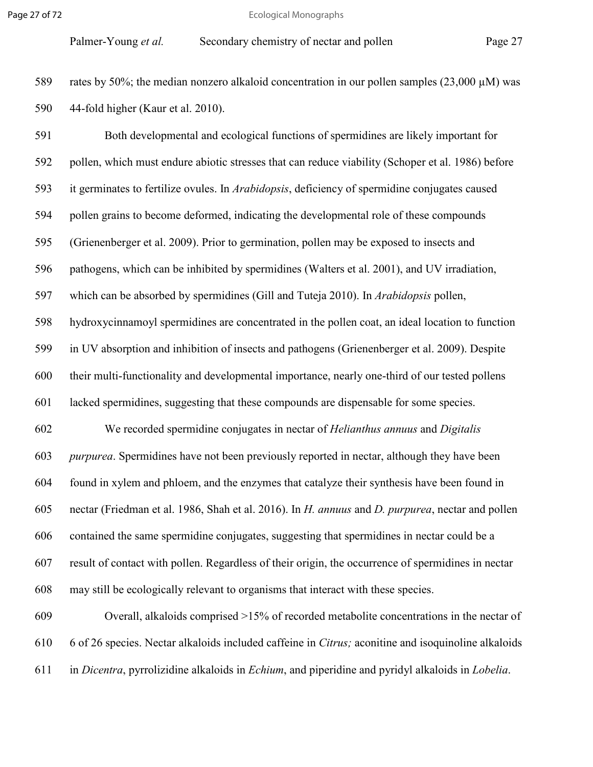rates by 50%; the median nonzero alkaloid concentration in our pollen samples (23,000 μM) was 44-fold higher (Kaur et al. 2010).

Both developmental and ecological functions of spermidines are likely important for pollen, which must endure abiotic stresses that can reduce viability (Schoper et al. 1986) before it germinates to fertilize ovules. In *Arabidopsis*, deficiency of spermidine conjugates caused pollen grains to become deformed, indicating the developmental role of these compounds (Grienenberger et al. 2009). Prior to germination, pollen may be exposed to insects and pathogens, which can be inhibited by spermidines (Walters et al. 2001), and UV irradiation, which can be absorbed by spermidines (Gill and Tuteja 2010). In *Arabidopsis* pollen, hydroxycinnamoyl spermidines are concentrated in the pollen coat, an ideal location to function in UV absorption and inhibition of insects and pathogens (Grienenberger et al. 2009). Despite their multi-functionality and developmental importance, nearly one-third of our tested pollens lacked spermidines, suggesting that these compounds are dispensable for some species.

We recorded spermidine conjugates in nectar of *Helianthus annuus* and *Digitalis purpurea*. Spermidines have not been previously reported in nectar, although they have been found in xylem and phloem, and the enzymes that catalyze their synthesis have been found in nectar (Friedman et al. 1986, Shah et al. 2016). In *H. annuus* and *D. purpurea*, nectar and pollen contained the same spermidine conjugates, suggesting that spermidines in nectar could be a result of contact with pollen. Regardless of their origin, the occurrence of spermidines in nectar may still be ecologically relevant to organisms that interact with these species.

Overall, alkaloids comprised >15% of recorded metabolite concentrations in the nectar of 6 of 26 species. Nectar alkaloids included caffeine in *Citrus;* aconitine and isoquinoline alkaloids in *Dicentra*, pyrrolizidine alkaloids in *Echium*, and piperidine and pyridyl alkaloids in *Lobelia*.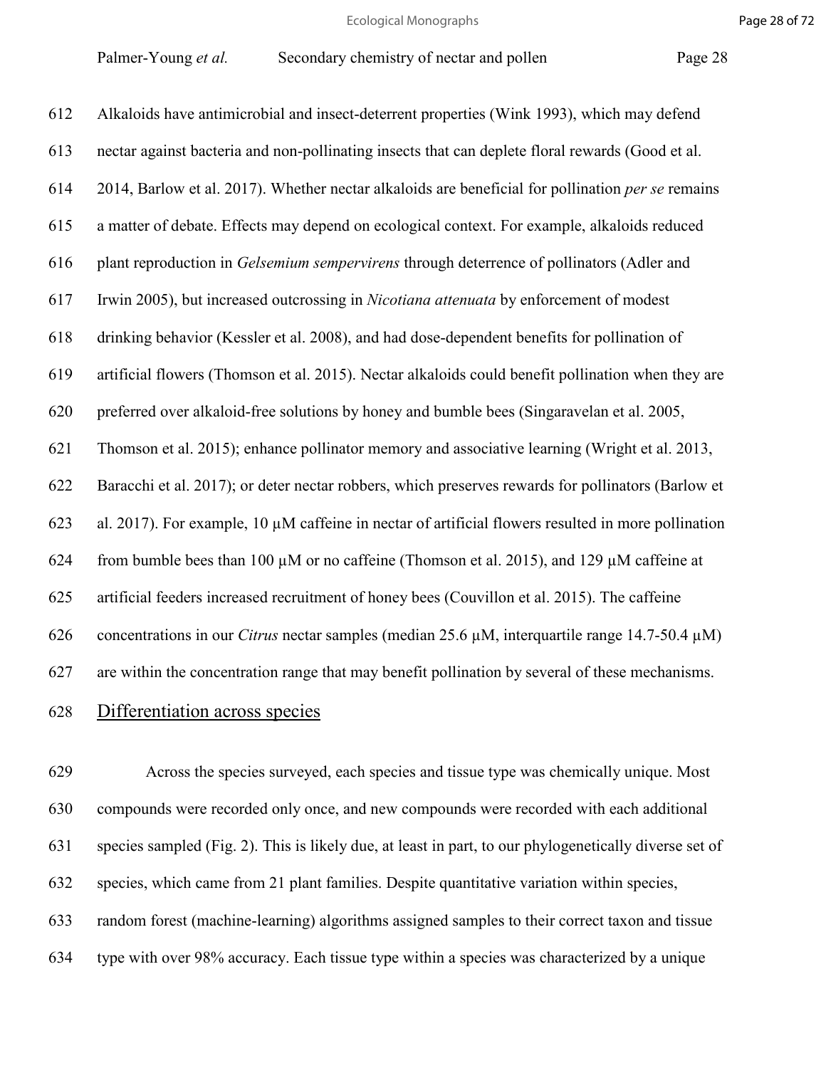Alkaloids have antimicrobial and insect-deterrent properties (Wink 1993), which may defend nectar against bacteria and non-pollinating insects that can deplete floral rewards (Good et al. 2014, Barlow et al. 2017). Whether nectar alkaloids are beneficial for pollination *per se* remains a matter of debate. Effects may depend on ecological context. For example, alkaloids reduced plant reproduction in *Gelsemium sempervirens* through deterrence of pollinators (Adler and Irwin 2005), but increased outcrossing in *Nicotiana attenuata* by enforcement of modest drinking behavior (Kessler et al. 2008), and had dose-dependent benefits for pollination of artificial flowers (Thomson et al. 2015). Nectar alkaloids could benefit pollination when they are preferred over alkaloid-free solutions by honey and bumble bees (Singaravelan et al. 2005, Thomson et al. 2015); enhance pollinator memory and associative learning (Wright et al. 2013, Baracchi et al. 2017); or deter nectar robbers, which preserves rewards for pollinators (Barlow et al. 2017). For example, 10 µM caffeine in nectar of artificial flowers resulted in more pollination from bumble bees than 100 µM or no caffeine (Thomson et al. 2015), and 129 µM caffeine at artificial feeders increased recruitment of honey bees (Couvillon et al. 2015). The caffeine concentrations in our *Citrus* nectar samples (median 25.6 µM, interquartile range 14.7-50.4 µM) are within the concentration range that may benefit pollination by several of these mechanisms.

## Differentiation across species

Across the species surveyed, each species and tissue type was chemically unique. Most compounds were recorded only once, and new compounds were recorded with each additional species sampled (Fig. 2). This is likely due, at least in part, to our phylogenetically diverse set of species, which came from 21 plant families. Despite quantitative variation within species, random forest (machine-learning) algorithms assigned samples to their correct taxon and tissue type with over 98% accuracy. Each tissue type within a species was characterized by a unique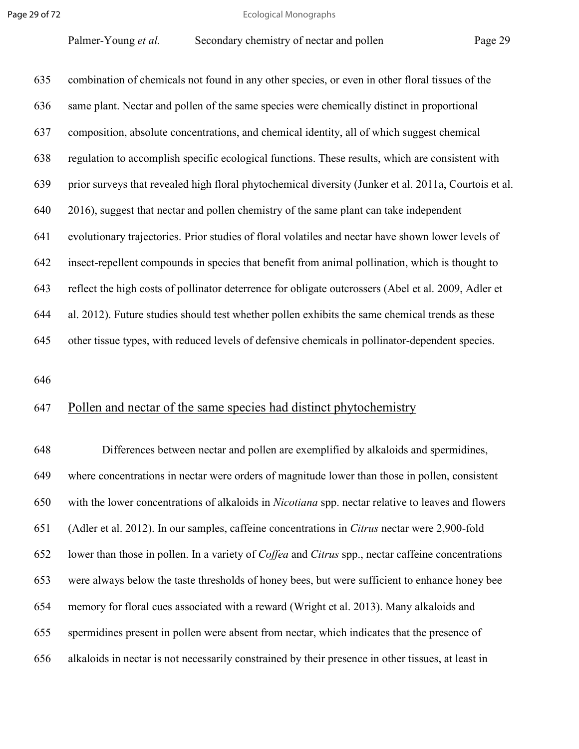combination of chemicals not found in any other species, or even in other floral tissues of the same plant. Nectar and pollen of the same species were chemically distinct in proportional composition, absolute concentrations, and chemical identity, all of which suggest chemical regulation to accomplish specific ecological functions. These results, which are consistent with prior surveys that revealed high floral phytochemical diversity (Junker et al. 2011a, Courtois et al. 2016), suggest that nectar and pollen chemistry of the same plant can take independent evolutionary trajectories. Prior studies of floral volatiles and nectar have shown lower levels of insect-repellent compounds in species that benefit from animal pollination, which is thought to reflect the high costs of pollinator deterrence for obligate outcrossers (Abel et al. 2009, Adler et al. 2012). Future studies should test whether pollen exhibits the same chemical trends as these other tissue types, with reduced levels of defensive chemicals in pollinator-dependent species.

## Pollen and nectar of the same species had distinct phytochemistry

Differences between nectar and pollen are exemplified by alkaloids and spermidines, where concentrations in nectar were orders of magnitude lower than those in pollen, consistent with the lower concentrations of alkaloids in *Nicotiana* spp. nectar relative to leaves and flowers (Adler et al. 2012). In our samples, caffeine concentrations in *Citrus* nectar were 2,900-fold lower than those in pollen. In a variety of *Coffea* and *Citrus* spp., nectar caffeine concentrations were always below the taste thresholds of honey bees, but were sufficient to enhance honey bee memory for floral cues associated with a reward (Wright et al. 2013). Many alkaloids and spermidines present in pollen were absent from nectar, which indicates that the presence of alkaloids in nectar is not necessarily constrained by their presence in other tissues, at least in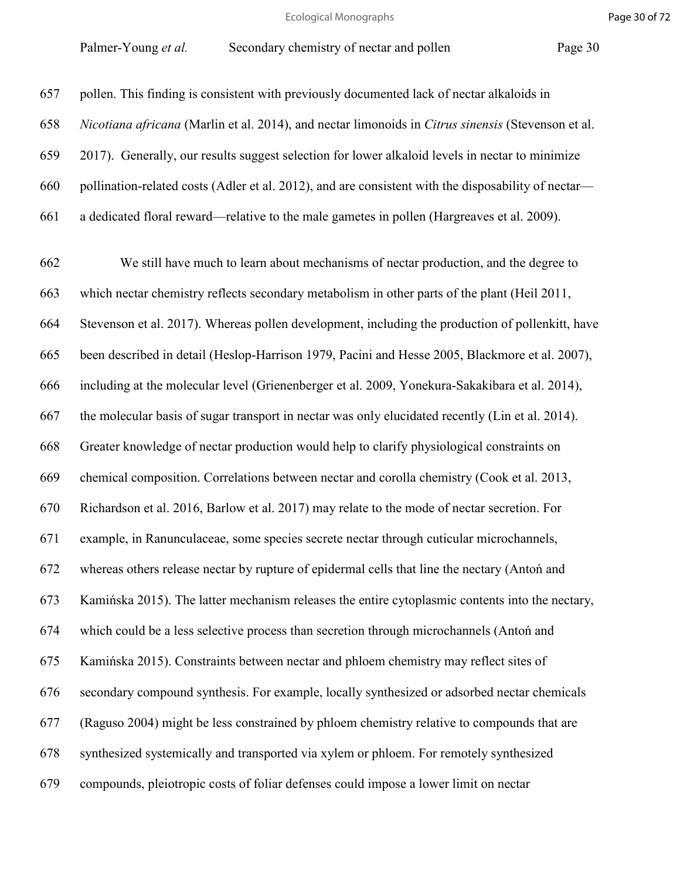pollen. This finding is consistent with previously documented lack of nectar alkaloids in *Nicotiana africana* (Marlin et al. 2014), and nectar limonoids in *Citrus sinensis* (Stevenson et al. 2017). Generally, our results suggest selection for lower alkaloid levels in nectar to minimize pollination-related costs (Adler et al. 2012), and are consistent with the disposability of nectar—a dedicated floral reward—relative to the male gametes in pollen (Hargreaves et al. 2009).

We still have much to learn about mechanisms of nectar production, and the degree to which nectar chemistry reflects secondary metabolism in other parts of the plant (Heil 2011, Stevenson et al. 2017). Whereas pollen development, including the production of pollenkitt, have been described in detail (Heslop-Harrison 1979, Pacini and Hesse 2005, Blackmore et al. 2007), including at the molecular level (Grienenberger et al. 2009, Yonekura-Sakakibara et al. 2014), the molecular basis of sugar transport in nectar was only elucidated recently (Lin et al. 2014). Greater knowledge of nectar production would help to clarify physiological constraints on chemical composition. Correlations between nectar and corolla chemistry (Cook et al. 2013, Richardson et al. 2016, Barlow et al. 2017) may relate to the mode of nectar secretion. For example, in Ranunculaceae, some species secrete nectar through cuticular microchannels, whereas others release nectar by rupture of epidermal cells that line the nectary (Antoń and Kamińska 2015). The latter mechanism releases the entire cytoplasmic contents into the nectary, which could be a less selective process than secretion through microchannels (Antoń and Kamińska 2015). Constraints between nectar and phloem chemistry may reflect sites of secondary compound synthesis. For example, locally synthesized or adsorbed nectar chemicals (Raguso 2004) might be less constrained by phloem chemistry relative to compounds that are synthesized systemically and transported via xylem or phloem. For remotely synthesized compounds, pleiotropic costs of foliar defenses could impose a lower limit on nectar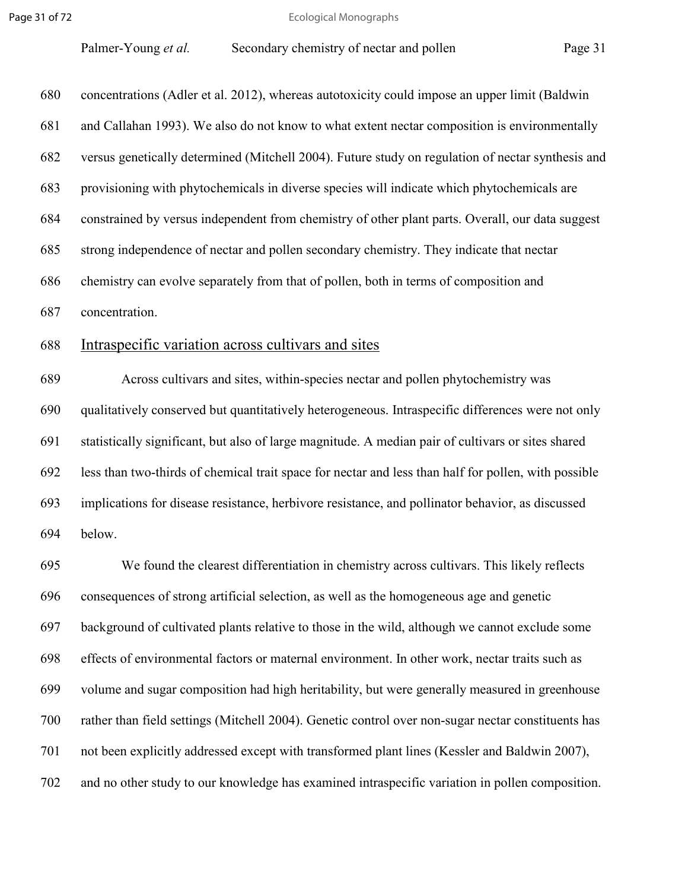concentrations (Adler et al. 2012), whereas autotoxicity could impose an upper limit (Baldwin and Callahan 1993). We also do not know to what extent nectar composition is environmentally versus genetically determined (Mitchell 2004). Future study on regulation of nectar synthesis and provisioning with phytochemicals in diverse species will indicate which phytochemicals are constrained by versus independent from chemistry of other plant parts. Overall, our data suggest strong independence of nectar and pollen secondary chemistry. They indicate that nectar chemistry can evolve separately from that of pollen, both in terms of composition and concentration.

## Intraspecific variation across cultivars and sites

Across cultivars and sites, within-species nectar and pollen phytochemistry was qualitatively conserved but quantitatively heterogeneous. Intraspecific differences were not only statistically significant, but also of large magnitude. A median pair of cultivars or sites shared less than two-thirds of chemical trait space for nectar and less than half for pollen, with possible implications for disease resistance, herbivore resistance, and pollinator behavior, as discussed below.

We found the clearest differentiation in chemistry across cultivars. This likely reflects consequences of strong artificial selection, as well as the homogeneous age and genetic background of cultivated plants relative to those in the wild, although we cannot exclude some effects of environmental factors or maternal environment. In other work, nectar traits such as volume and sugar composition had high heritability, but were generally measured in greenhouse rather than field settings (Mitchell 2004). Genetic control over non-sugar nectar constituents has not been explicitly addressed except with transformed plant lines (Kessler and Baldwin 2007), and no other study to our knowledge has examined intraspecific variation in pollen composition.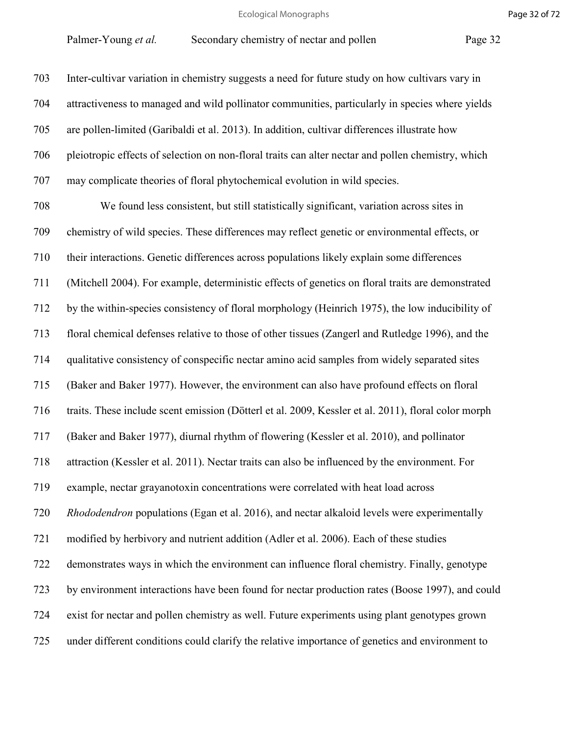Inter-cultivar variation in chemistry suggests a need for future study on how cultivars vary in attractiveness to managed and wild pollinator communities, particularly in species where yields are pollen-limited (Garibaldi et al. 2013). In addition, cultivar differences illustrate how pleiotropic effects of selection on non-floral traits can alter nectar and pollen chemistry, which may complicate theories of floral phytochemical evolution in wild species.

We found less consistent, but still statistically significant, variation across sites in chemistry of wild species. These differences may reflect genetic or environmental effects, or their interactions. Genetic differences across populations likely explain some differences (Mitchell 2004). For example, deterministic effects of genetics on floral traits are demonstrated by the within-species consistency of floral morphology (Heinrich 1975), the low inducibility of floral chemical defenses relative to those of other tissues (Zangerl and Rutledge 1996), and the qualitative consistency of conspecific nectar amino acid samples from widely separated sites (Baker and Baker 1977). However, the environment can also have profound effects on floral traits. These include scent emission (Dötterl et al. 2009, Kessler et al. 2011), floral color morph (Baker and Baker 1977), diurnal rhythm of flowering (Kessler et al. 2010), and pollinator attraction (Kessler et al. 2011). Nectar traits can also be influenced by the environment. For example, nectar grayanotoxin concentrations were correlated with heat load across *Rhododendron* populations (Egan et al. 2016), and nectar alkaloid levels were experimentally modified by herbivory and nutrient addition (Adler et al. 2006). Each of these studies demonstrates ways in which the environment can influence floral chemistry. Finally, genotype by environment interactions have been found for nectar production rates (Boose 1997), and could exist for nectar and pollen chemistry as well. Future experiments using plant genotypes grown under different conditions could clarify the relative importance of genetics and environment to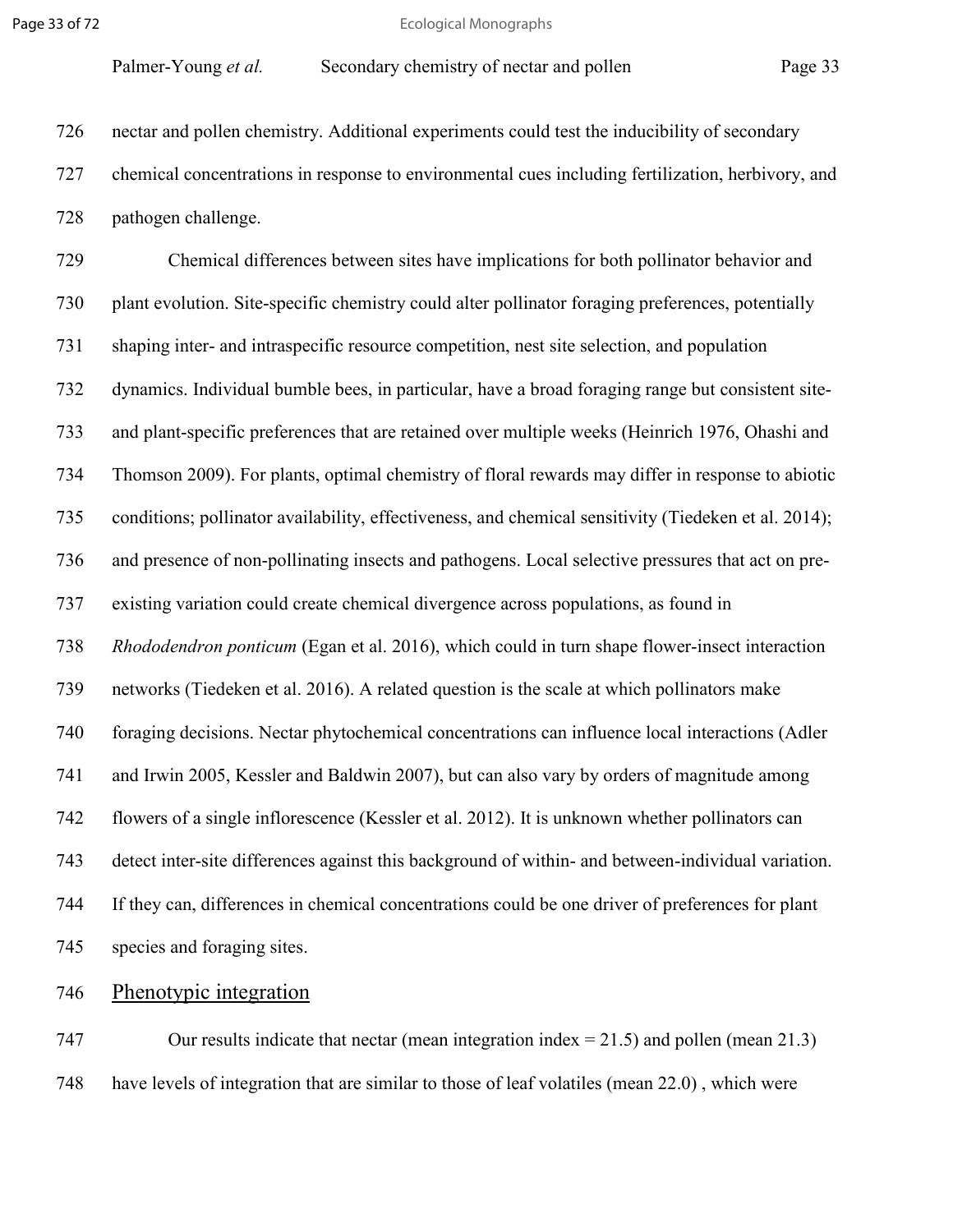nectar and pollen chemistry. Additional experiments could test the inducibility of secondary chemical concentrations in response to environmental cues including fertilization, herbivory, and pathogen challenge.

Chemical differences between sites have implications for both pollinator behavior and plant evolution. Site-specific chemistry could alter pollinator foraging preferences, potentially shaping inter- and intraspecific resource competition, nest site selection, and population dynamics. Individual bumble bees, in particular, have a broad foraging range but consistent site- and plant-specific preferences that are retained over multiple weeks (Heinrich 1976, Ohashi and Thomson 2009). For plants, optimal chemistry of floral rewards may differ in response to abiotic conditions; pollinator availability, effectiveness, and chemical sensitivity (Tiedeken et al. 2014); and presence of non-pollinating insects and pathogens. Local selective pressures that act on pre-existing variation could create chemical divergence across populations, as found in *Rhododendron ponticum* (Egan et al. 2016), which could in turn shape flower-insect interaction networks (Tiedeken et al. 2016). A related question is the scale at which pollinators make foraging decisions. Nectar phytochemical concentrations can influence local interactions (Adler and Irwin 2005, Kessler and Baldwin 2007), but can also vary by orders of magnitude among flowers of a single inflorescence (Kessler et al. 2012). It is unknown whether pollinators can detect inter-site differences against this background of within- and between-individual variation. If they can, differences in chemical concentrations could be one driver of preferences for plant species and foraging sites.

## Phenotypic integration

Our results indicate that nectar (mean integration index = 21.5) and pollen (mean 21.3) have levels of integration that are similar to those of leaf volatiles (mean 22.0) , which were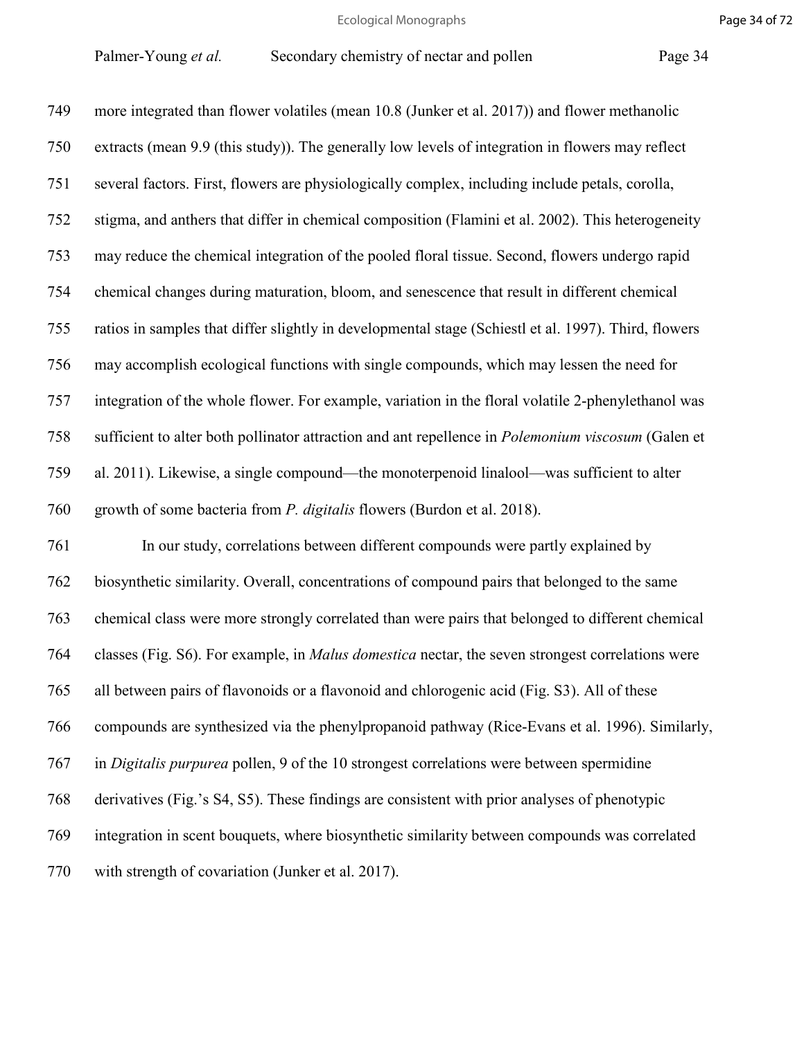more integrated than flower volatiles (mean 10.8 (Junker et al. 2017)) and flower methanolic extracts (mean 9.9 (this study)). The generally low levels of integration in flowers may reflect several factors. First, flowers are physiologically complex, including include petals, corolla, stigma, and anthers that differ in chemical composition (Flamini et al. 2002). This heterogeneity may reduce the chemical integration of the pooled floral tissue. Second, flowers undergo rapid chemical changes during maturation, bloom, and senescence that result in different chemical ratios in samples that differ slightly in developmental stage (Schiestl et al. 1997). Third, flowers may accomplish ecological functions with single compounds, which may lessen the need for integration of the whole flower. For example, variation in the floral volatile 2-phenylethanol was sufficient to alter both pollinator attraction and ant repellence in *Polemonium viscosum* (Galen et al. 2011). Likewise, a single compound—the monoterpenoid linalool—was sufficient to alter growth of some bacteria from *P. digitalis* flowers (Burdon et al. 2018).

In our study, correlations between different compounds were partly explained by biosynthetic similarity. Overall, concentrations of compound pairs that belonged to the same chemical class were more strongly correlated than were pairs that belonged to different chemical classes (Fig. S6). For example, in *Malus domestica* nectar, the seven strongest correlations were all between pairs of flavonoids or a flavonoid and chlorogenic acid (Fig. S3). All of these compounds are synthesized via the phenylpropanoid pathway (Rice-Evans et al. 1996). Similarly, in *Digitalis purpurea* pollen, 9 of the 10 strongest correlations were between spermidine derivatives (Fig.'s S4, S5). These findings are consistent with prior analyses of phenotypic integration in scent bouquets, where biosynthetic similarity between compounds was correlated with strength of covariation (Junker et al. 2017).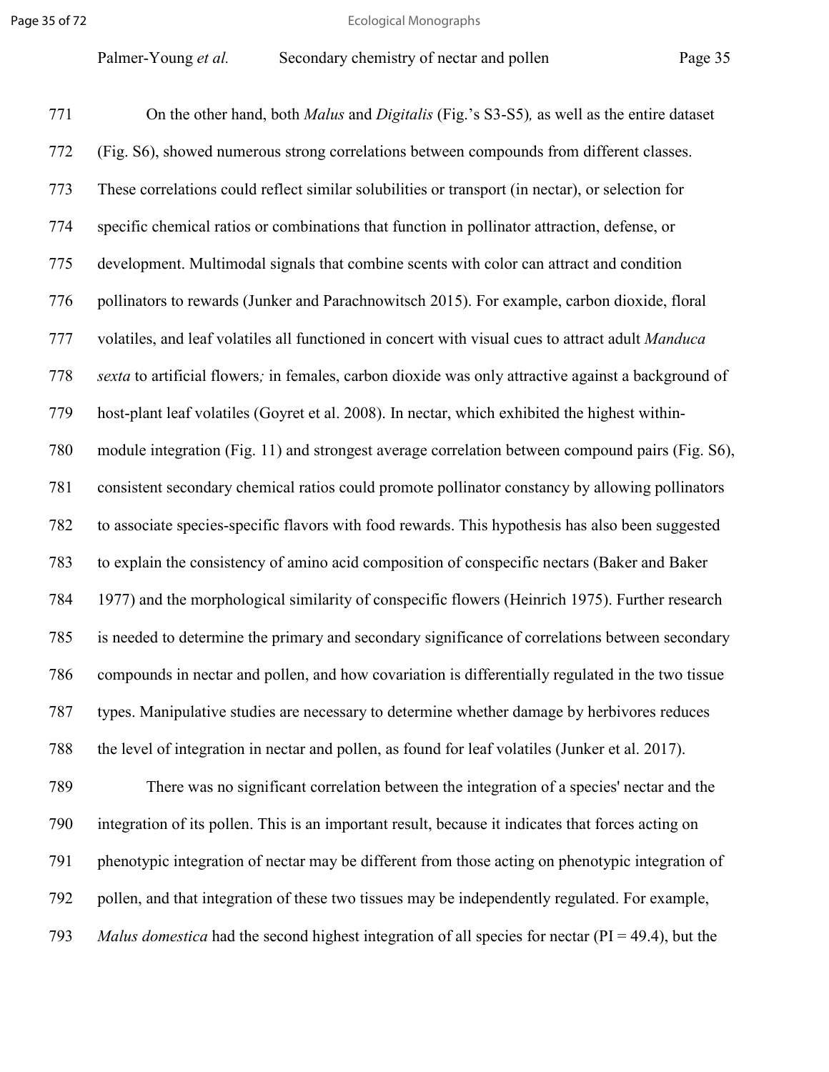On the other hand, both *Malus* and *Digitalis* (Fig.'s S3-S5)*,* as well as the entire dataset (Fig. S6), showed numerous strong correlations between compounds from different classes. These correlations could reflect similar solubilities or transport (in nectar), or selection for specific chemical ratios or combinations that function in pollinator attraction, defense, or development. Multimodal signals that combine scents with color can attract and condition pollinators to rewards (Junker and Parachnowitsch 2015). For example, carbon dioxide, floral volatiles, and leaf volatiles all functioned in concert with visual cues to attract adult *Manduca sexta* to artificial flowers*;* in females, carbon dioxide was only attractive against a background of host-plant leaf volatiles (Goyret et al. 2008). In nectar, which exhibited the highest within-module integration (Fig. 11) and strongest average correlation between compound pairs (Fig. S6), consistent secondary chemical ratios could promote pollinator constancy by allowing pollinators to associate species-specific flavors with food rewards. This hypothesis has also been suggested to explain the consistency of amino acid composition of conspecific nectars (Baker and Baker 1977) and the morphological similarity of conspecific flowers (Heinrich 1975). Further research is needed to determine the primary and secondary significance of correlations between secondary compounds in nectar and pollen, and how covariation is differentially regulated in the two tissue types. Manipulative studies are necessary to determine whether damage by herbivores reduces the level of integration in nectar and pollen, as found for leaf volatiles (Junker et al. 2017).

There was no significant correlation between the integration of a species' nectar and the integration of its pollen. This is an important result, because it indicates that forces acting on phenotypic integration of nectar may be different from those acting on phenotypic integration of pollen, and that integration of these two tissues may be independently regulated. For example, *Malus domestica* had the second highest integration of all species for nectar (PI = 49.4), but the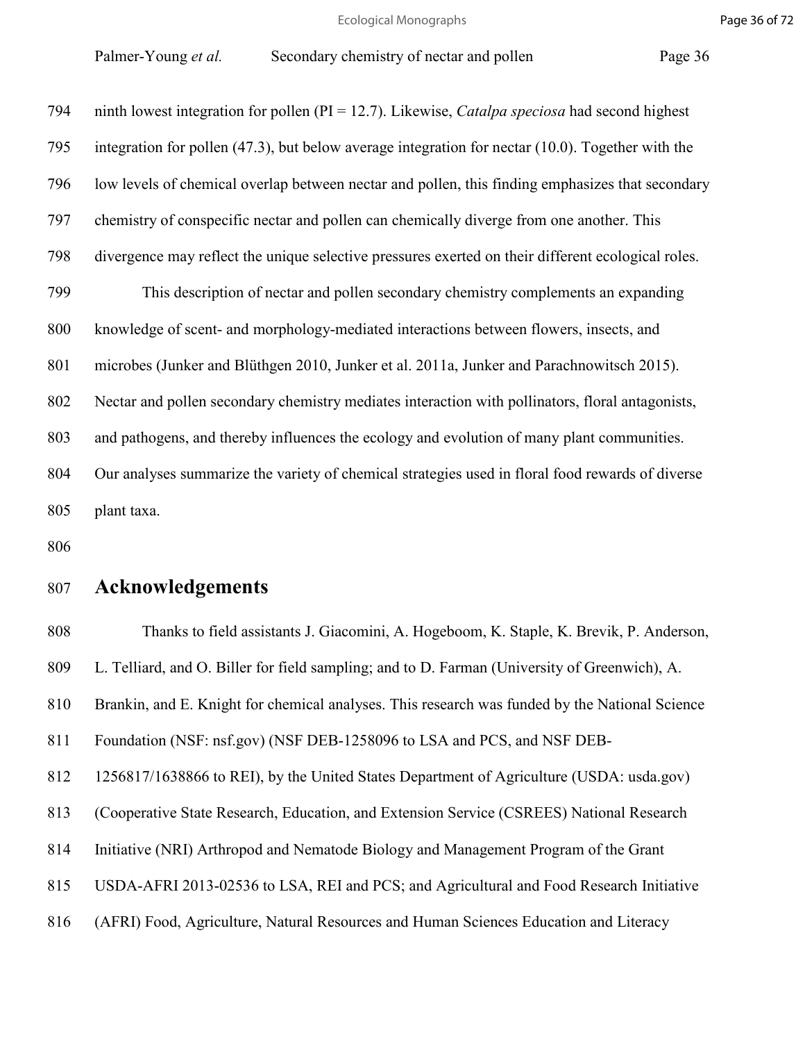ninth lowest integration for pollen (PI = 12.7). Likewise, *Catalpa speciosa* had second highest integration for pollen (47.3), but below average integration for nectar (10.0). Together with the low levels of chemical overlap between nectar and pollen, this finding emphasizes that secondary chemistry of conspecific nectar and pollen can chemically diverge from one another. This divergence may reflect the unique selective pressures exerted on their different ecological roles.

This description of nectar and pollen secondary chemistry complements an expanding knowledge of scent- and morphology-mediated interactions between flowers, insects, and microbes (Junker and Blüthgen 2010, Junker et al. 2011a, Junker and Parachnowitsch 2015). Nectar and pollen secondary chemistry mediates interaction with pollinators, floral antagonists, and pathogens, and thereby influences the ecology and evolution of many plant communities. Our analyses summarize the variety of chemical strategies used in floral food rewards of diverse plant taxa.

## Acknowledgements

Thanks to field assistants J. Giacomini, A. Hogeboom, K. Staple, K. Brevik, P. Anderson, L. Telliard, and O. Biller for field sampling; and to D. Farman (University of Greenwich), A. Brankin, and E. Knight for chemical analyses. This research was funded by the National Science Foundation (NSF: nsf.gov) (NSF DEB-1258096 to LSA and PCS, and NSF DEB-1256817/1638866 to REI), by the United States Department of Agriculture (USDA: usda.gov) (Cooperative State Research, Education, and Extension Service (CSREES) National Research Initiative (NRI) Arthropod and Nematode Biology and Management Program of the Grant USDA-AFRI 2013-02536 to LSA, REI and PCS; and Agricultural and Food Research Initiative (AFRI) Food, Agriculture, Natural Resources and Human Sciences Education and Literacy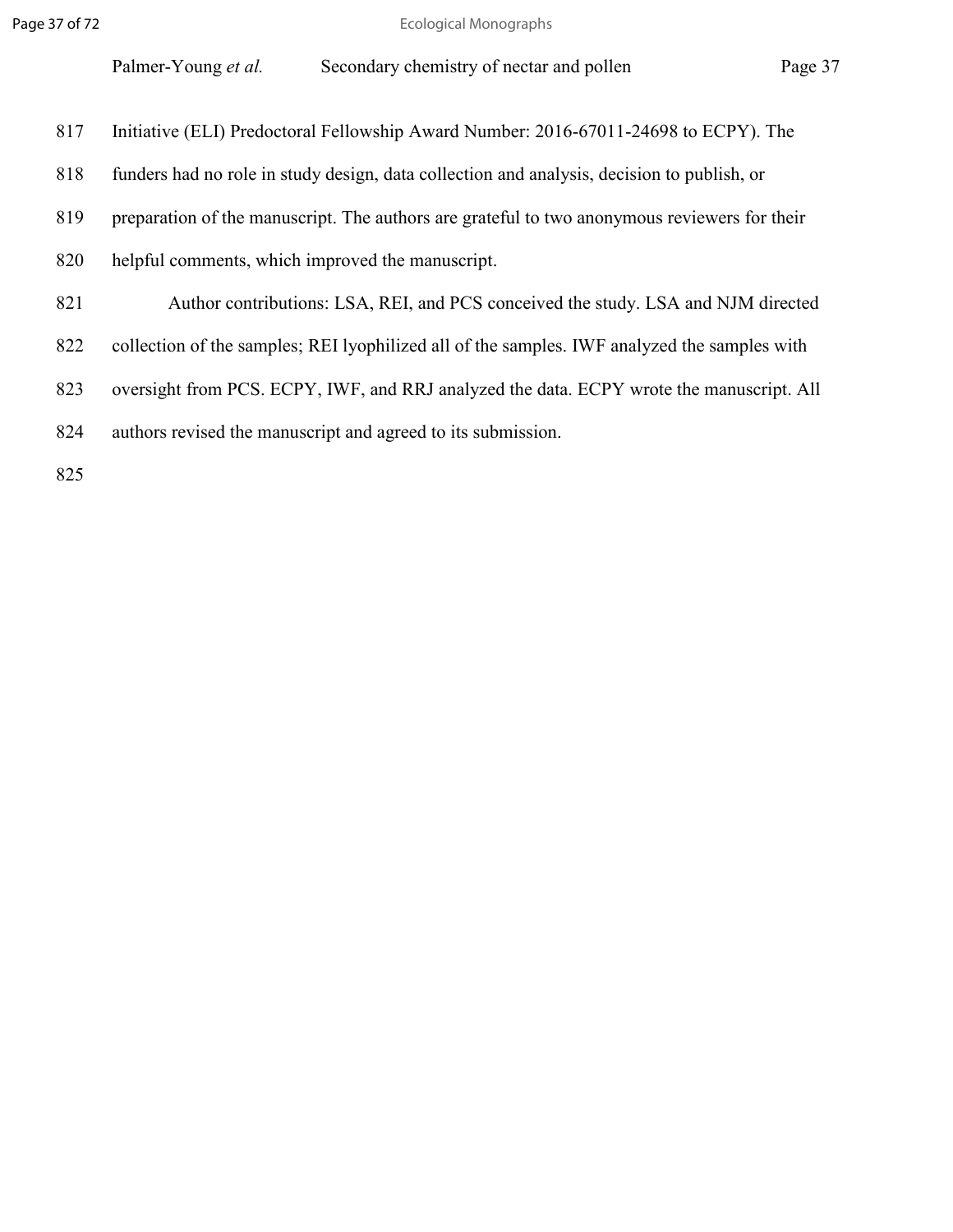Initiative (ELI) Predoctoral Fellowship Award Number: 2016-67011-24698 to ECPY). The funders had no role in study design, data collection and analysis, decision to publish, or preparation of the manuscript. The authors are grateful to two anonymous reviewers for their helpful comments, which improved the manuscript.

Author contributions: LSA, REI, and PCS conceived the study. LSA and NJM directed collection of the samples; REI lyophilized all of the samples. IWF analyzed the samples with oversight from PCS. ECPY, IWF, and RRJ analyzed the data. ECPY wrote the manuscript. All authors revised the manuscript and agreed to its submission.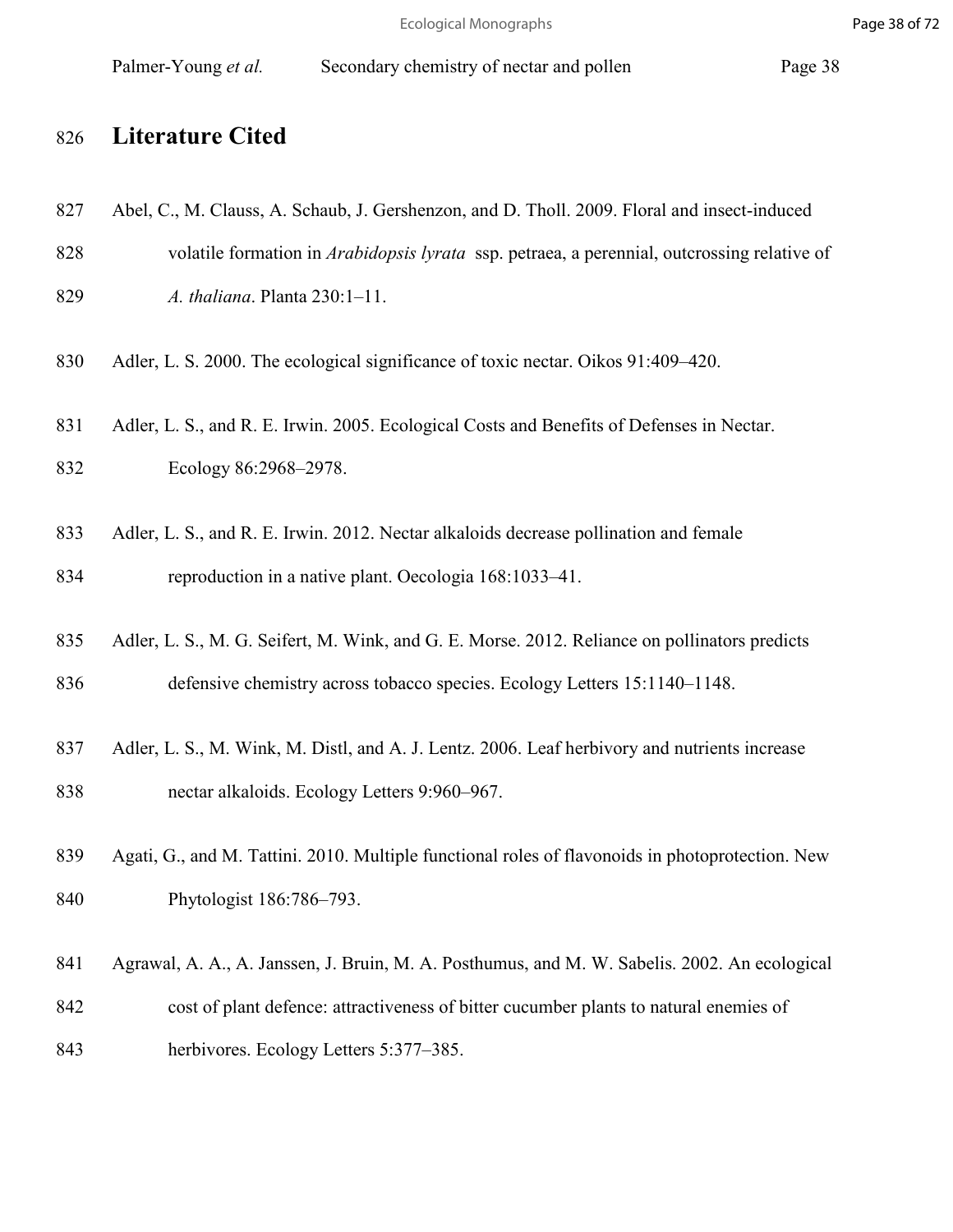# Literature Cited

Abel, C., M. Clauss, A. Schaub, J. Gershenzon, and D. Tholl. 2009. Floral and insect-induced volatile formation in *Arabidopsis lyrata* ssp. petraea, a perennial, outcrossing relative of *A. thaliana*. Planta 230:1–11.

Adler, L. S. 2000. The ecological significance of toxic nectar. Oikos 91:409–420.

Adler, L. S., and R. E. Irwin. 2005. Ecological Costs and Benefits of Defenses in Nectar. Ecology 86:2968–2978.

Adler, L. S., and R. E. Irwin. 2012. Nectar alkaloids decrease pollination and female reproduction in a native plant. Oecologia 168:1033–41.

Adler, L. S., M. G. Seifert, M. Wink, and G. E. Morse. 2012. Reliance on pollinators predicts defensive chemistry across tobacco species. Ecology Letters 15:1140–1148.

Adler, L. S., M. Wink, M. Distl, and A. J. Lentz. 2006. Leaf herbivory and nutrients increase nectar alkaloids. Ecology Letters 9:960–967.

Agati, G., and M. Tattini. 2010. Multiple functional roles of flavonoids in photoprotection. New Phytologist 186:786–793.

Agrawal, A. A., A. Janssen, J. Bruin, M. A. Posthumus, and M. W. Sabelis. 2002. An ecological cost of plant defence: attractiveness of bitter cucumber plants to natural enemies of herbivores. Ecology Letters 5:377–385.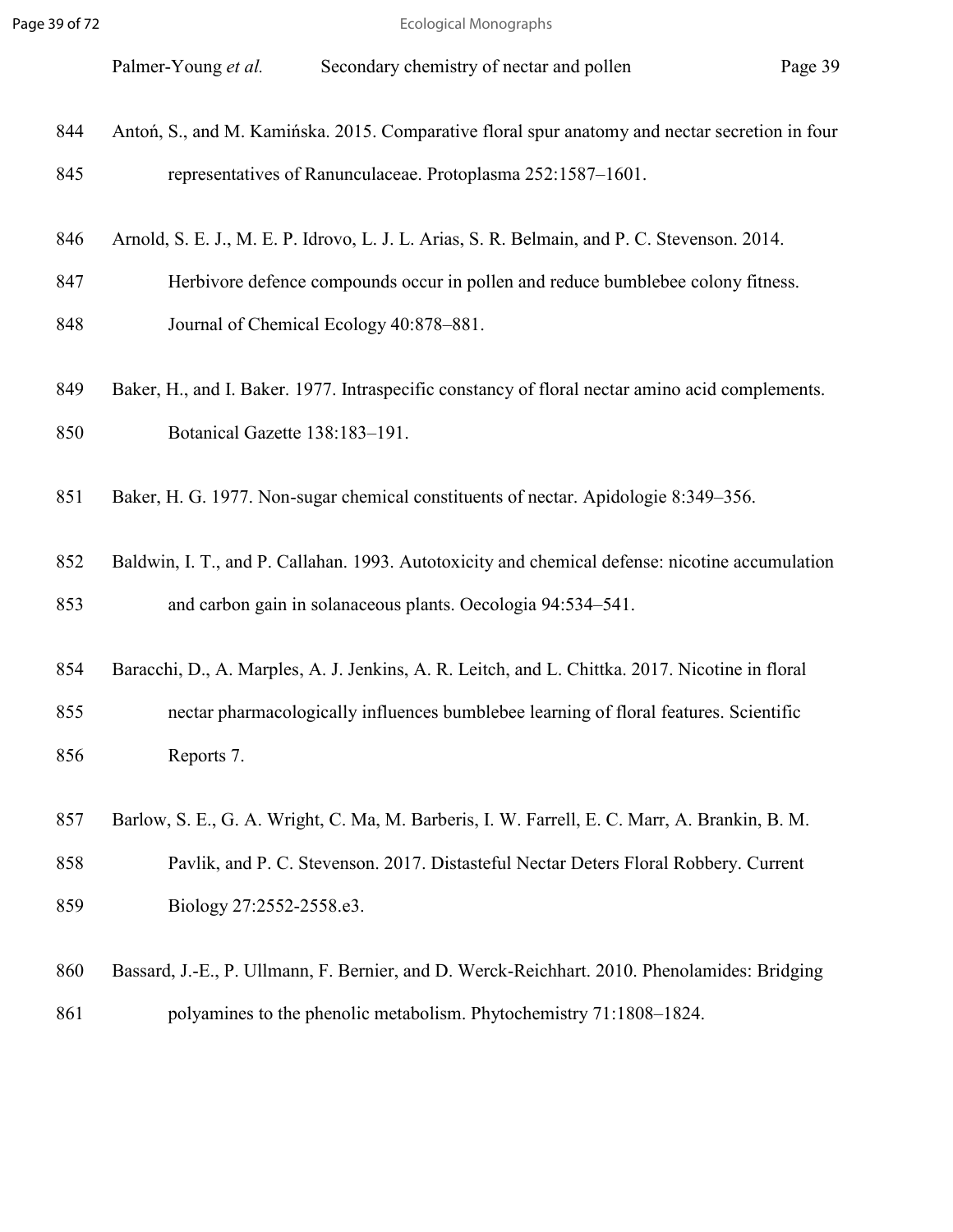Antoń, S., and M. Kamińska. 2015. Comparative floral spur anatomy and nectar secretion in four representatives of Ranunculaceae. Protoplasma 252:1587–1601.

Arnold, S. E. J., M. E. P. Idrovo, L. J. L. Arias, S. R. Belmain, and P. C. Stevenson. 2014. Herbivore defence compounds occur in pollen and reduce bumblebee colony fitness. Journal of Chemical Ecology 40:878–881.

Baker, H., and I. Baker. 1977. Intraspecific constancy of floral nectar amino acid complements. Botanical Gazette 138:183–191.

Baker, H. G. 1977. Non-sugar chemical constituents of nectar. Apidologie 8:349–356.

Baldwin, I. T., and P. Callahan. 1993. Autotoxicity and chemical defense: nicotine accumulation and carbon gain in solanaceous plants. Oecologia 94:534–541.

Baracchi, D., A. Marples, A. J. Jenkins, A. R. Leitch, and L. Chittka. 2017. Nicotine in floral nectar pharmacologically influences bumblebee learning of floral features. Scientific Reports 7.

Barlow, S. E., G. A. Wright, C. Ma, M. Barberis, I. W. Farrell, E. C. Marr, A. Brankin, B. M. Pavlik, and P. C. Stevenson. 2017. Distasteful Nectar Deters Floral Robbery. Current Biology 27:2552-2558.e3.

Bassard, J.-E., P. Ullmann, F. Bernier, and D. Werck-Reichhart. 2010. Phenolamides: Bridging polyamines to the phenolic metabolism. Phytochemistry 71:1808–1824.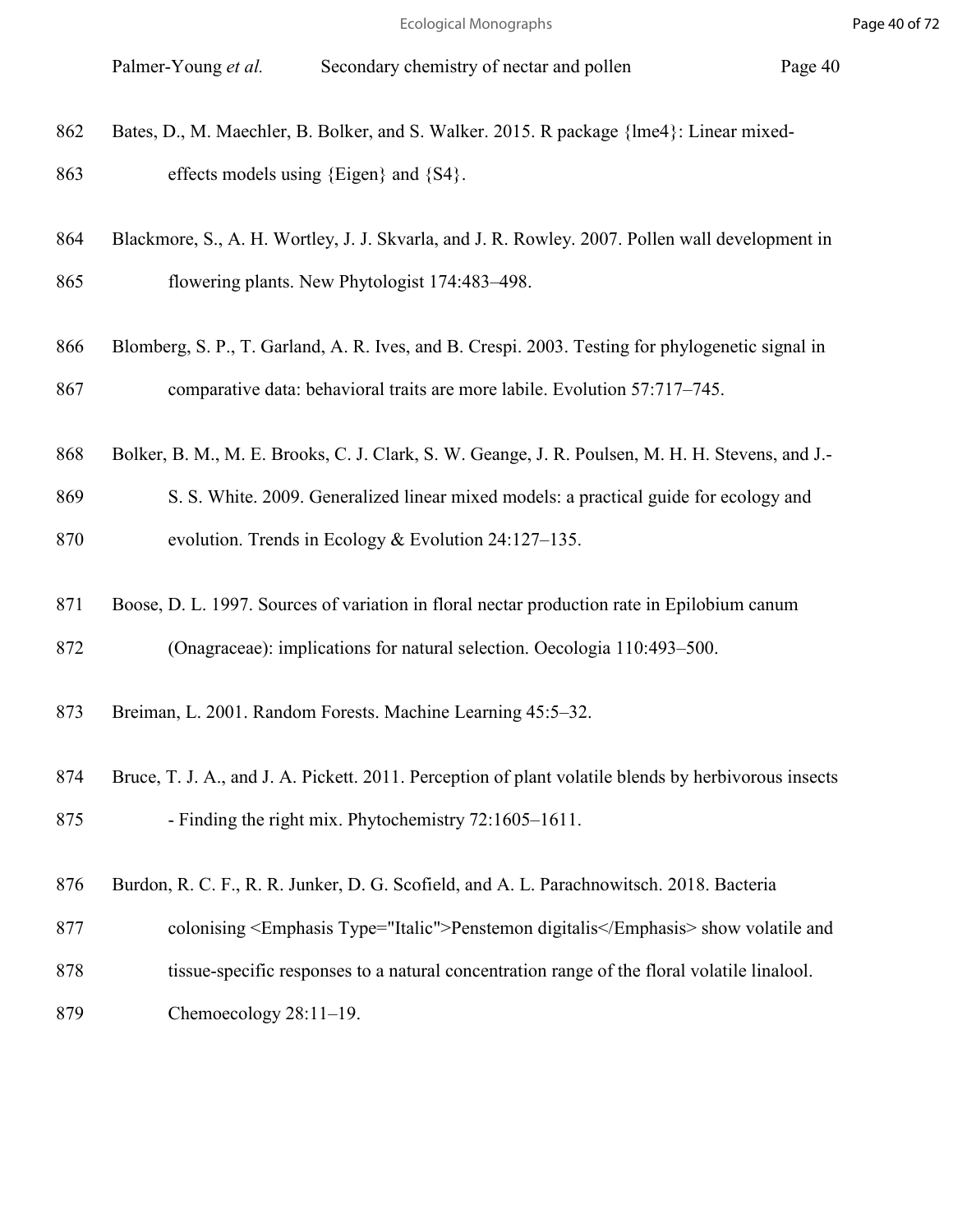862 Bates, D., M. Maechler, B. Bolker, and S. Walker. 2015. R package {lme4}: Linear mixed-
863 effects models using {Eigen} and {S4}.

864 Blackmore, S., A. H. Wortley, J. J. Skvarla, and J. R. Rowley. 2007. Pollen wall development in
865 flowering plants. New Phytologist 174:483–498.

866 Blomberg, S. P., T. Garland, A. R. Ives, and B. Crespi. 2003. Testing for phylogenetic signal in
867 comparative data: behavioral traits are more labile. Evolution 57:717–745.

868 Bolker, B. M., M. E. Brooks, C. J. Clark, S. W. Geange, J. R. Poulsen, M. H. H. Stevens, and J.-
869 S. S. White. 2009. Generalized linear mixed models: a practical guide for ecology and
870 evolution. Trends in Ecology & Evolution 24:127–135.

871 Boose, D. L. 1997. Sources of variation in floral nectar production rate in Epilobium canum
872 (Onagraceae): implications for natural selection. Oecologia 110:493–500.

873 Breiman, L. 2001. Random Forests. Machine Learning 45:5–32.

874 Bruce, T. J. A., and J. A. Pickett. 2011. Perception of plant volatile blends by herbivorous insects
875 - Finding the right mix. Phytochemistry 72:1605–1611.

876 Burdon, R. C. F., R. R. Junker, D. G. Scofield, and A. L. Parachnowitsch. 2018. Bacteria
877 colonising <Emphasis Type="Italic">Penstemon digitalis</Emphasis> show volatile and
878 tissue-specific responses to a natural concentration range of the floral volatile linalool.
879 Chemoecology 28:11–19.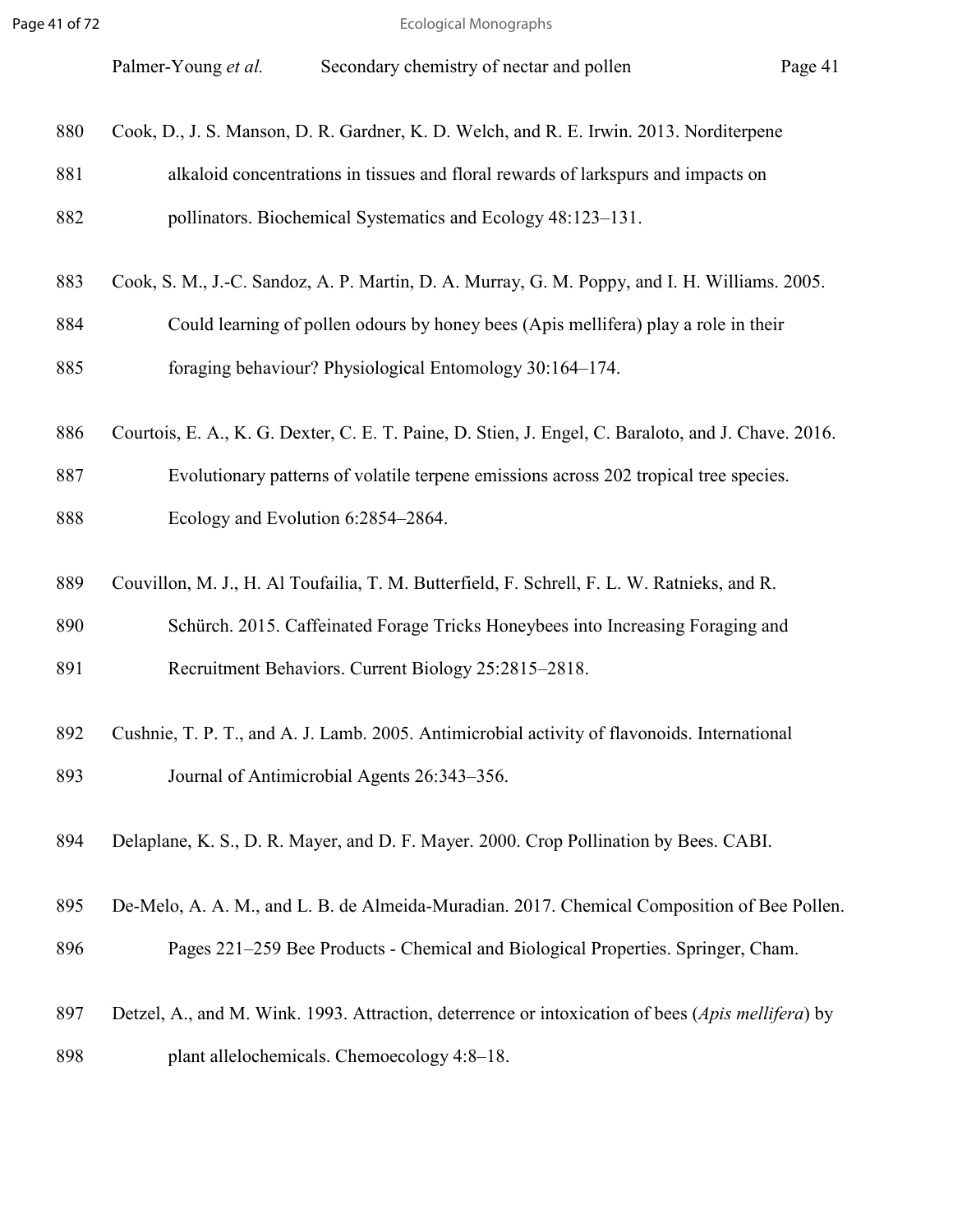Cook, D., J. S. Manson, D. R. Gardner, K. D. Welch, and R. E. Irwin. 2013. Norditerpene alkaloid concentrations in tissues and floral rewards of larkspurs and impacts on pollinators. Biochemical Systematics and Ecology 48:123–131.

Cook, S. M., J.-C. Sandoz, A. P. Martin, D. A. Murray, G. M. Poppy, and I. H. Williams. 2005. Could learning of pollen odours by honey bees (Apis mellifera) play a role in their foraging behaviour? Physiological Entomology 30:164–174.

Courtois, E. A., K. G. Dexter, C. E. T. Paine, D. Stien, J. Engel, C. Baraloto, and J. Chave. 2016. Evolutionary patterns of volatile terpene emissions across 202 tropical tree species. Ecology and Evolution 6:2854–2864.

Couvillon, M. J., H. Al Toufailia, T. M. Butterfield, F. Schrell, F. L. W. Ratnieks, and R. Schürch. 2015. Caffeinated Forage Tricks Honeybees into Increasing Foraging and Recruitment Behaviors. Current Biology 25:2815–2818.

Cushnie, T. P. T., and A. J. Lamb. 2005. Antimicrobial activity of flavonoids. International Journal of Antimicrobial Agents 26:343–356.

Delaplane, K. S., D. R. Mayer, and D. F. Mayer. 2000. Crop Pollination by Bees. CABI.

De-Melo, A. A. M., and L. B. de Almeida-Muradian. 2017. Chemical Composition of Bee Pollen. Pages 221–259 Bee Products - Chemical and Biological Properties. Springer, Cham.

Detzel, A., and M. Wink. 1993. Attraction, deterrence or intoxication of bees (*Apis mellifera*) by plant allelochemicals. Chemoecology 4:8–18.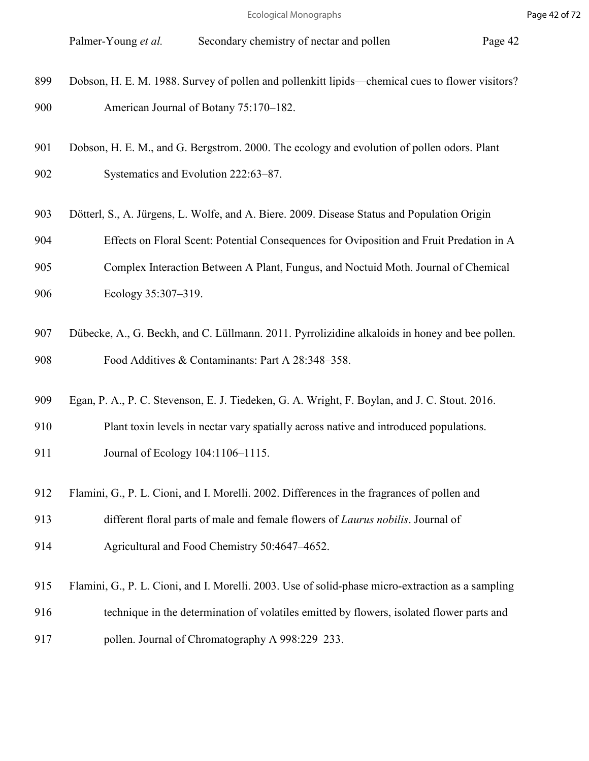Dobson, H. E. M. 1988. Survey of pollen and pollenkitt lipids—chemical cues to flower visitors? American Journal of Botany 75:170–182.

Dobson, H. E. M., and G. Bergstrom. 2000. The ecology and evolution of pollen odors. Plant Systematics and Evolution 222:63–87.

Dötterl, S., A. Jürgens, L. Wolfe, and A. Biere. 2009. Disease Status and Population Origin Effects on Floral Scent: Potential Consequences for Oviposition and Fruit Predation in A Complex Interaction Between A Plant, Fungus, and Noctuid Moth. Journal of Chemical Ecology 35:307–319.

Dübecke, A., G. Beckh, and C. Lüllmann. 2011. Pyrrolizidine alkaloids in honey and bee pollen. Food Additives & Contaminants: Part A 28:348–358.

Egan, P. A., P. C. Stevenson, E. J. Tiedeken, G. A. Wright, F. Boylan, and J. C. Stout. 2016. Plant toxin levels in nectar vary spatially across native and introduced populations. Journal of Ecology 104:1106–1115.

Flamini, G., P. L. Cioni, and I. Morelli. 2002. Differences in the fragrances of pollen and different floral parts of male and female flowers of *Laurus nobilis*. Journal of Agricultural and Food Chemistry 50:4647–4652.

Flamini, G., P. L. Cioni, and I. Morelli. 2003. Use of solid-phase micro-extraction as a sampling technique in the determination of volatiles emitted by flowers, isolated flower parts and pollen. Journal of Chromatography A 998:229–233.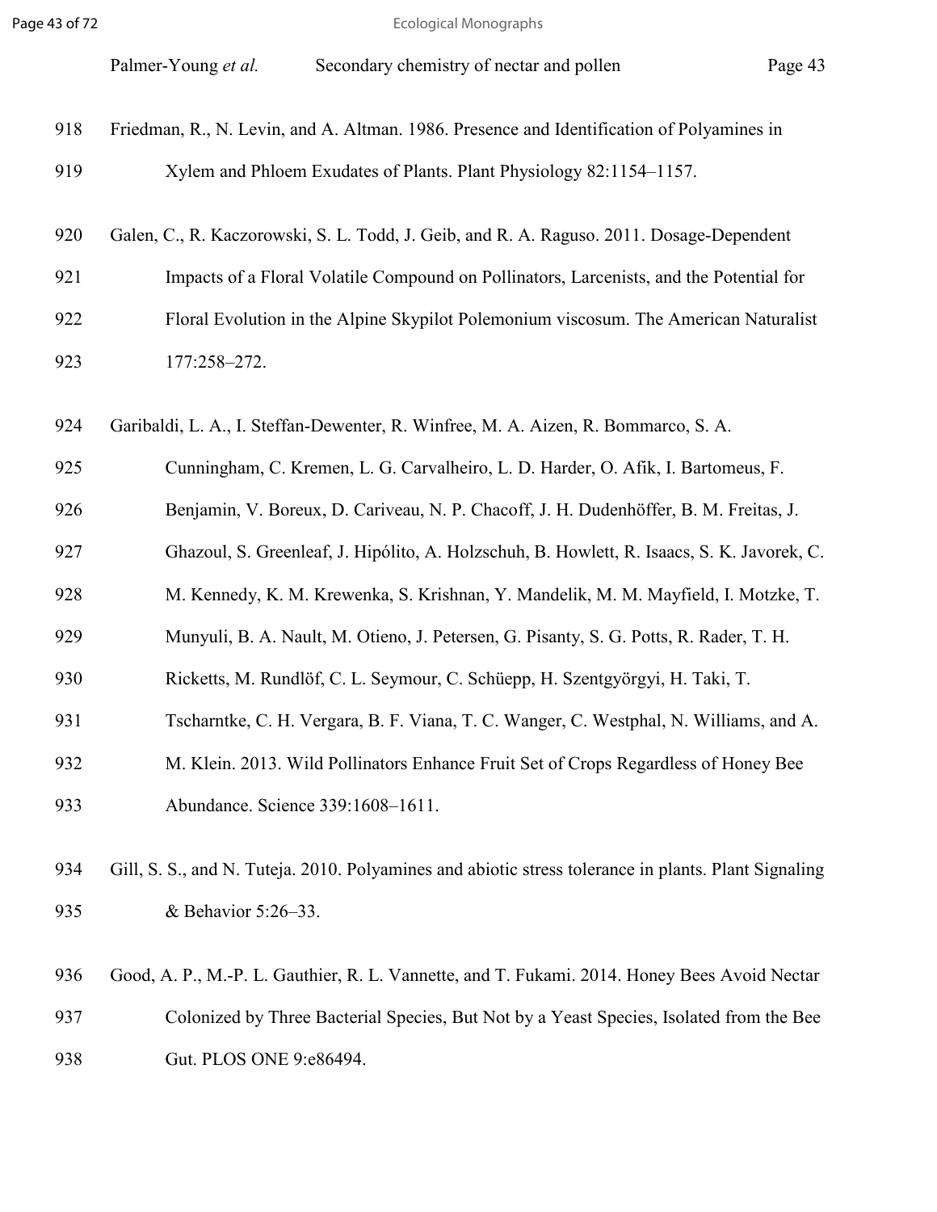918 Friedman, R., N. Levin, and A. Altman. 1986. Presence and Identification of Polyamines in
919 Xylem and Phloem Exudates of Plants. Plant Physiology 82:1154–1157.

920 Galen, C., R. Kaczorowski, S. L. Todd, J. Geib, and R. A. Raguso. 2011. Dosage-Dependent
921 Impacts of a Floral Volatile Compound on Pollinators, Larcenists, and the Potential for
922 Floral Evolution in the Alpine Skypilot Polemonium viscosum. The American Naturalist
923 177:258–272.

924 Garibaldi, L. A., I. Steffan-Dewenter, R. Winfree, M. A. Aizen, R. Bommarco, S. A.
925 Cunningham, C. Kremen, L. G. Carvalheiro, L. D. Harder, O. Afik, I. Bartomeus, F.
926 Benjamin, V. Boreux, D. Cariveau, N. P. Chacoff, J. H. Dudenhöffer, B. M. Freitas, J.
927 Ghazoul, S. Greenleaf, J. Hipólito, A. Holzschuh, B. Howlett, R. Isaacs, S. K. Javorek, C.
928 M. Kennedy, K. M. Krewenka, S. Krishnan, Y. Mandelik, M. M. Mayfield, I. Motzke, T.
929 Munyuli, B. A. Nault, M. Otieno, J. Petersen, G. Pisanty, S. G. Potts, R. Rader, T. H.
930 Ricketts, M. Rundlöf, C. L. Seymour, C. Schüepp, H. Szentgyörgyi, H. Taki, T.
931 Tscharntke, C. H. Vergara, B. F. Viana, T. C. Wanger, C. Westphal, N. Williams, and A.
932 M. Klein. 2013. Wild Pollinators Enhance Fruit Set of Crops Regardless of Honey Bee
933 Abundance. Science 339:1608–1611.

934 Gill, S. S., and N. Tuteja. 2010. Polyamines and abiotic stress tolerance in plants. Plant Signaling
935 & Behavior 5:26–33.

936 Good, A. P., M.-P. L. Gauthier, R. L. Vannette, and T. Fukami. 2014. Honey Bees Avoid Nectar
937 Colonized by Three Bacterial Species, But Not by a Yeast Species, Isolated from the Bee
938 Gut. PLOS ONE 9:e86494.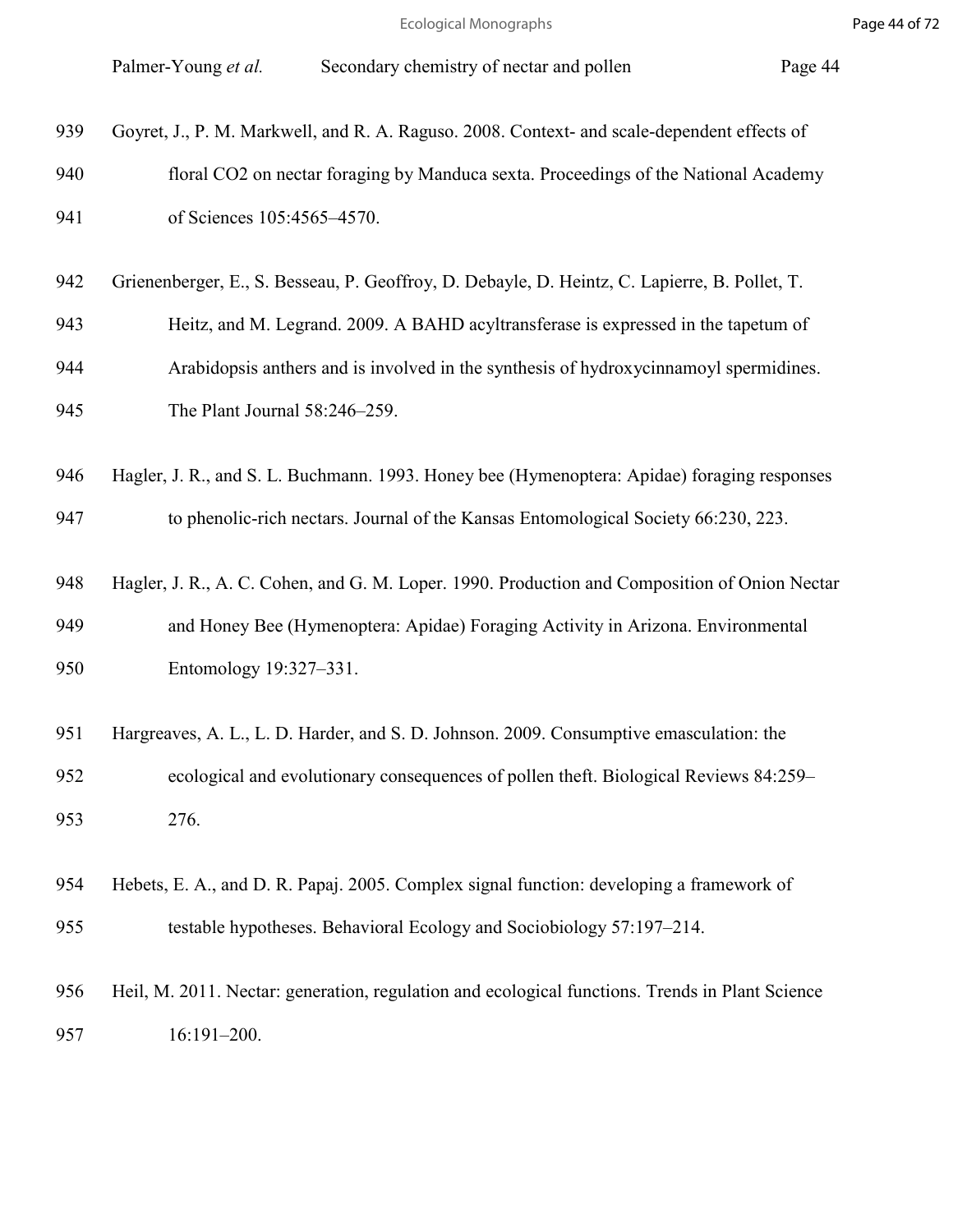939 Goyret, J., P. M. Markwell, and R. A. Raguso. 2008. Context- and scale-dependent effects of
940 floral $CO_2$ on nectar foraging by Manduca sexta. Proceedings of the National Academy
941 of Sciences 105:4565–4570.

942 Grienenberger, E., S. Besseau, P. Geoffroy, D. Debayle, D. Heintz, C. Lapierre, B. Pollet, T.
943 Heitz, and M. Legrand. 2009. A BAHD acyltransferase is expressed in the tapetum of
944 Arabidopsis anthers and is involved in the synthesis of hydroxycinnamoyl spermidines.
945 The Plant Journal 58:246–259.

946 Hagler, J. R., and S. L. Buchmann. 1993. Honey bee (Hymenoptera: Apidae) foraging responses
947 to phenolic-rich nectars. Journal of the Kansas Entomological Society 66:230, 223.

948 Hagler, J. R., A. C. Cohen, and G. M. Loper. 1990. Production and Composition of Onion Nectar
949 and Honey Bee (Hymenoptera: Apidae) Foraging Activity in Arizona. Environmental
950 Entomology 19:327–331.

951 Hargreaves, A. L., L. D. Harder, and S. D. Johnson. 2009. Consumptive emasculation: the
952 ecological and evolutionary consequences of pollen theft. Biological Reviews 84:259–
953 276.

954 Hebets, E. A., and D. R. Papaj. 2005. Complex signal function: developing a framework of
955 testable hypotheses. Behavioral Ecology and Sociobiology 57:197–214.

956 Heil, M. 2011. Nectar: generation, regulation and ecological functions. Trends in Plant Science
957 16:191–200.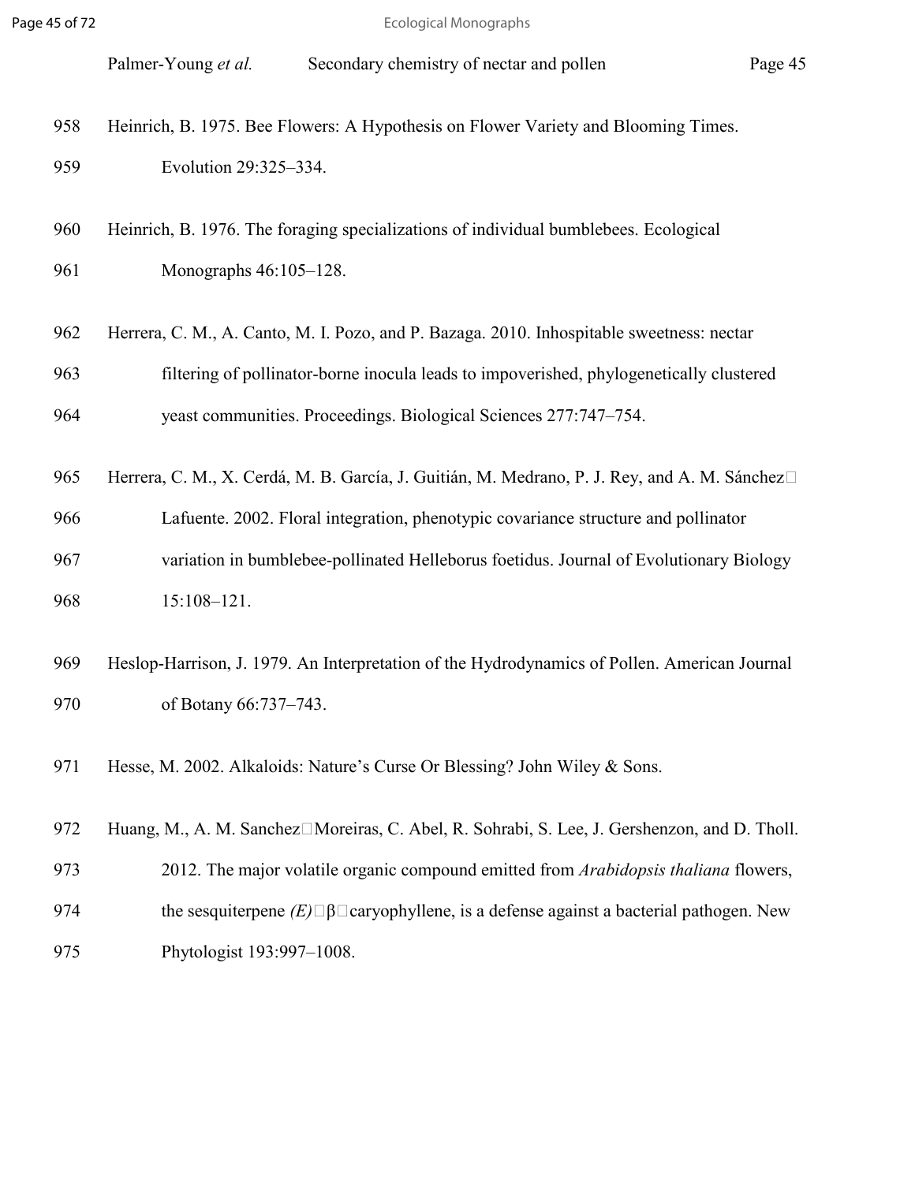Heinrich, B. 1975. Bee Flowers: A Hypothesis on Flower Variety and Blooming Times. Evolution 29:325–334.

Heinrich, B. 1976. The foraging specializations of individual bumblebees. Ecological Monographs 46:105–128.

Herrera, C. M., A. Canto, M. I. Pozo, and P. Bazaga. 2010. Inhospitable sweetness: nectar filtering of pollinator-borne inocula leads to impoverished, phylogenetically clustered yeast communities. Proceedings. Biological Sciences 277:747–754.

Herrera, C. M., X. Cerdá, M. B. García, J. Guitián, M. Medrano, P. J. Rey, and A. M. Sánchez-Lafuente. 2002. Floral integration, phenotypic covariance structure and pollinator variation in bumblebee-pollinated Helleborus foetidus. Journal of Evolutionary Biology 15:108–121.

Heslop-Harrison, J. 1979. An Interpretation of the Hydrodynamics of Pollen. American Journal of Botany 66:737–743.

Hesse, M. 2002. Alkaloids: Nature's Curse Or Blessing? John Wiley & Sons.

Huang, M., A. M. Sanchez-Moreiras, C. Abel, R. Sohrabi, S. Lee, J. Gershenzon, and D. Tholl. 2012. The major volatile organic compound emitted from *Arabidopsis thaliana* flowers, the sesquiterpene *(E)*-β-caryophyllene, is a defense against a bacterial pathogen. New Phytologist 193:997–1008.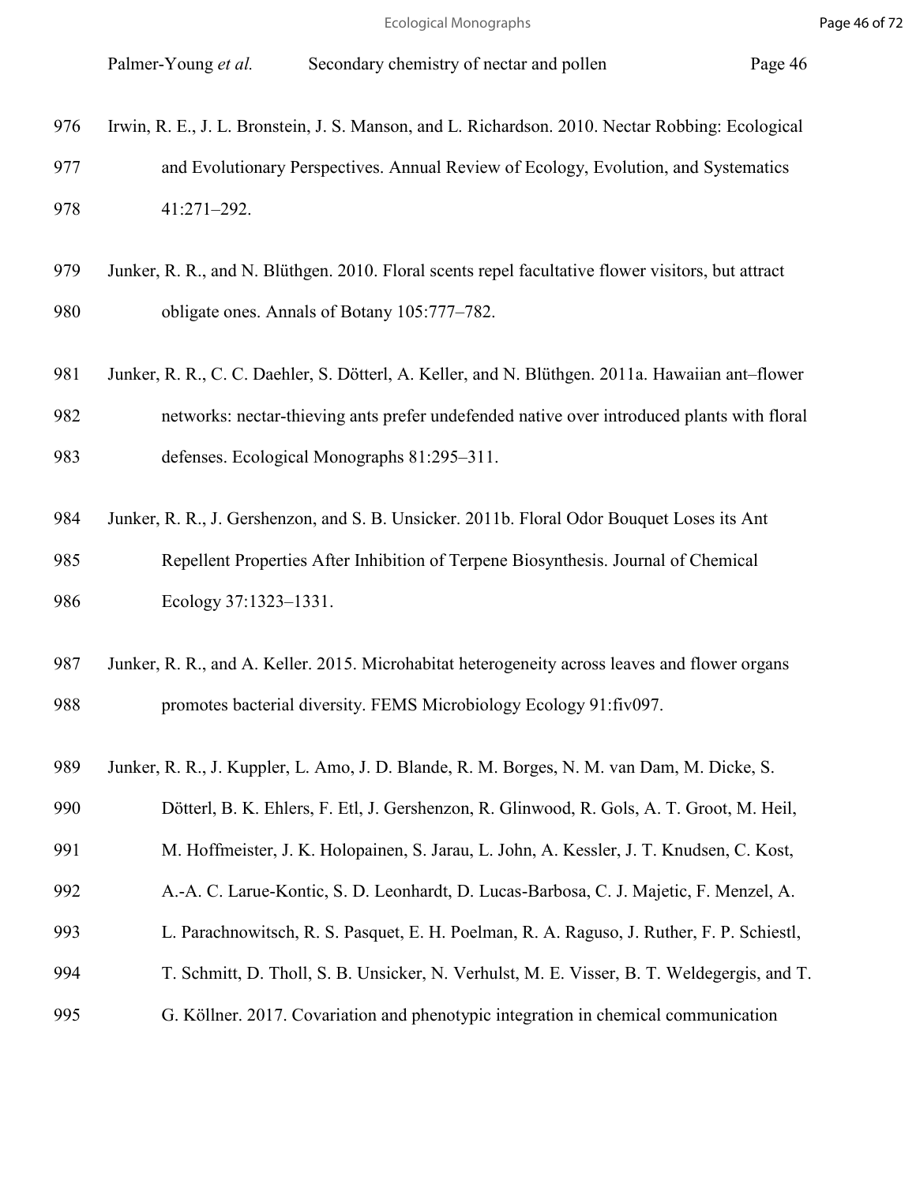Irwin, R. E., J. L. Bronstein, J. S. Manson, and L. Richardson. 2010. Nectar Robbing: Ecological and Evolutionary Perspectives. Annual Review of Ecology, Evolution, and Systematics 41:271–292.

Junker, R. R., and N. Blüthgen. 2010. Floral scents repel facultative flower visitors, but attract obligate ones. Annals of Botany 105:777–782.

Junker, R. R., C. C. Daehler, S. Dötterl, A. Keller, and N. Blüthgen. 2011a. Hawaiian ant–flower networks: nectar-thieving ants prefer undefended native over introduced plants with floral defenses. Ecological Monographs 81:295–311.

Junker, R. R., J. Gershenzon, and S. B. Unsicker. 2011b. Floral Odor Bouquet Loses its Ant Repellent Properties After Inhibition of Terpene Biosynthesis. Journal of Chemical Ecology 37:1323–1331.

Junker, R. R., and A. Keller. 2015. Microhabitat heterogeneity across leaves and flower organs promotes bacterial diversity. FEMS Microbiology Ecology 91:fiv097.

Junker, R. R., J. Kuppler, L. Amo, J. D. Blande, R. M. Borges, N. M. van Dam, M. Dicke, S. Dötterl, B. K. Ehlers, F. Etl, J. Gershenzon, R. Glinwood, R. Gols, A. T. Groot, M. Heil, M. Hoffmeister, J. K. Holopainen, S. Jarau, L. John, A. Kessler, J. T. Knudsen, C. Kost, A.-A. C. Larue-Kontic, S. D. Leonhardt, D. Lucas-Barbosa, C. J. Majetic, F. Menzel, A. L. Parachnowitsch, R. S. Pasquet, E. H. Poelman, R. A. Raguso, J. Ruther, F. P. Schiestl, T. Schmitt, D. Tholl, S. B. Unsicker, N. Verhulst, M. E. Visser, B. T. Weldegergis, and T. G. Köllner. 2017. Covariation and phenotypic integration in chemical communication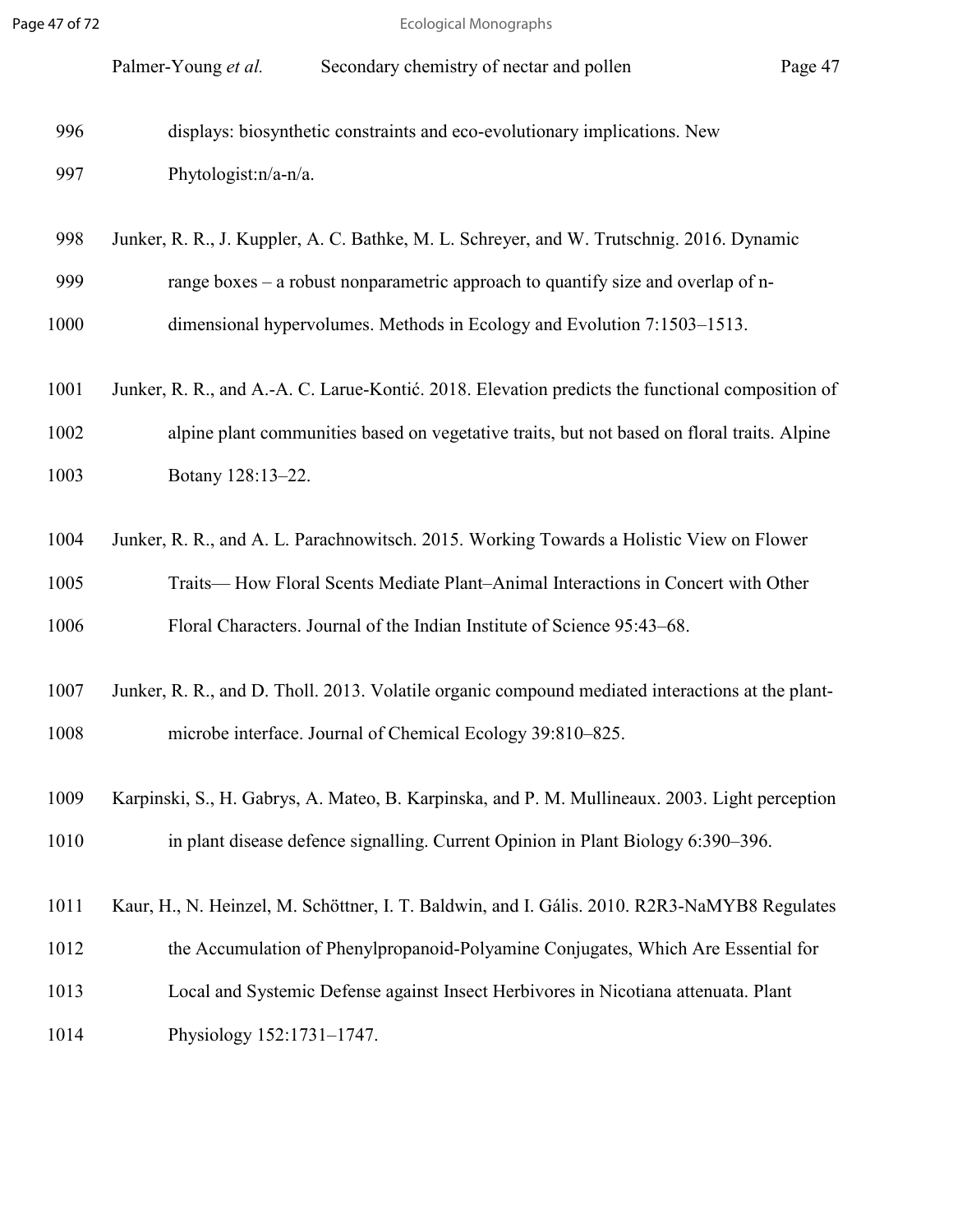displays: biosynthetic constraints and eco-evolutionary implications. New Phytologist:n/a-n/a.

Junker, R. R., J. Kuppler, A. C. Bathke, M. L. Schreyer, and W. Trutschnig. 2016. Dynamic range boxes – a robust nonparametric approach to quantify size and overlap of n-dimensional hypervolumes. Methods in Ecology and Evolution 7:1503–1513.

Junker, R. R., and A.-A. C. Larue-Kontić. 2018. Elevation predicts the functional composition of alpine plant communities based on vegetative traits, but not based on floral traits. Alpine Botany 128:13–22.

Junker, R. R., and A. L. Parachnowitsch. 2015. Working Towards a Holistic View on Flower Traits— How Floral Scents Mediate Plant–Animal Interactions in Concert with Other Floral Characters. Journal of the Indian Institute of Science 95:43–68.

Junker, R. R., and D. Tholl. 2013. Volatile organic compound mediated interactions at the plant-microbe interface. Journal of Chemical Ecology 39:810–825.

Karpinski, S., H. Gabrys, A. Mateo, B. Karpinska, and P. M. Mullineaux. 2003. Light perception in plant disease defence signalling. Current Opinion in Plant Biology 6:390–396.

Kaur, H., N. Heinzel, M. Schöttner, I. T. Baldwin, and I. Gális. 2010. R2R3-NaMYB8 Regulates the Accumulation of Phenylpropanoid-Polyamine Conjugates, Which Are Essential for Local and Systemic Defense against Insect Herbivores in Nicotiana attenuata. Plant Physiology 152:1731–1747.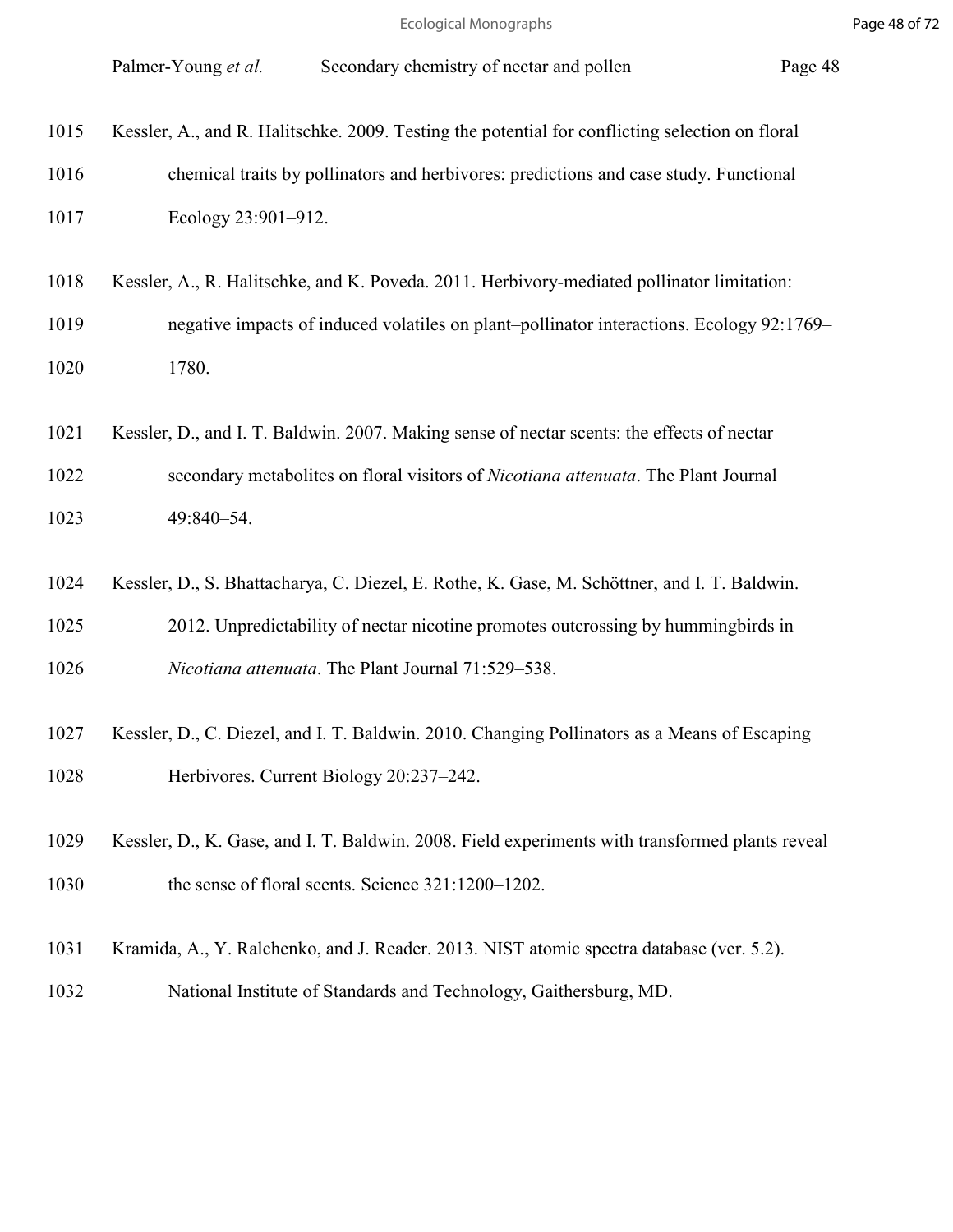Kessler, A., and R. Halitschke. 2009. Testing the potential for conflicting selection on floral chemical traits by pollinators and herbivores: predictions and case study. Functional Ecology 23:901–912.

Kessler, A., R. Halitschke, and K. Poveda. 2011. Herbivory-mediated pollinator limitation: negative impacts of induced volatiles on plant–pollinator interactions. Ecology 92:1769–1780.

Kessler, D., and I. T. Baldwin. 2007. Making sense of nectar scents: the effects of nectar secondary metabolites on floral visitors of *Nicotiana attenuata*. The Plant Journal 49:840–54.

Kessler, D., S. Bhattacharya, C. Diezel, E. Rothe, K. Gase, M. Schöttner, and I. T. Baldwin. 2012. Unpredictability of nectar nicotine promotes outcrossing by hummingbirds in *Nicotiana attenuata*. The Plant Journal 71:529–538.

Kessler, D., C. Diezel, and I. T. Baldwin. 2010. Changing Pollinators as a Means of Escaping Herbivores. Current Biology 20:237–242.

Kessler, D., K. Gase, and I. T. Baldwin. 2008. Field experiments with transformed plants reveal the sense of floral scents. Science 321:1200–1202.

Kramida, A., Y. Ralchenko, and J. Reader. 2013. NIST atomic spectra database (ver. 5.2). National Institute of Standards and Technology, Gaithersburg, MD.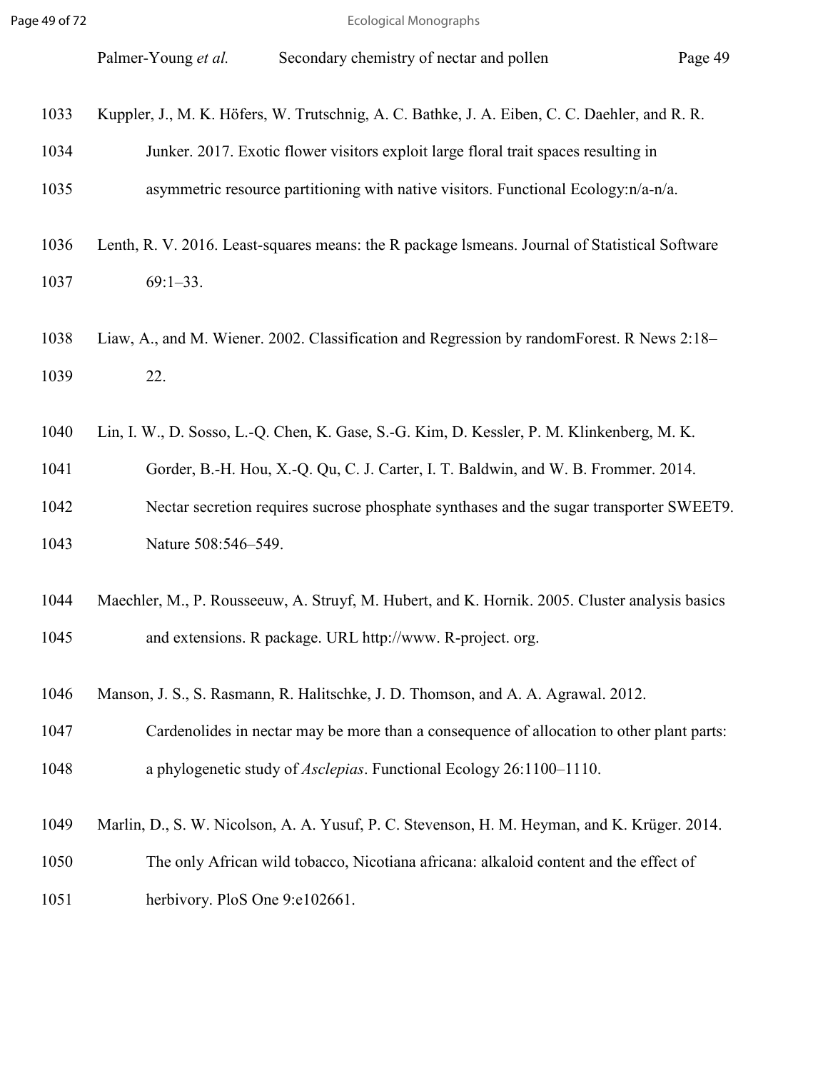Kuppler, J., M. K. Höfers, W. Trutschnig, A. C. Bathke, J. A. Eiben, C. C. Daehler, and R. R. Junker. 2017. Exotic flower visitors exploit large floral trait spaces resulting in asymmetric resource partitioning with native visitors. Functional Ecology:n/a-n/a.

Lenth, R. V. 2016. Least-squares means: the R package lsmeans. Journal of Statistical Software 69:1–33.

Liaw, A., and M. Wiener. 2002. Classification and Regression by randomForest. R News 2:18–22.

Lin, I. W., D. Sosso, L.-Q. Chen, K. Gase, S.-G. Kim, D. Kessler, P. M. Klinkenberg, M. K. Gorder, B.-H. Hou, X.-Q. Qu, C. J. Carter, I. T. Baldwin, and W. B. Frommer. 2014. Nectar secretion requires sucrose phosphate synthases and the sugar transporter SWEET9. Nature 508:546–549.

Maechler, M., P. Rousseeuw, A. Struyf, M. Hubert, and K. Hornik. 2005. Cluster analysis basics and extensions. R package. URL http://www. R-project. org.

Manson, J. S., S. Rasmann, R. Halitschke, J. D. Thomson, and A. A. Agrawal. 2012. Cardenolides in nectar may be more than a consequence of allocation to other plant parts: a phylogenetic study of *Asclepias*. Functional Ecology 26:1100–1110.

Marlin, D., S. W. Nicolson, A. A. Yusuf, P. C. Stevenson, H. M. Heyman, and K. Krüger. 2014. The only African wild tobacco, Nicotiana africana: alkaloid content and the effect of herbivory. PloS One 9:e102661.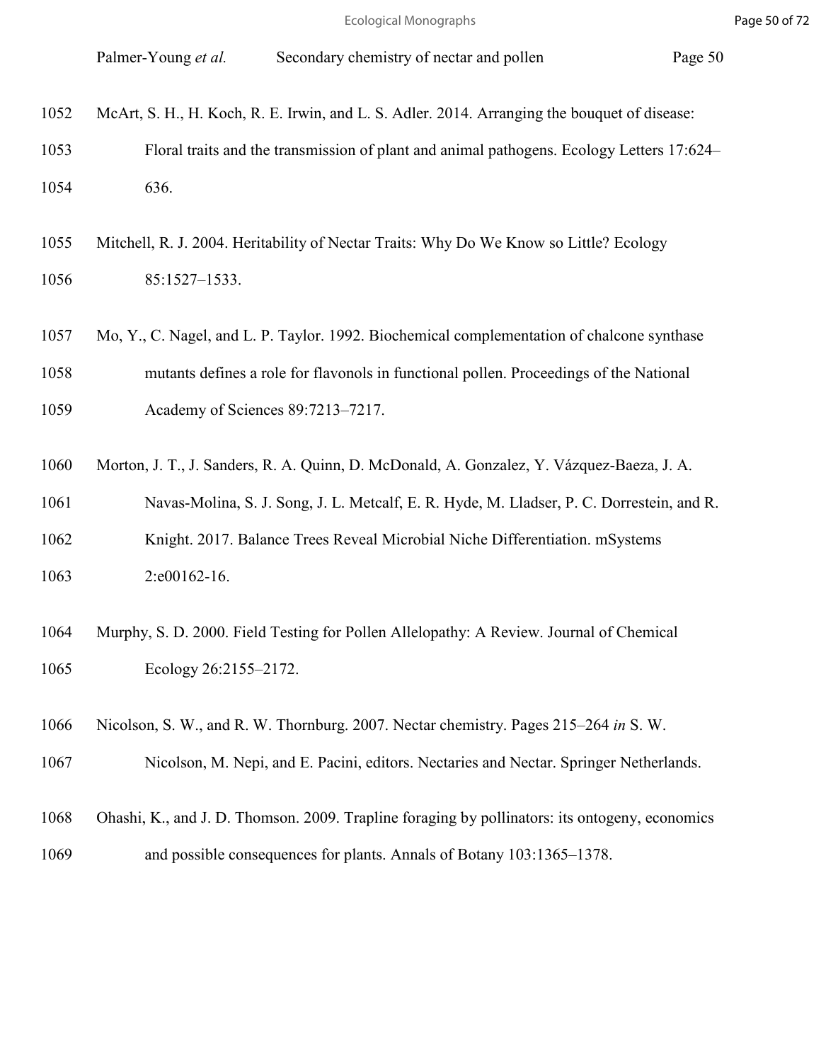McArt, S. H., H. Koch, R. E. Irwin, and L. S. Adler. 2014. Arranging the bouquet of disease: Floral traits and the transmission of plant and animal pathogens. Ecology Letters 17:624–636.

Mitchell, R. J. 2004. Heritability of Nectar Traits: Why Do We Know so Little? Ecology 85:1527–1533.

Mo, Y., C. Nagel, and L. P. Taylor. 1992. Biochemical complementation of chalcone synthase mutants defines a role for flavonols in functional pollen. Proceedings of the National Academy of Sciences 89:7213–7217.

Morton, J. T., J. Sanders, R. A. Quinn, D. McDonald, A. Gonzalez, Y. Vázquez-Baeza, J. A. Navas-Molina, S. J. Song, J. L. Metcalf, E. R. Hyde, M. Lladser, P. C. Dorrestein, and R. Knight. 2017. Balance Trees Reveal Microbial Niche Differentiation. mSystems 2:e00162-16.

Murphy, S. D. 2000. Field Testing for Pollen Allelopathy: A Review. Journal of Chemical Ecology 26:2155–2172.

Nicolson, S. W., and R. W. Thornburg. 2007. Nectar chemistry. Pages 215–264 *in* S. W. Nicolson, M. Nepi, and E. Pacini, editors. Nectaries and Nectar. Springer Netherlands.

Ohashi, K., and J. D. Thomson. 2009. Trapline foraging by pollinators: its ontogeny, economics and possible consequences for plants. Annals of Botany 103:1365–1378.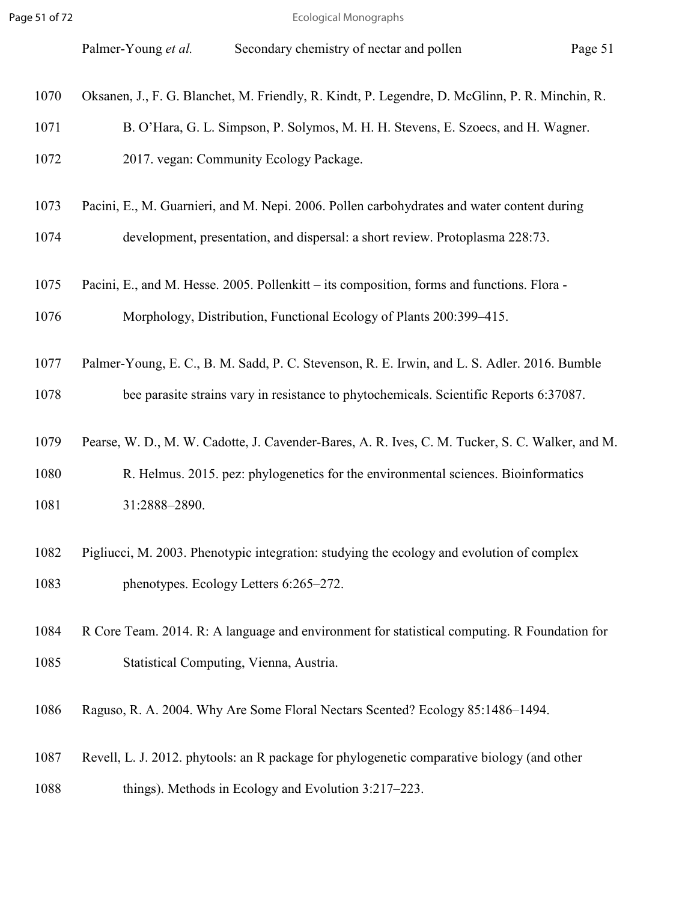Oksanen, J., F. G. Blanchet, M. Friendly, R. Kindt, P. Legendre, D. McGlinn, P. R. Minchin, R. B. O'Hara, G. L. Simpson, P. Solymos, M. H. H. Stevens, E. Szoecs, and H. Wagner. 2017. vegan: Community Ecology Package.

Pacini, E., M. Guarnieri, and M. Nepi. 2006. Pollen carbohydrates and water content during development, presentation, and dispersal: a short review. Protoplasma 228:73.

Pacini, E., and M. Hesse. 2005. Pollenkitt – its composition, forms and functions. Flora - Morphology, Distribution, Functional Ecology of Plants 200:399–415.

Palmer-Young, E. C., B. M. Sadd, P. C. Stevenson, R. E. Irwin, and L. S. Adler. 2016. Bumble bee parasite strains vary in resistance to phytochemicals. Scientific Reports 6:37087.

Pearse, W. D., M. W. Cadotte, J. Cavender-Bares, A. R. Ives, C. M. Tucker, S. C. Walker, and M. R. Helmus. 2015. pez: phylogenetics for the environmental sciences. Bioinformatics 31:2888–2890.

Pigliucci, M. 2003. Phenotypic integration: studying the ecology and evolution of complex phenotypes. Ecology Letters 6:265–272.

R Core Team. 2014. R: A language and environment for statistical computing. R Foundation for Statistical Computing, Vienna, Austria.

Raguso, R. A. 2004. Why Are Some Floral Nectars Scented? Ecology 85:1486–1494.

Revell, L. J. 2012. phytools: an R package for phylogenetic comparative biology (and other things). Methods in Ecology and Evolution 3:217–223.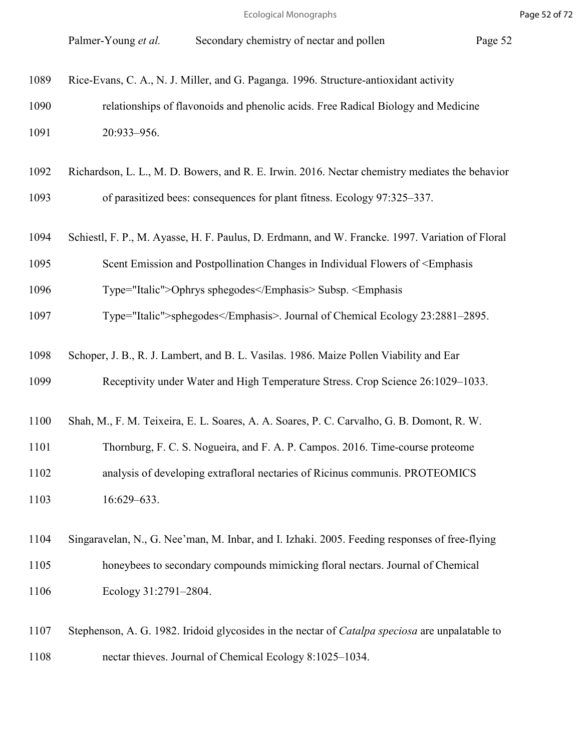Rice-Evans, C. A., N. J. Miller, and G. Paganga. 1996. Structure-antioxidant activity relationships of flavonoids and phenolic acids. Free Radical Biology and Medicine 20:933–956.

Richardson, L. L., M. D. Bowers, and R. E. Irwin. 2016. Nectar chemistry mediates the behavior of parasitized bees: consequences for plant fitness. Ecology 97:325–337.

Schiestl, F. P., M. Ayasse, H. F. Paulus, D. Erdmann, and W. Francke. 1997. Variation of Floral Scent Emission and Postpollination Changes in Individual Flowers of <Emphasis Type="Italic">Ophrys sphegodes</Emphasis> Subsp. <Emphasis Type="Italic">sphegodes</Emphasis>. Journal of Chemical Ecology 23:2881–2895.

Schoper, J. B., R. J. Lambert, and B. L. Vasilas. 1986. Maize Pollen Viability and Ear Receptivity under Water and High Temperature Stress. Crop Science 26:1029–1033.

Shah, M., F. M. Teixeira, E. L. Soares, A. A. Soares, P. C. Carvalho, G. B. Domont, R. W. Thornburg, F. C. S. Nogueira, and F. A. P. Campos. 2016. Time-course proteome analysis of developing extrafloral nectaries of Ricinus communis. PROTEOMICS 16:629–633.

Singaravelan, N., G. Nee'man, M. Inbar, and I. Izhaki. 2005. Feeding responses of free-flying honeybees to secondary compounds mimicking floral nectars. Journal of Chemical Ecology 31:2791–2804.

Stephenson, A. G. 1982. Iridoid glycosides in the nectar of *Catalpa speciosa* are unpalatable to nectar thieves. Journal of Chemical Ecology 8:1025–1034.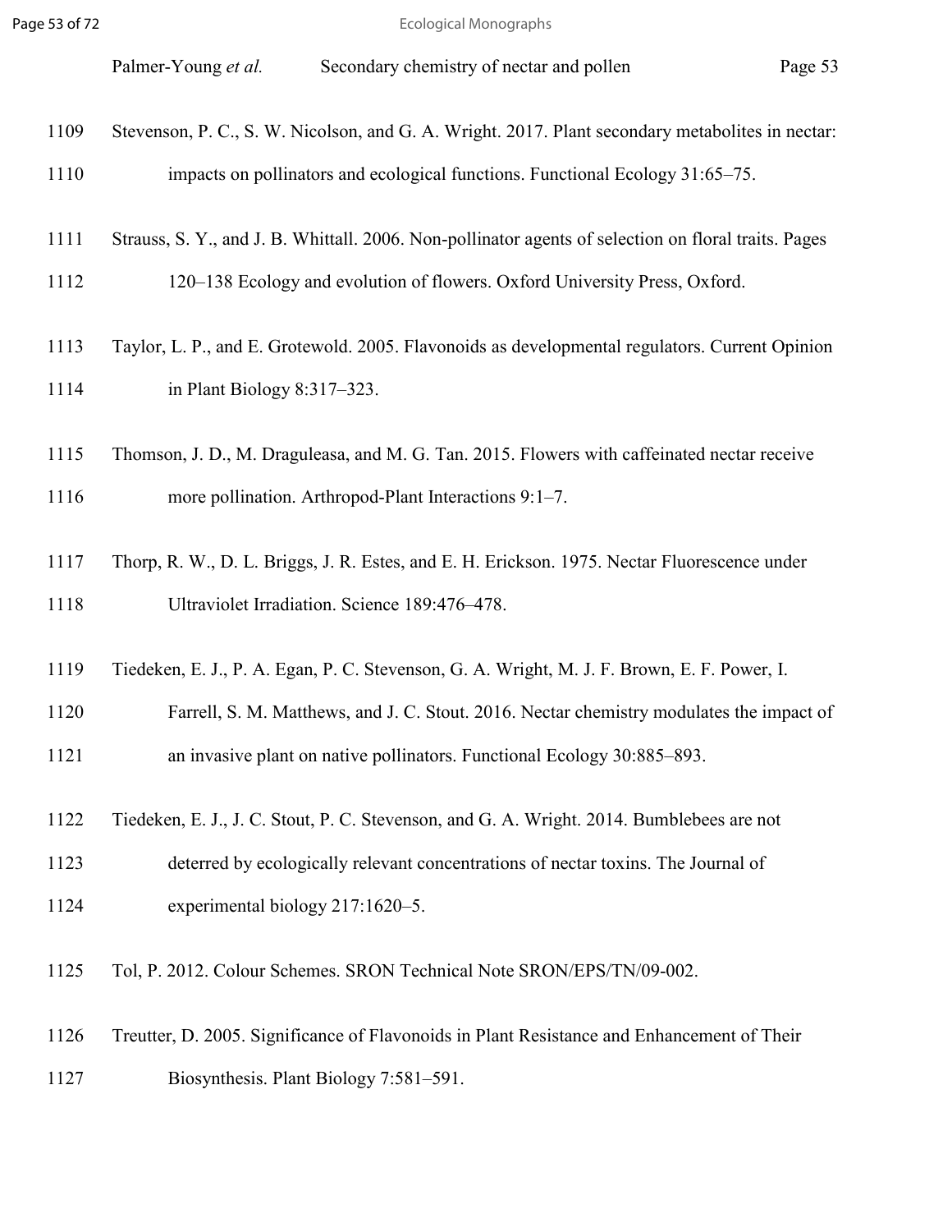Stevenson, P. C., S. W. Nicolson, and G. A. Wright. 2017. Plant secondary metabolites in nectar: impacts on pollinators and ecological functions. Functional Ecology 31:65–75.

Strauss, S. Y., and J. B. Whittall. 2006. Non-pollinator agents of selection on floral traits. Pages 120–138 Ecology and evolution of flowers. Oxford University Press, Oxford.

Taylor, L. P., and E. Grotewold. 2005. Flavonoids as developmental regulators. Current Opinion in Plant Biology 8:317–323.

Thomson, J. D., M. Draguleasa, and M. G. Tan. 2015. Flowers with caffeinated nectar receive more pollination. Arthropod-Plant Interactions 9:1–7.

Thorp, R. W., D. L. Briggs, J. R. Estes, and E. H. Erickson. 1975. Nectar Fluorescence under Ultraviolet Irradiation. Science 189:476–478.

Tiedeken, E. J., P. A. Egan, P. C. Stevenson, G. A. Wright, M. J. F. Brown, E. F. Power, I. Farrell, S. M. Matthews, and J. C. Stout. 2016. Nectar chemistry modulates the impact of an invasive plant on native pollinators. Functional Ecology 30:885–893.

Tiedeken, E. J., J. C. Stout, P. C. Stevenson, and G. A. Wright. 2014. Bumblebees are not deterred by ecologically relevant concentrations of nectar toxins. The Journal of experimental biology 217:1620–5.

Tol, P. 2012. Colour Schemes. SRON Technical Note SRON/EPS/TN/09-002.

Treutter, D. 2005. Significance of Flavonoids in Plant Resistance and Enhancement of Their Biosynthesis. Plant Biology 7:581–591.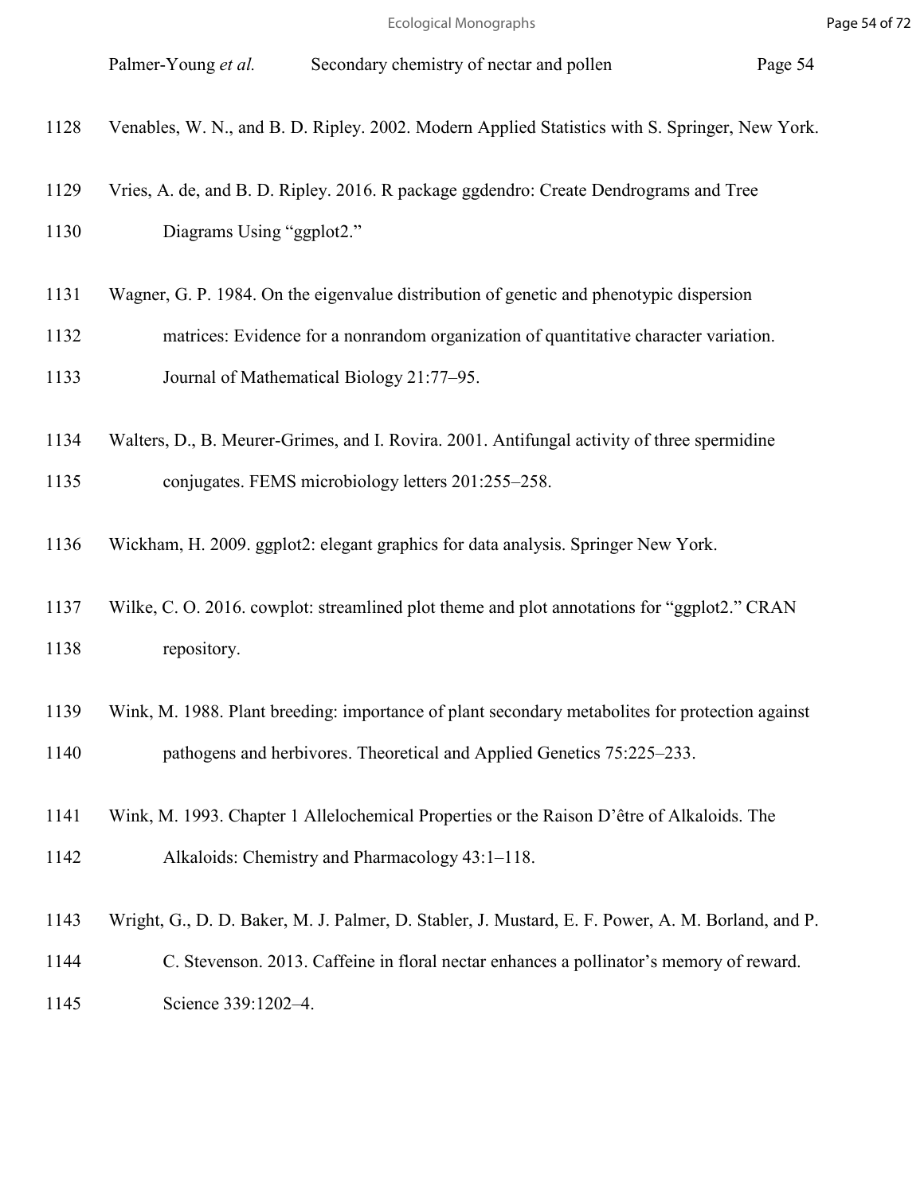Venables, W. N., and B. D. Ripley. 2002. Modern Applied Statistics with S. Springer, New York.

Vries, A. de, and B. D. Ripley. 2016. R package ggdendro: Create Dendrograms and Tree Diagrams Using "ggplot2."

Wagner, G. P. 1984. On the eigenvalue distribution of genetic and phenotypic dispersion matrices: Evidence for a nonrandom organization of quantitative character variation. Journal of Mathematical Biology 21:77–95.

Walters, D., B. Meurer-Grimes, and I. Rovira. 2001. Antifungal activity of three spermidine conjugates. FEMS microbiology letters 201:255–258.

Wickham, H. 2009. ggplot2: elegant graphics for data analysis. Springer New York.

Wilke, C. O. 2016. cowplot: streamlined plot theme and plot annotations for "ggplot2." CRAN repository.

Wink, M. 1988. Plant breeding: importance of plant secondary metabolites for protection against pathogens and herbivores. Theoretical and Applied Genetics 75:225–233.

Wink, M. 1993. Chapter 1 Allelochemical Properties or the Raison D'être of Alkaloids. The Alkaloids: Chemistry and Pharmacology 43:1–118.

Wright, G., D. D. Baker, M. J. Palmer, D. Stabler, J. Mustard, E. F. Power, A. M. Borland, and P. C. Stevenson. 2013. Caffeine in floral nectar enhances a pollinator's memory of reward. Science 339:1202–4.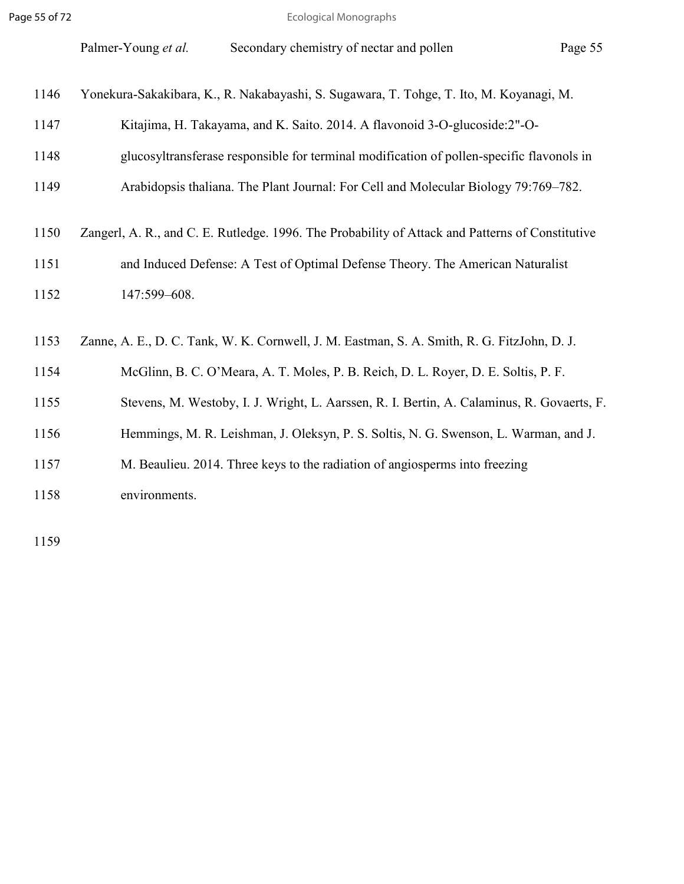Yonekura-Sakakibara, K., R. Nakabayashi, S. Sugawara, T. Tohge, T. Ito, M. Koyanagi, M. Kitajima, H. Takayama, and K. Saito. 2014. A flavonoid 3-O-glucoside:2"-O-glucosyltransferase responsible for terminal modification of pollen-specific flavonols in Arabidopsis thaliana. The Plant Journal: For Cell and Molecular Biology 79:769–782.

Zangerl, A. R., and C. E. Rutledge. 1996. The Probability of Attack and Patterns of Constitutive and Induced Defense: A Test of Optimal Defense Theory. The American Naturalist 147:599–608.

Zanne, A. E., D. C. Tank, W. K. Cornwell, J. M. Eastman, S. A. Smith, R. G. FitzJohn, D. J. McGlinn, B. C. O'Meara, A. T. Moles, P. B. Reich, D. L. Royer, D. E. Soltis, P. F. Stevens, M. Westoby, I. J. Wright, L. Aarssen, R. I. Bertin, A. Calaminus, R. Govaerts, F. Hemmings, M. R. Leishman, J. Oleksyn, P. S. Soltis, N. G. Swenson, L. Warman, and J. M. Beaulieu. 2014. Three keys to the radiation of angiosperms into freezing environments.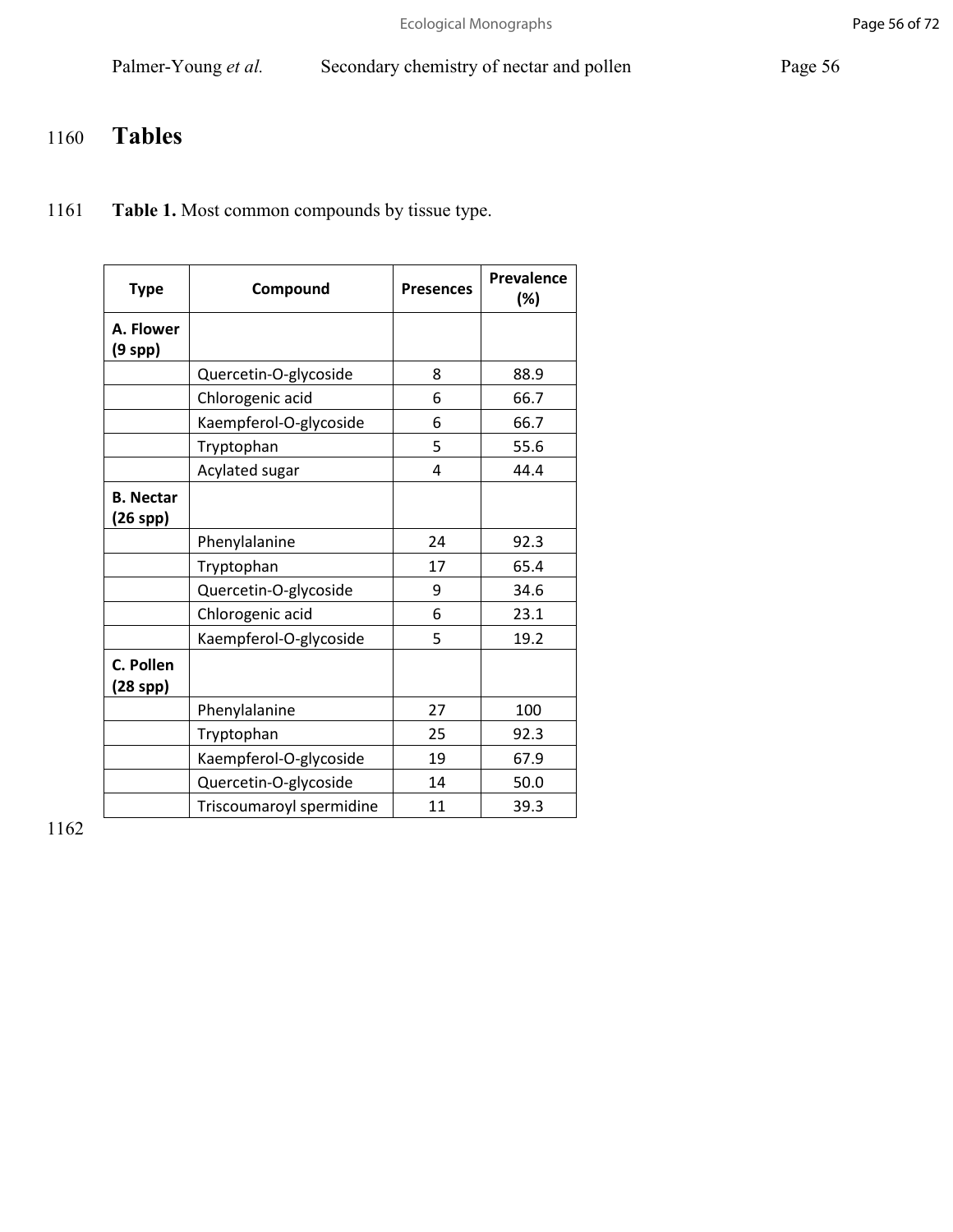# Tables

**Table 1.** Most common compounds by tissue type.

| Type | Compound | Presences | Prevalence (%) |
|---|---|---|---|
| **A. Flower (9 spp)** | | | |
| | Quercetin-O-glycoside | 8 | 88.9 |
| | Chlorogenic acid | 6 | 66.7 |
| | Kaempferol-O-glycoside | 6 | 66.7 |
| | Tryptophan | 5 | 55.6 |
| | Acylated sugar | 4 | 44.4 |
| **B. Nectar (26 spp)** | | | |
| | Phenylalanine | 24 | 92.3 |
| | Tryptophan | 17 | 65.4 |
| | Quercetin-O-glycoside | 9 | 34.6 |
| | Chlorogenic acid | 6 | 23.1 |
| | Kaempferol-O-glycoside | 5 | 19.2 |
| **C. Pollen (28 spp)** | | | |
| | Phenylalanine | 27 | 100 |
| | Tryptophan | 25 | 92.3 |
| | Kaempferol-O-glycoside | 19 | 67.9 |
| | Quercetin-O-glycoside | 14 | 50.0 |
| | Triscoumaroyl spermidine | 11 | 39.3 |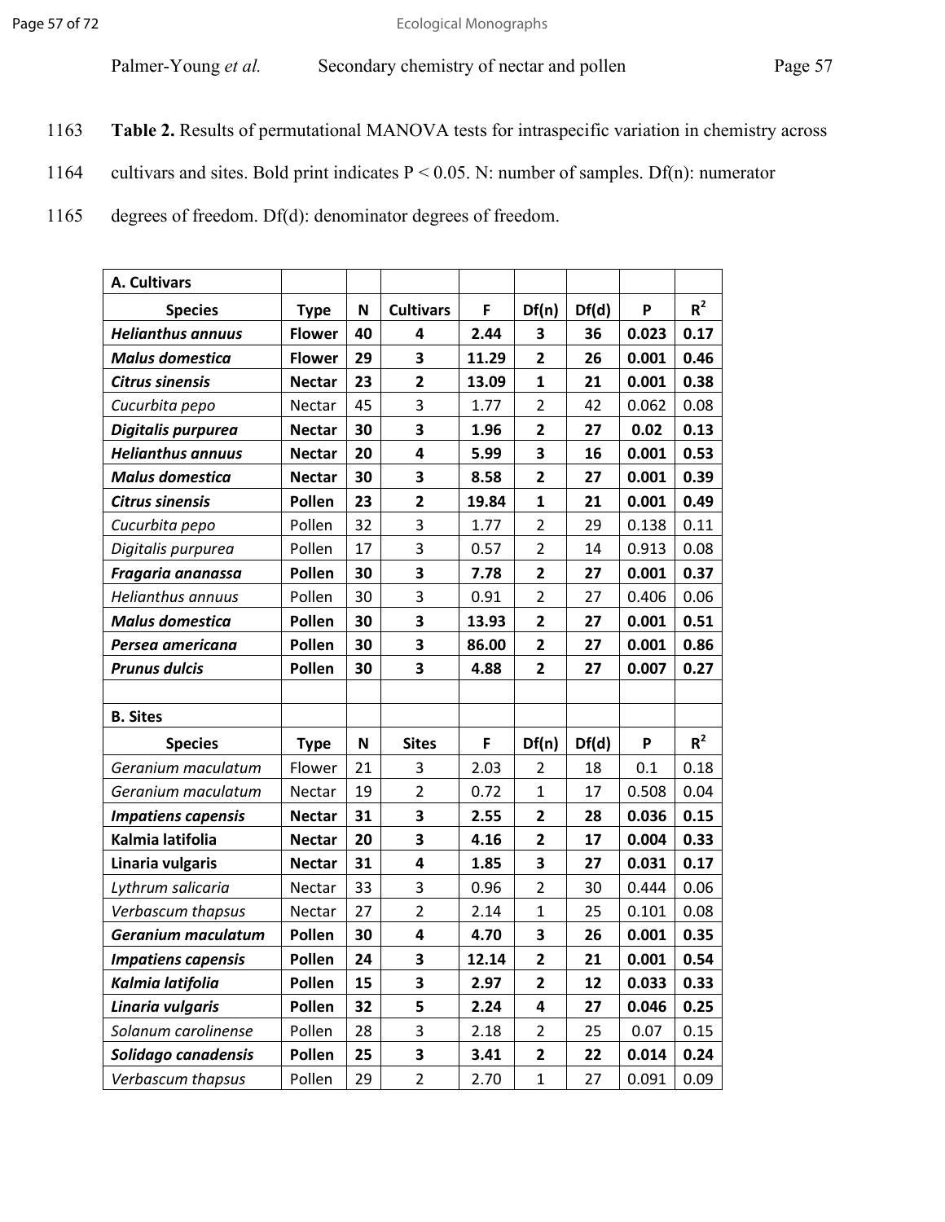**Table 2.** Results of permutational MANOVA tests for intraspecific variation in chemistry across cultivars and sites. Bold print indicates P < 0.05. N: number of samples. Df(n): numerator degrees of freedom. Df(d): denominator degrees of freedom.

| **A. Cultivars** | | | | | | | | |
|---|---|---|---|---|---|---|---|---|
| **Species** | **Type** | **N** | **Cultivars** | **F** | **Df(n)** | **Df(d)** | **P** | **$R^2$** |
| ***Helianthus annuus*** | **Flower** | **40** | **4** | **2.44** | **3** | **36** | **0.023** | **0.17** |
| ***Malus domestica*** | **Flower** | **29** | **3** | **11.29** | **2** | **26** | **0.001** | **0.46** |
| ***Citrus sinensis*** | **Nectar** | **23** | **2** | **13.09** | **1** | **21** | **0.001** | **0.38** |
| *Cucurbita pepo* | Nectar | 45 | 3 | 1.77 | 2 | 42 | 0.062 | 0.08 |
| ***Digitalis purpurea*** | **Nectar** | **30** | **3** | **1.96** | **2** | **27** | **0.02** | **0.13** |
| ***Helianthus annuus*** | **Nectar** | **20** | **4** | **5.99** | **3** | **16** | **0.001** | **0.53** |
| ***Malus domestica*** | **Nectar** | **30** | **3** | **8.58** | **2** | **27** | **0.001** | **0.39** |
| ***Citrus sinensis*** | **Pollen** | **23** | **2** | **19.84** | **1** | **21** | **0.001** | **0.49** |
| *Cucurbita pepo* | Pollen | 32 | 3 | 1.77 | 2 | 29 | 0.138 | 0.11 |
| *Digitalis purpurea* | Pollen | 17 | 3 | 0.57 | 2 | 14 | 0.913 | 0.08 |
| ***Fragaria ananassa*** | **Pollen** | **30** | **3** | **7.78** | **2** | **27** | **0.001** | **0.37** |
| *Helianthus annuus* | Pollen | 30 | 3 | 0.91 | 2 | 27 | 0.406 | 0.06 |
| ***Malus domestica*** | **Pollen** | **30** | **3** | **13.93** | **2** | **27** | **0.001** | **0.51** |
| ***Persea americana*** | **Pollen** | **30** | **3** | **86.00** | **2** | **27** | **0.001** | **0.86** |
| ***Prunus dulcis*** | **Pollen** | **30** | **3** | **4.88** | **2** | **27** | **0.007** | **0.27** |
| | | | | | | | | |
| **B. Sites** | | | | | | | | |
| **Species** | **Type** | **N** | **Sites** | **F** | **Df(n)** | **Df(d)** | **P** | **$R^2$** |
| *Geranium maculatum* | Flower | 21 | 3 | 2.03 | 2 | 18 | 0.1 | 0.18 |
| *Geranium maculatum* | Nectar | 19 | 2 | 0.72 | 1 | 17 | 0.508 | 0.04 |
| ***Impatiens capensis*** | **Nectar** | **31** | **3** | **2.55** | **2** | **28** | **0.036** | **0.15** |
| **Kalmia latifolia** | **Nectar** | **20** | **3** | **4.16** | **2** | **17** | **0.004** | **0.33** |
| **Linaria vulgaris** | **Nectar** | **31** | **4** | **1.85** | **3** | **27** | **0.031** | **0.17** |
| *Lythrum salicaria* | Nectar | 33 | 3 | 0.96 | 2 | 30 | 0.444 | 0.06 |
| *Verbascum thapsus* | Nectar | 27 | 2 | 2.14 | 1 | 25 | 0.101 | 0.08 |
| ***Geranium maculatum*** | **Pollen** | **30** | **4** | **4.70** | **3** | **26** | **0.001** | **0.35** |
| ***Impatiens capensis*** | **Pollen** | **24** | **3** | **12.14** | **2** | **21** | **0.001** | **0.54** |
| ***Kalmia latifolia*** | **Pollen** | **15** | **3** | **2.97** | **2** | **12** | **0.033** | **0.33** |
| ***Linaria vulgaris*** | **Pollen** | **32** | **5** | **2.24** | **4** | **27** | **0.046** | **0.25** |
| *Solanum carolinense* | Pollen | 28 | 3 | 2.18 | 2 | 25 | 0.07 | 0.15 |
| ***Solidago canadensis*** | **Pollen** | **25** | **3** | **3.41** | **2** | **22** | **0.014** | **0.24** |
| *Verbascum thapsus* | Pollen | 29 | 2 | 2.70 | 1 | 27 | 0.091 | 0.09 |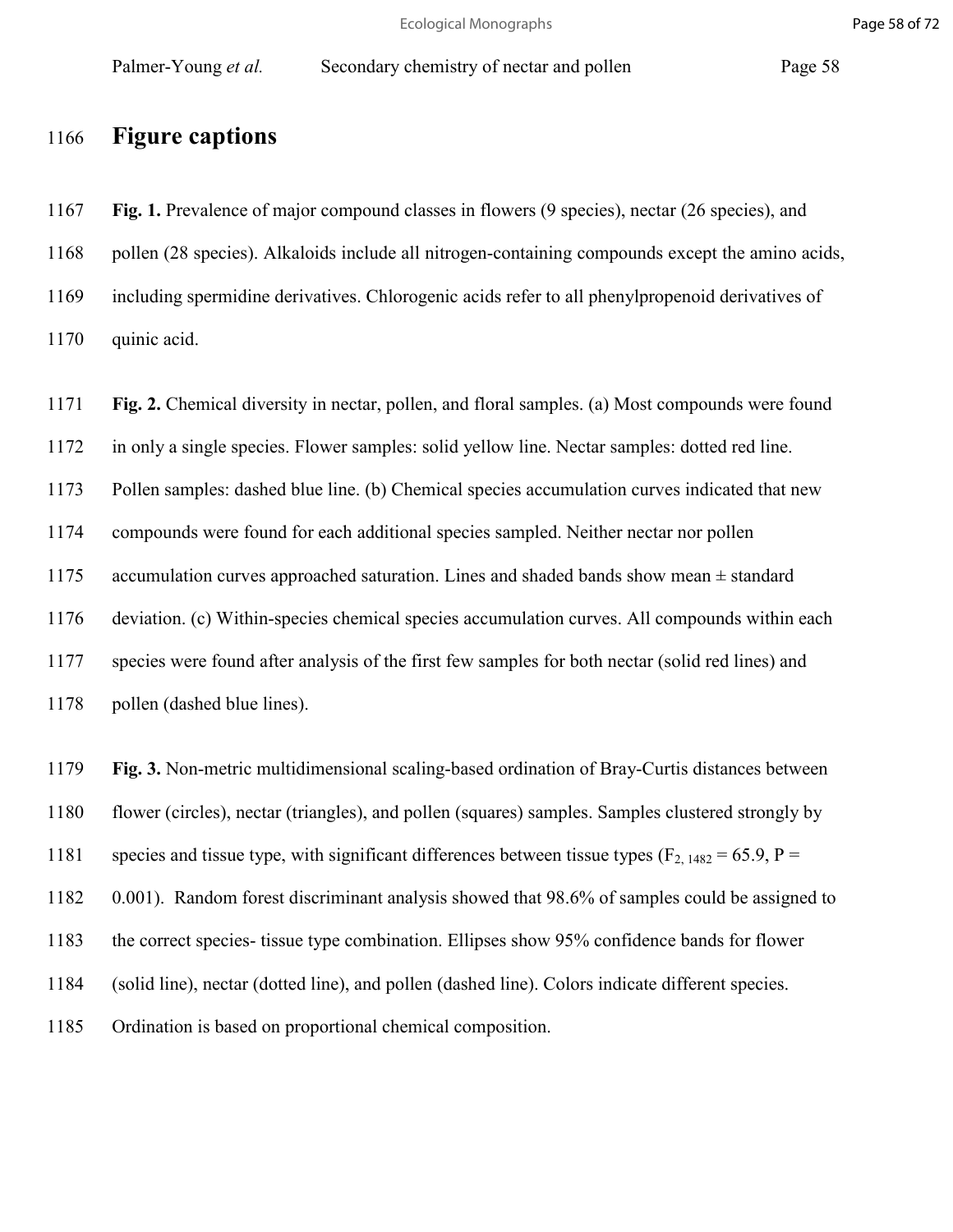# Figure captions

**Fig. 1.** Prevalence of major compound classes in flowers (9 species), nectar (26 species), and pollen (28 species). Alkaloids include all nitrogen-containing compounds except the amino acids, including spermidine derivatives. Chlorogenic acids refer to all phenylpropenoid derivatives of quinic acid.

**Fig. 2.** Chemical diversity in nectar, pollen, and floral samples. (a) Most compounds were found in only a single species. Flower samples: solid yellow line. Nectar samples: dotted red line. Pollen samples: dashed blue line. (b) Chemical species accumulation curves indicated that new compounds were found for each additional species sampled. Neither nectar nor pollen accumulation curves approached saturation. Lines and shaded bands show mean ± standard deviation. (c) Within-species chemical species accumulation curves. All compounds within each species were found after analysis of the first few samples for both nectar (solid red lines) and pollen (dashed blue lines).

**Fig. 3.** Non-metric multidimensional scaling-based ordination of Bray-Curtis distances between flower (circles), nectar (triangles), and pollen (squares) samples. Samples clustered strongly by species and tissue type, with significant differences between tissue types ($F_{2, 1482} = 65.9$, $P = 0.001$). Random forest discriminant analysis showed that 98.6% of samples could be assigned to the correct species- tissue type combination. Ellipses show 95% confidence bands for flower (solid line), nectar (dotted line), and pollen (dashed line). Colors indicate different species. Ordination is based on proportional chemical composition.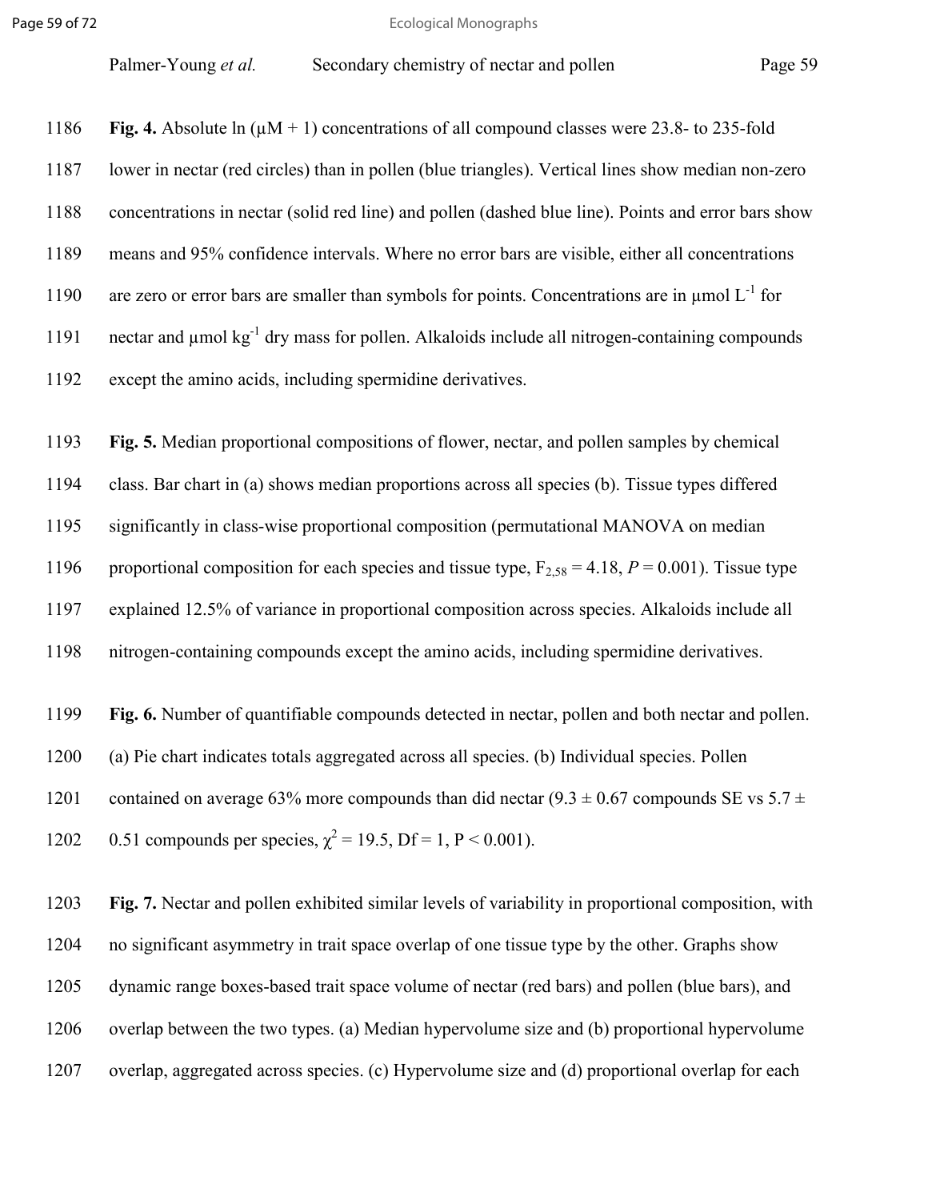**Fig. 4.** Absolute ln (μM + 1) concentrations of all compound classes were 23.8- to 235-fold lower in nectar (red circles) than in pollen (blue triangles). Vertical lines show median non-zero concentrations in nectar (solid red line) and pollen (dashed blue line). Points and error bars show means and 95% confidence intervals. Where no error bars are visible, either all concentrations are zero or error bars are smaller than symbols for points. Concentrations are in μmol $L^{-1}$ for nectar and μmol $kg^{-1}$ dry mass for pollen. Alkaloids include all nitrogen-containing compounds except the amino acids, including spermidine derivatives.

**Fig. 5.** Median proportional compositions of flower, nectar, and pollen samples by chemical class. Bar chart in (a) shows median proportions across all species (b). Tissue types differed significantly in class-wise proportional composition (permutational MANOVA on median proportional composition for each species and tissue type, $F_{2,58} = 4.18$, $P = 0.001$). Tissue type explained 12.5% of variance in proportional composition across species. Alkaloids include all nitrogen-containing compounds except the amino acids, including spermidine derivatives.

**Fig. 6.** Number of quantifiable compounds detected in nectar, pollen and both nectar and pollen. (a) Pie chart indicates totals aggregated across all species. (b) Individual species. Pollen contained on average 63% more compounds than did nectar (9.3 ± 0.67 compounds SE vs 5.7 ± 0.51 compounds per species, $\chi^2 = 19.5$, Df = 1, P < 0.001).

**Fig. 7.** Nectar and pollen exhibited similar levels of variability in proportional composition, with no significant asymmetry in trait space overlap of one tissue type by the other. Graphs show dynamic range boxes-based trait space volume of nectar (red bars) and pollen (blue bars), and overlap between the two types. (a) Median hypervolume size and (b) proportional hypervolume overlap, aggregated across species. (c) Hypervolume size and (d) proportional overlap for each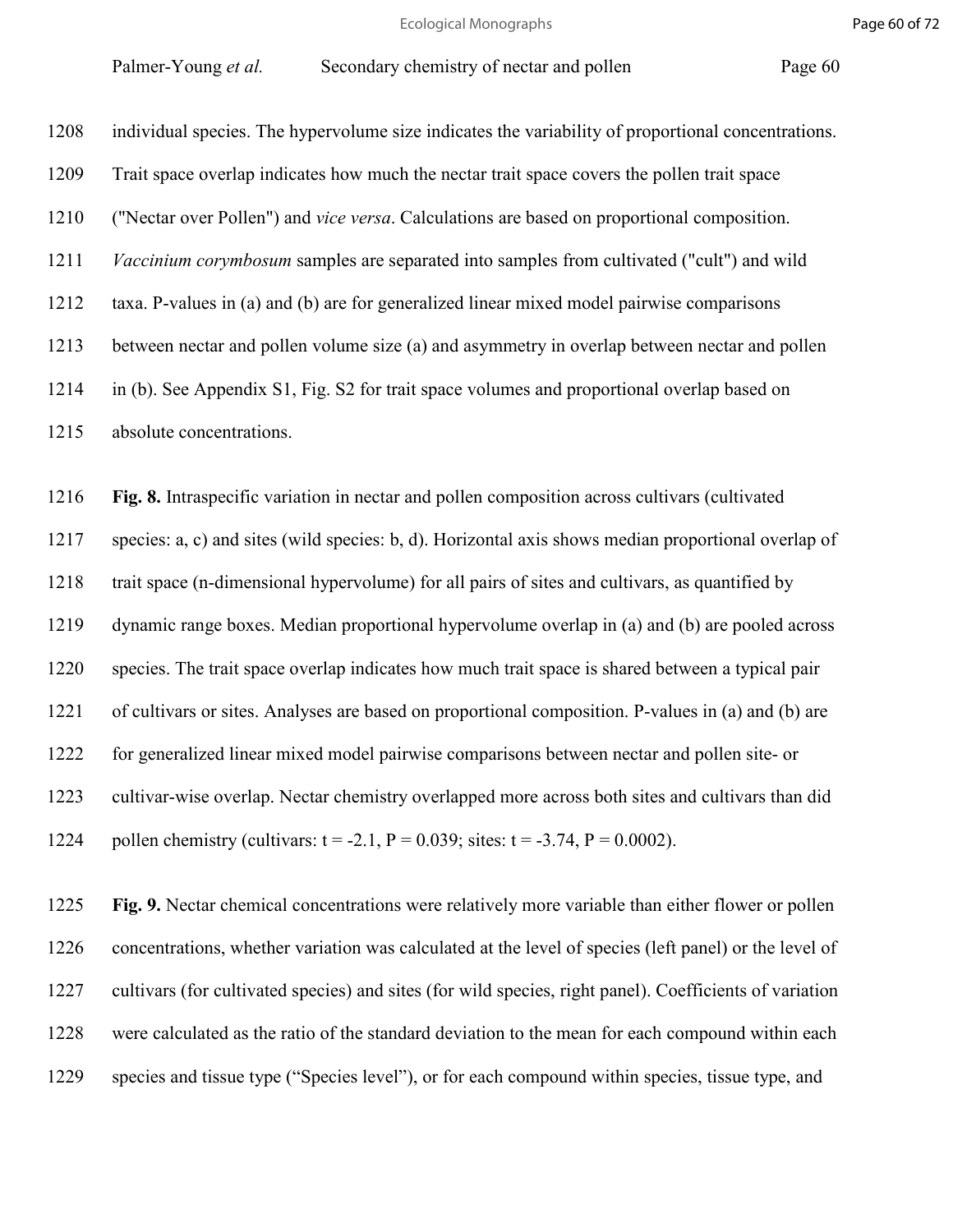individual species. The hypervolume size indicates the variability of proportional concentrations. Trait space overlap indicates how much the nectar trait space covers the pollen trait space ("Nectar over Pollen") and *vice versa*. Calculations are based on proportional composition. *Vaccinium corymbosum* samples are separated into samples from cultivated ("cult") and wild taxa. P-values in (a) and (b) are for generalized linear mixed model pairwise comparisons between nectar and pollen volume size (a) and asymmetry in overlap between nectar and pollen in (b). See Appendix S1, Fig. S2 for trait space volumes and proportional overlap based on absolute concentrations.

**Fig. 8.** Intraspecific variation in nectar and pollen composition across cultivars (cultivated species: a, c) and sites (wild species: b, d). Horizontal axis shows median proportional overlap of trait space (n-dimensional hypervolume) for all pairs of sites and cultivars, as quantified by dynamic range boxes. Median proportional hypervolume overlap in (a) and (b) are pooled across species. The trait space overlap indicates how much trait space is shared between a typical pair of cultivars or sites. Analyses are based on proportional composition. P-values in (a) and (b) are for generalized linear mixed model pairwise comparisons between nectar and pollen site- or cultivar-wise overlap. Nectar chemistry overlapped more across both sites and cultivars than did pollen chemistry (cultivars: $t = -2.1$, $P = 0.039$; sites: $t = -3.74$, $P = 0.0002$).

**Fig. 9.** Nectar chemical concentrations were relatively more variable than either flower or pollen concentrations, whether variation was calculated at the level of species (left panel) or the level of cultivars (for cultivated species) and sites (for wild species, right panel). Coefficients of variation were calculated as the ratio of the standard deviation to the mean for each compound within each species and tissue type ("Species level"), or for each compound within species, tissue type, and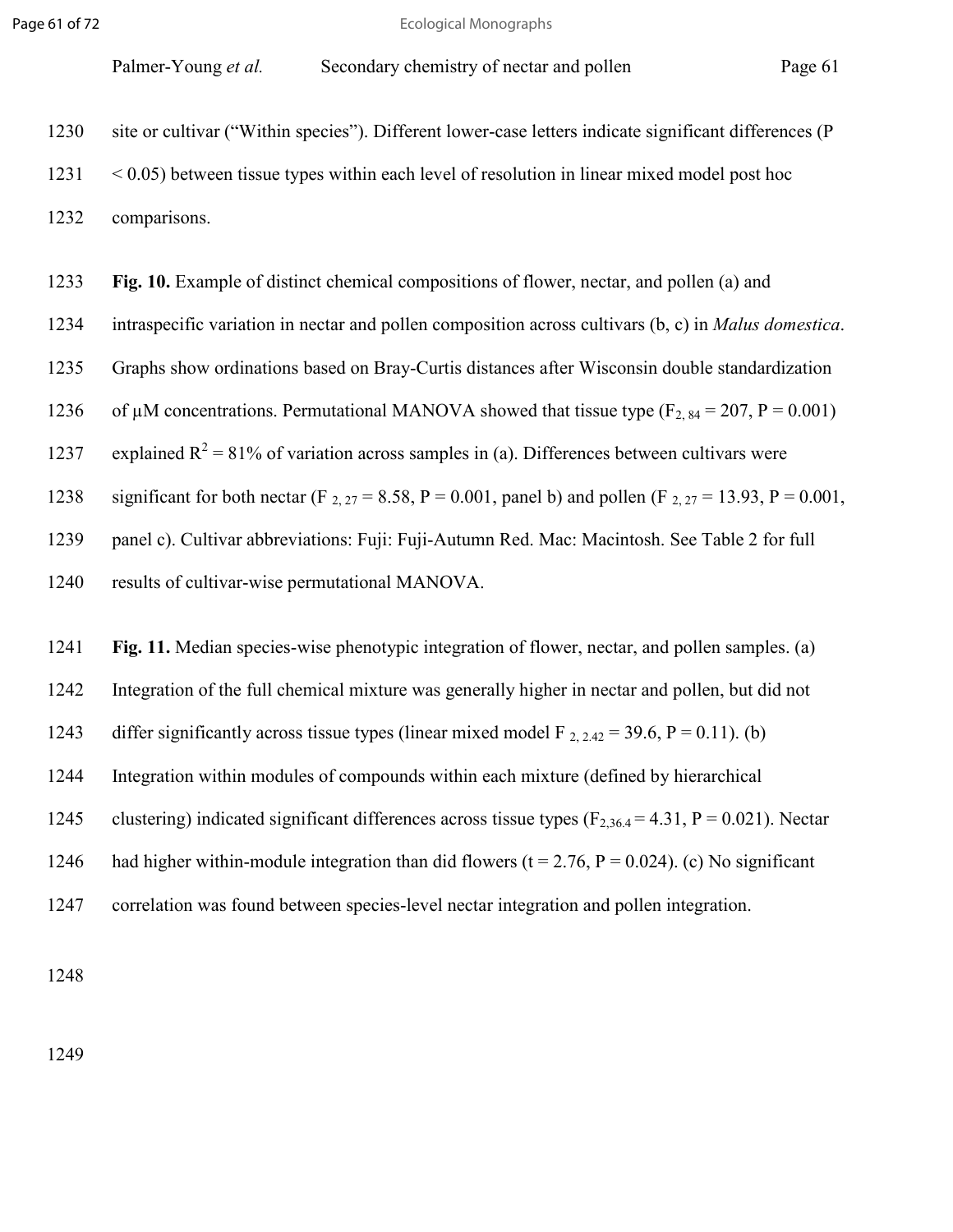site or cultivar ("Within species"). Different lower-case letters indicate significant differences ($P < 0.05$) between tissue types within each level of resolution in linear mixed model post hoc comparisons.

**Fig. 10.** Example of distinct chemical compositions of flower, nectar, and pollen (a) and intraspecific variation in nectar and pollen composition across cultivars (b, c) in *Malus domestica*. Graphs show ordinations based on Bray-Curtis distances after Wisconsin double standardization of μM concentrations. Permutational MANOVA showed that tissue type ($F_{2, 84} = 207$, $P = 0.001$) explained $R^2 = 81\%$ of variation across samples in (a). Differences between cultivars were significant for both nectar ($F_{2, 27} = 8.58$, $P = 0.001$, panel b) and pollen ($F_{2, 27} = 13.93$, $P = 0.001$, panel c). Cultivar abbreviations: Fuji: Fuji-Autumn Red. Mac: Macintosh. See Table 2 for full results of cultivar-wise permutational MANOVA.

**Fig. 11.** Median species-wise phenotypic integration of flower, nectar, and pollen samples. (a) Integration of the full chemical mixture was generally higher in nectar and pollen, but did not differ significantly across tissue types (linear mixed model $F_{2, 2.42} = 39.6$, $P = 0.11$). (b) Integration within modules of compounds within each mixture (defined by hierarchical clustering) indicated significant differences across tissue types ($F_{2,36.4} = 4.31$, $P = 0.021$). Nectar had higher within-module integration than did flowers ($t = 2.76$, $P = 0.024$). (c) No significant correlation was found between species-level nectar integration and pollen integration.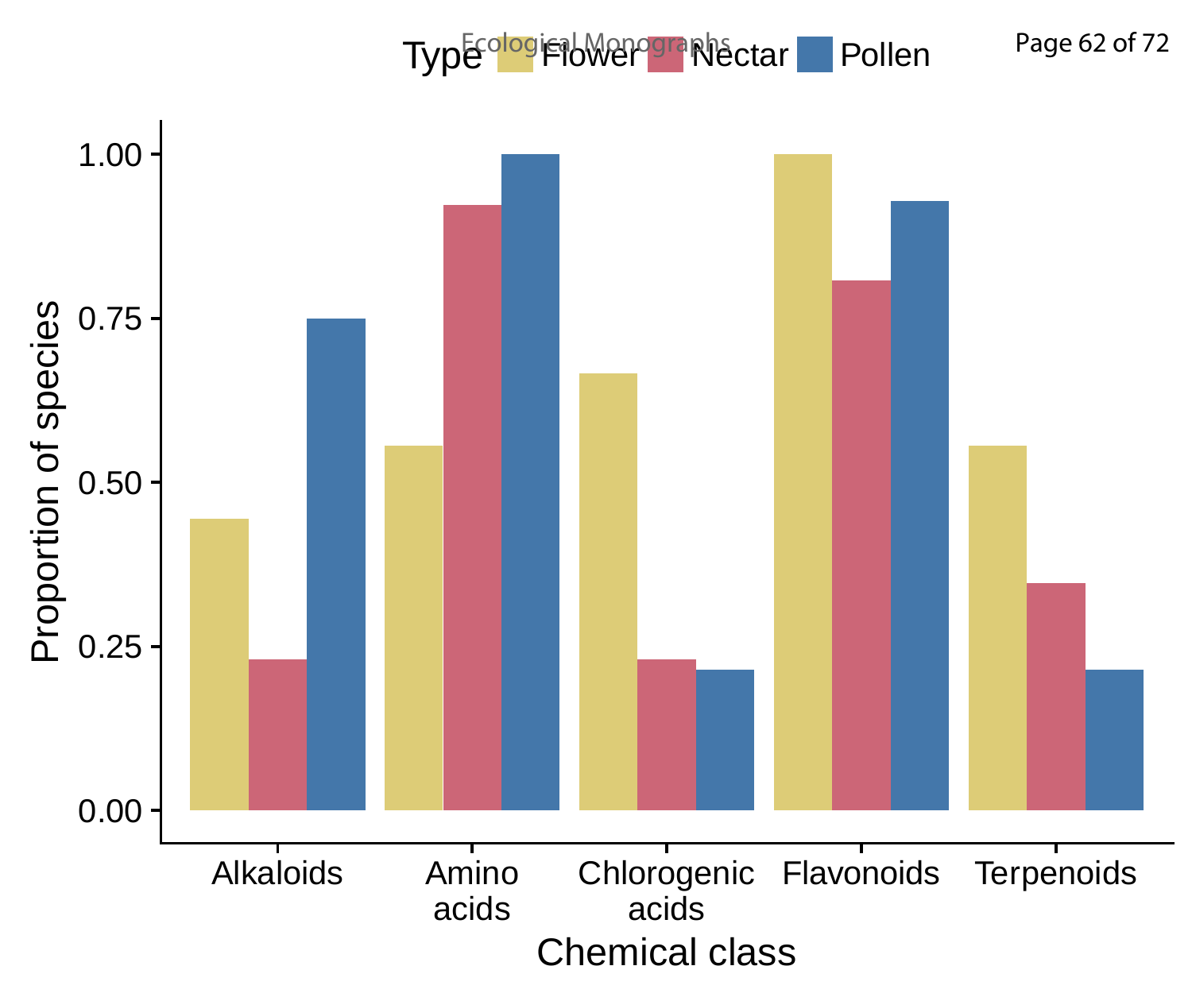Type: Flower, Nectar, Pollen

Proportion of species: 0.00, 0.25, 0.50, 0.75, 1.00

Chemical class: Alkaloids, Amino acids, Chlorogenic acids, Flavonoids, Terpenoids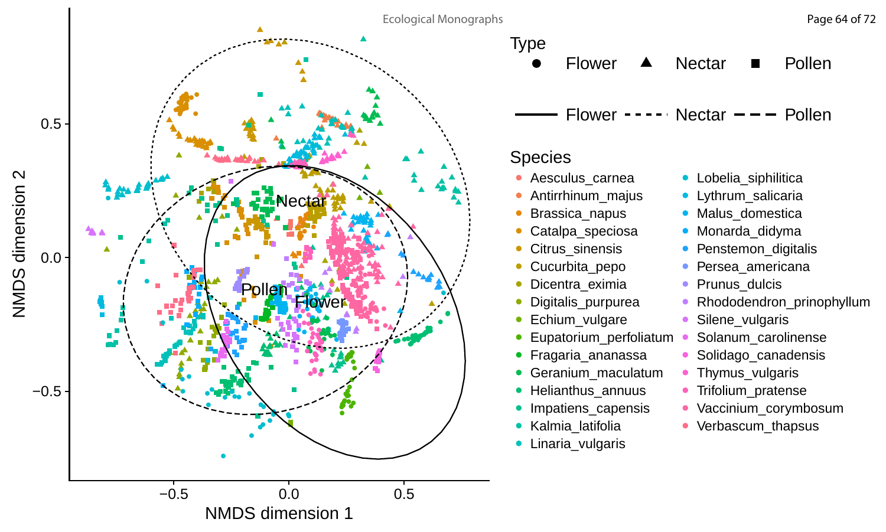Type

● Flower ▲ Nectar ■ Pollen

Flower, Nectar, Pollen (ellipse line types: solid = Flower, dotted = Nectar, dashed = Pollen)

Species

- Aesculus_carnea
- Antirrhinum_majus
- Brassica_napus
- Catalpa_speciosa
- Citrus_sinensis
- Cucurbita_pepo
- Dicentra_eximia
- Digitalis_purpurea
- Echium_vulgare
- Eupatorium_perfoliatum
- Fragaria_ananassa
- Geranium_maculatum
- Helianthus_annuus
- Impatiens_capensis
- Kalmia_latifolia
- Linaria_vulgaris
- Lobelia_siphilitica
- Lythrum_salicaria
- Malus_domestica
- Monarda_didyma
- Penstemon_digitalis
- Persea_americana
- Prunus_dulcis
- Rhododendron_prinophyllum
- Silene_vulgaris
- Solanum_carolinense
- Solidago_canadensis
- Thymus_vulgaris
- Trifolium_pratense
- Vaccinium_corymbosum
- Verbascum_thapsus

NMDS dimension 1

NMDS dimension 2

Nectar

Pollen

Flower

−0.5 0.0 0.5

0.5 0.0 −0.5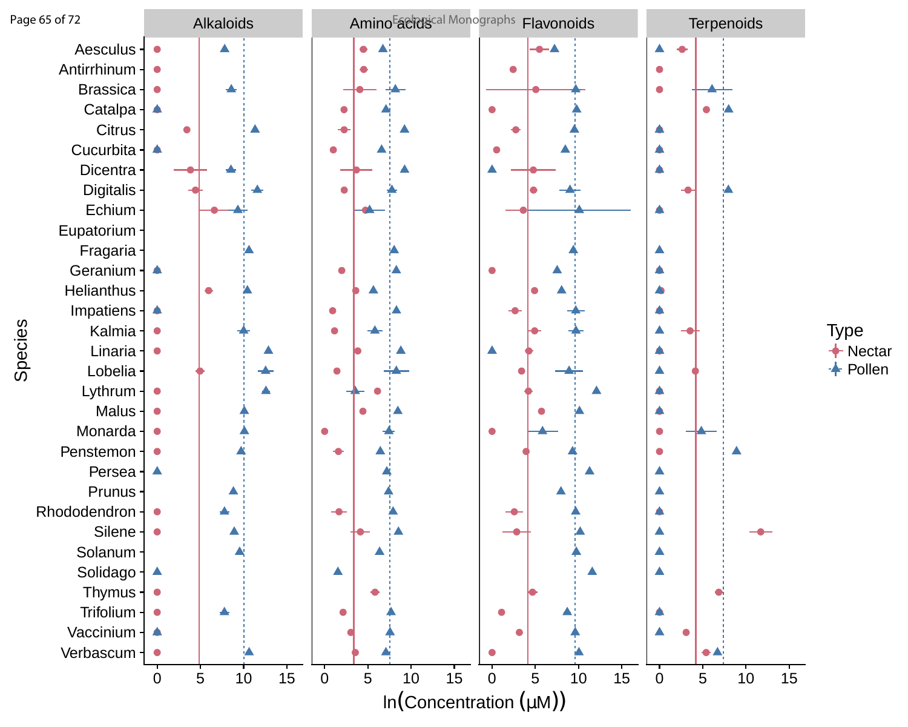Alkaloids | Amino acids | Flavonoids | Terpenoids

Species: Aesculus, Antirrhinum, Brassica, Catalpa, Citrus, Cucurbita, Dicentra, Digitalis, Echium, Eupatorium, Fragaria, Geranium, Helianthus, Impatiens, Kalmia, Linaria, Lobelia, Lythrum, Malus, Monarda, Penstemon, Persea, Prunus, Rhododendron, Silene, Solanum, Solidago, Thymus, Trifolium, Vaccinium, Verbascum

ln(Concentration (μM))

Type: Nectar, Pollen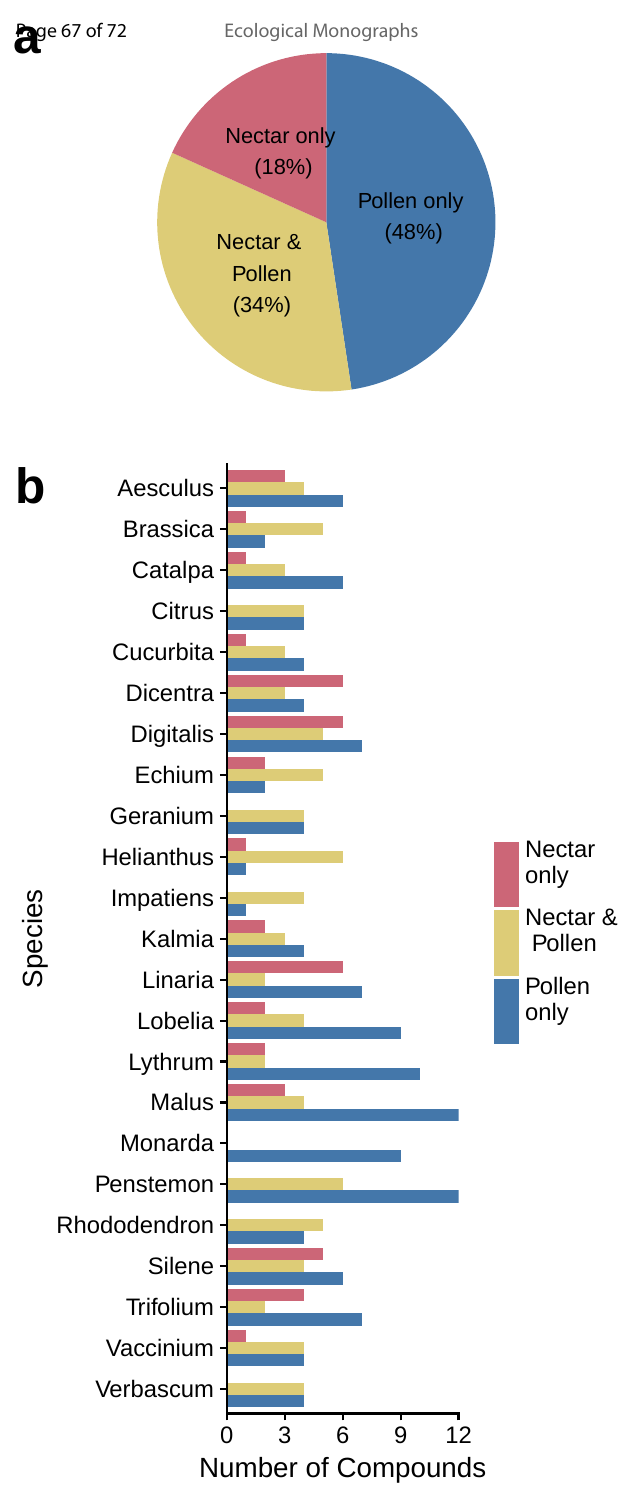**a**

Nectar only (18%)

Nectar & Pollen (34%)

Pollen only (48%)

**b**

Species

Aesculus
Brassica
Catalpa
Citrus
Cucurbita
Dicentra
Digitalis
Echium
Geranium
Helianthus
Impatiens
Kalmia
Linaria
Lobelia
Lythrum
Malus
Monarda
Penstemon
Rhododendron
Silene
Trifolium
Vaccinium
Verbascum

0 3 6 9 12

Number of Compounds

Nectar only

Nectar & Pollen

Pollen only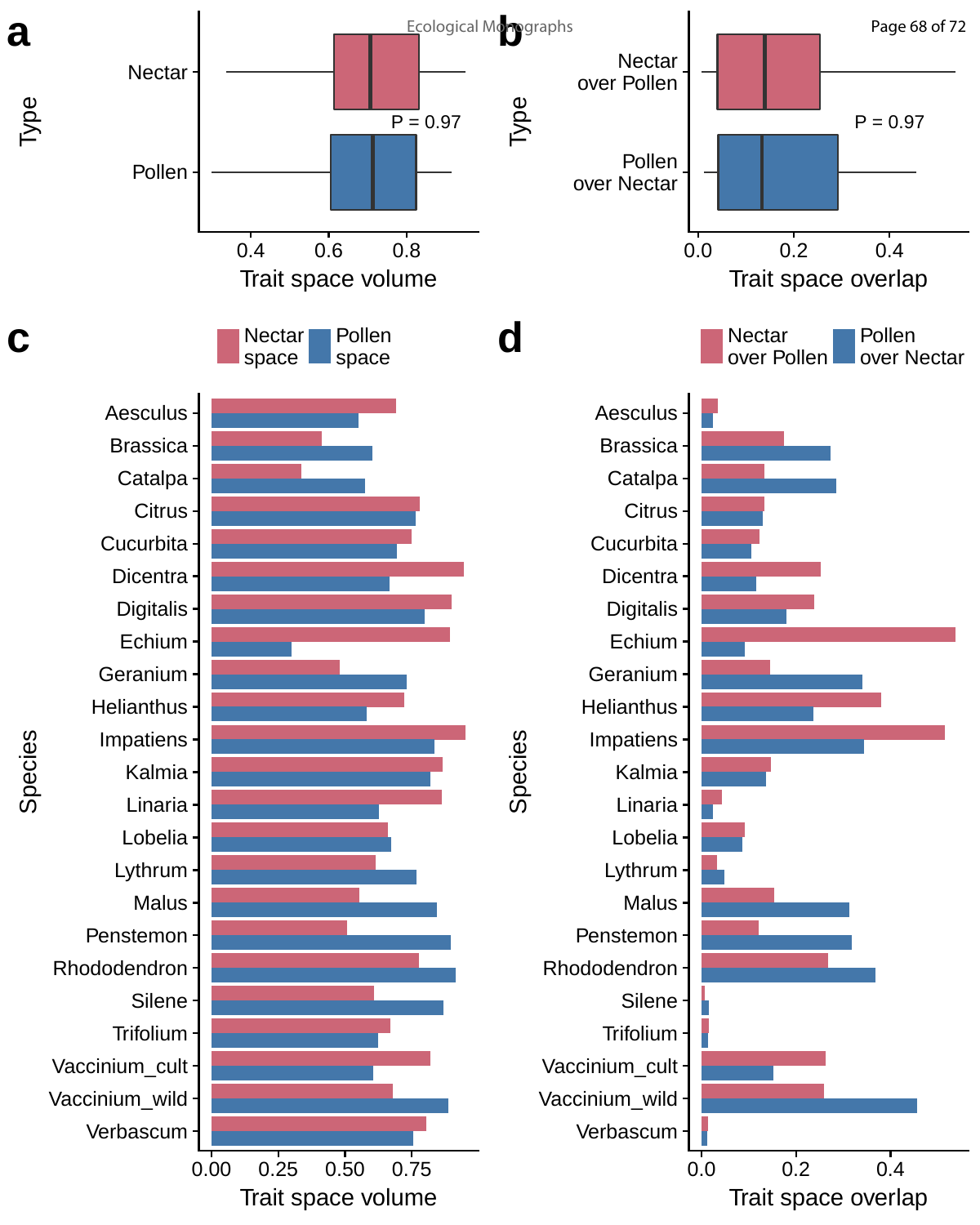**a**

Type

Nectar

Pollen

P = 0.97

0.4 0.6 0.8

Trait space volume

**b**

Type

Nectar over Pollen

Pollen over Nectar

P = 0.97

0.0 0.2 0.4

Trait space overlap

**c**

Nectar space | Pollen space

Species

Aesculus
Brassica
Catalpa
Citrus
Cucurbita
Dicentra
Digitalis
Echium
Geranium
Helianthus
Impatiens
Kalmia
Linaria
Lobelia
Lythrum
Malus
Penstemon
Rhododendron
Silene
Trifolium
Vaccinium_cult
Vaccinium_wild
Verbascum

0.00 0.25 0.50 0.75

Trait space volume

**d**

Nectar over Pollen | Pollen over Nectar

Species

Aesculus
Brassica
Catalpa
Citrus
Cucurbita
Dicentra
Digitalis
Echium
Geranium
Helianthus
Impatiens
Kalmia
Linaria
Lobelia
Lythrum
Malus
Penstemon
Rhododendron
Silene
Trifolium
Vaccinium_cult
Vaccinium_wild
Verbascum

0.0 0.2 0.4

Trait space overlap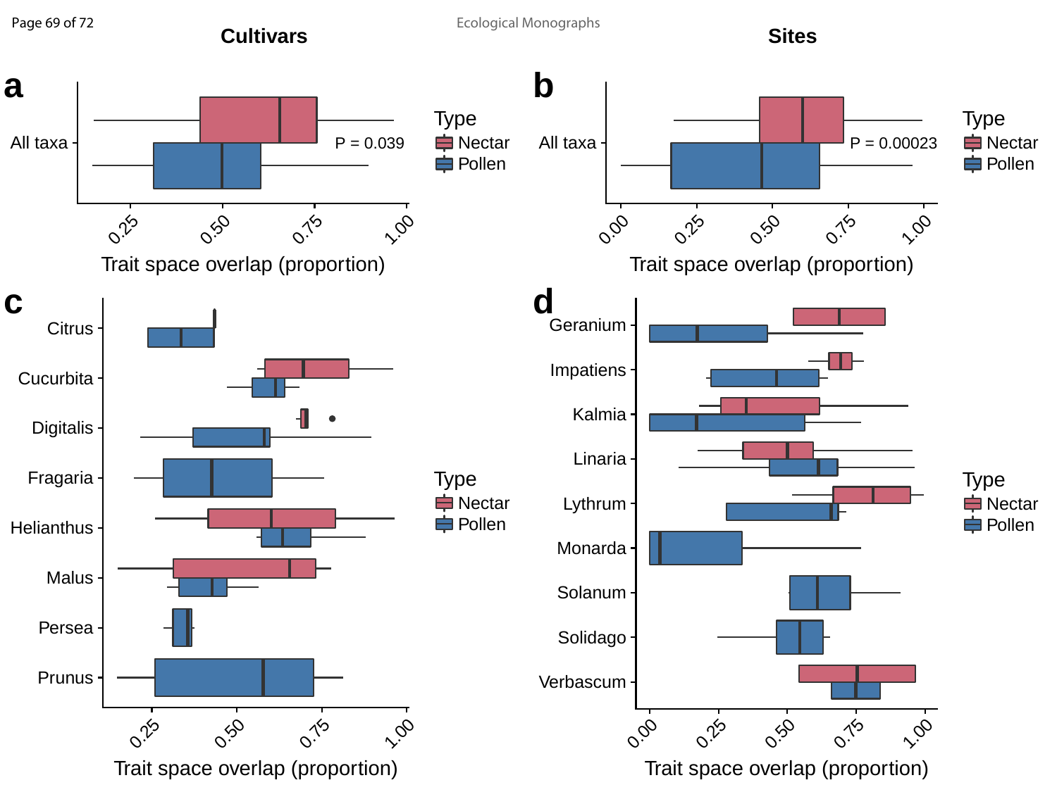**Cultivars** **Sites**

**a**

All taxa — P = 0.039

Trait space overlap (proportion)

**b**

All taxa — P = 0.00023

Trait space overlap (proportion)

**c**

Citrus, Cucurbita, Digitalis, Fragaria, Helianthus, Malus, Persea, Prunus

Trait space overlap (proportion)

**d**

Geranium, Impatiens, Kalmia, Linaria, Lythrum, Monarda, Solanum, Solidago, Verbascum

Trait space overlap (proportion)

Type: Nectar, Pollen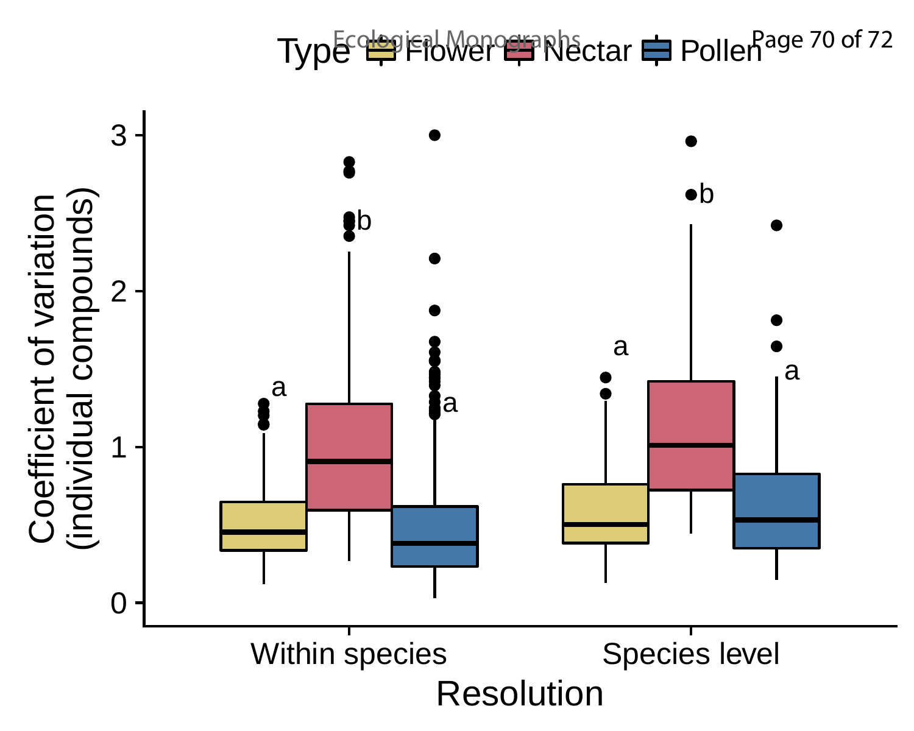Type: Flower, Nectar, Pollen

Coefficient of variation (individual compounds)

Resolution: Within species, Species level

| Resolution | Flower | Nectar | Pollen |
| --- | --- | --- | --- |
| Within species | a | b | a |
| Species level | a | b | a |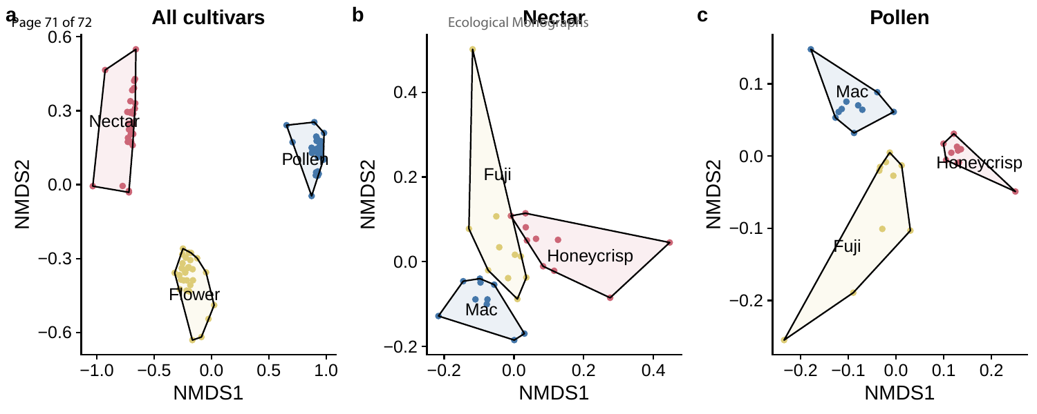**a** All cultivars

Nectar

Pollen

Flower

NMDS1

NMDS2

**b** Nectar

Fuji

Honeycrisp

Mac

NMDS1

NMDS2

**c** Pollen

Mac

Honeycrisp

Fuji

NMDS1

NMDS2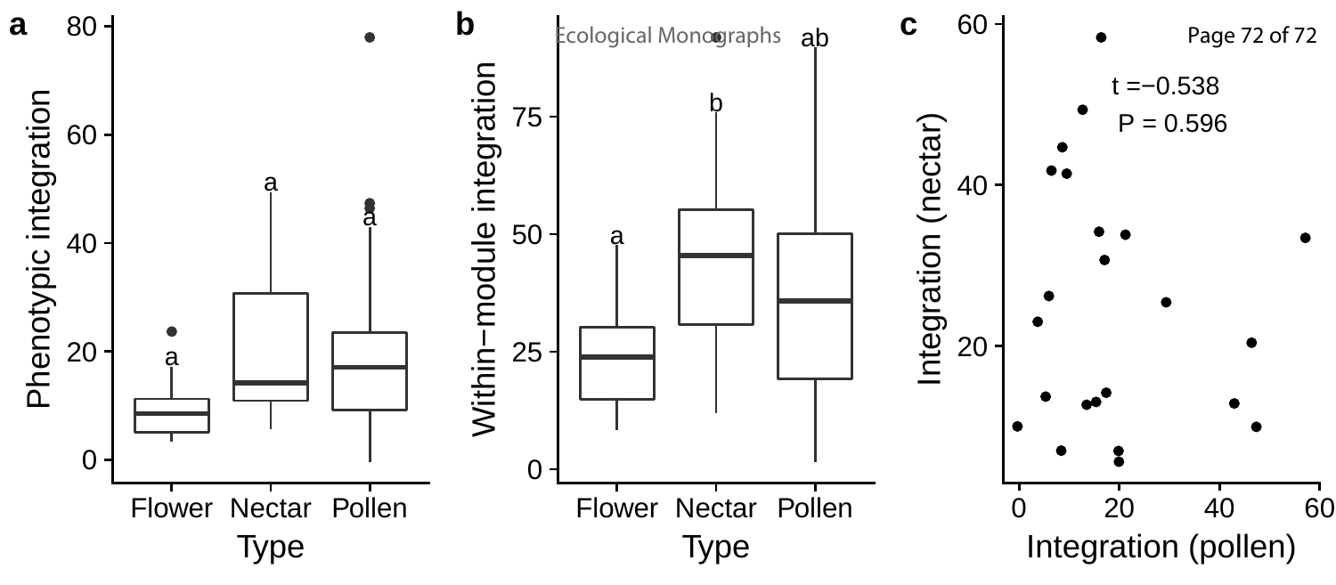a

Phenotypic integration

80
60
40
20
0

a
a
a

Flower Nectar Pollen

Type

b

Within−module integration

75
50
25
0

a
b
ab

Flower Nectar Pollen

Type

c

Integration (nectar)

60
40
20

t =−0.538
P = 0.596

0 20 40 60

Integration (pollen)